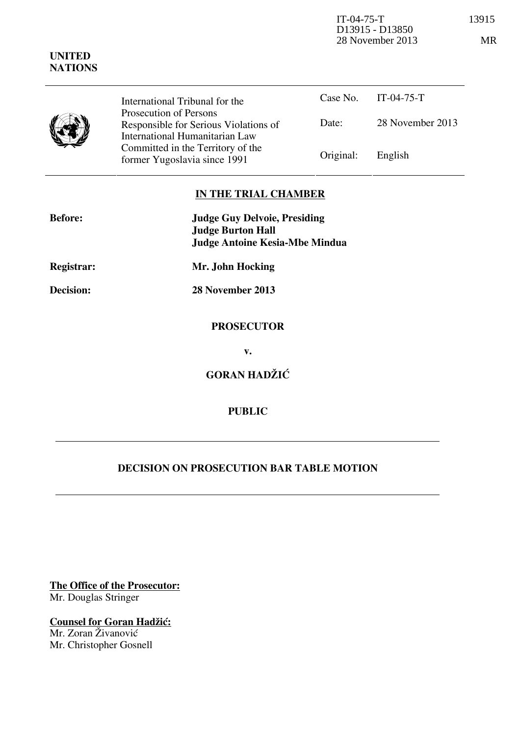IT-04-75-T
D13915 - D13850
28 November 2013

13915

MR

**UNITED NATIONS**

| International Tribunal for the Prosecution of Persons Responsible for Serious Violations of International Humanitarian Law Committed in the Territory of the former Yugoslavia since 1991 | Case No. | IT-04-75-T |
|---|---|---|
| | Date: | 28 November 2013 |
| | Original: | English |

## IN THE TRIAL CHAMBER

**Before:** **Judge Guy Delvoie, Presiding**
**Judge Burton Hall**
**Judge Antoine Kesia-Mbe Mindua**

**Registrar:** **Mr. John Hocking**

**Decision:** **28 November 2013**

**PROSECUTOR**

**v.**

**GORAN HADŽIĆ**

**PUBLIC**

## DECISION ON PROSECUTION BAR TABLE MOTION

**The Office of the Prosecutor:**
Mr. Douglas Stringer

**Counsel for Goran Hadžić:**
Mr. Zoran Živanović
Mr. Christopher Gosnell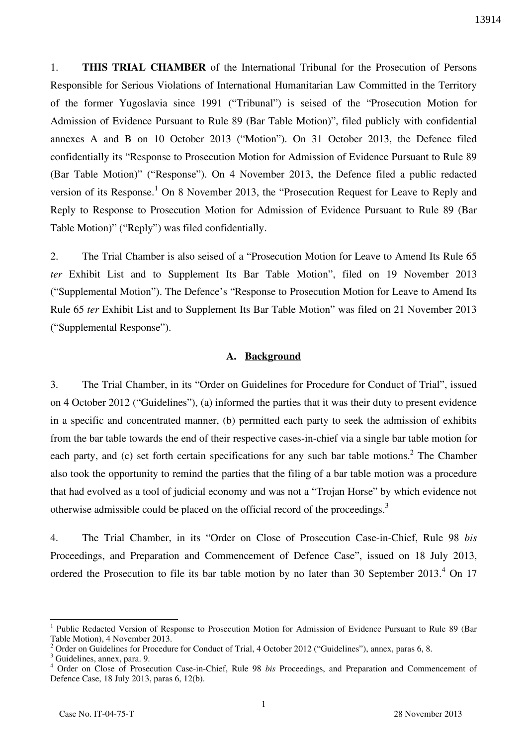1. **THIS TRIAL CHAMBER** of the International Tribunal for the Prosecution of Persons Responsible for Serious Violations of International Humanitarian Law Committed in the Territory of the former Yugoslavia since 1991 ("Tribunal") is seised of the "Prosecution Motion for Admission of Evidence Pursuant to Rule 89 (Bar Table Motion)", filed publicly with confidential annexes A and B on 10 October 2013 ("Motion"). On 31 October 2013, the Defence filed confidentially its "Response to Prosecution Motion for Admission of Evidence Pursuant to Rule 89 (Bar Table Motion)" ("Response"). On 4 November 2013, the Defence filed a public redacted version of its Response.[1] On 8 November 2013, the "Prosecution Request for Leave to Reply and Reply to Response to Prosecution Motion for Admission of Evidence Pursuant to Rule 89 (Bar Table Motion)" ("Reply") was filed confidentially.

2. The Trial Chamber is also seised of a "Prosecution Motion for Leave to Amend Its Rule 65 *ter* Exhibit List and to Supplement Its Bar Table Motion", filed on 19 November 2013 ("Supplemental Motion"). The Defence's "Response to Prosecution Motion for Leave to Amend Its Rule 65 *ter* Exhibit List and to Supplement Its Bar Table Motion" was filed on 21 November 2013 ("Supplemental Response").

## A. Background

3. The Trial Chamber, in its "Order on Guidelines for Procedure for Conduct of Trial", issued on 4 October 2012 ("Guidelines"), (a) informed the parties that it was their duty to present evidence in a specific and concentrated manner, (b) permitted each party to seek the admission of exhibits from the bar table towards the end of their respective cases-in-chief via a single bar table motion for each party, and (c) set forth certain specifications for any such bar table motions.[2] The Chamber also took the opportunity to remind the parties that the filing of a bar table motion was a procedure that had evolved as a tool of judicial economy and was not a "Trojan Horse" by which evidence not otherwise admissible could be placed on the official record of the proceedings.[3]

4. The Trial Chamber, in its "Order on Close of Prosecution Case-in-Chief, Rule 98 *bis* Proceedings, and Preparation and Commencement of Defence Case", issued on 18 July 2013, ordered the Prosecution to file its bar table motion by no later than 30 September 2013.[4] On 17

---

[1] Public Redacted Version of Response to Prosecution Motion for Admission of Evidence Pursuant to Rule 89 (Bar Table Motion), 4 November 2013.

[2] Order on Guidelines for Procedure for Conduct of Trial, 4 October 2012 ("Guidelines"), annex, paras 6, 8.

[3] Guidelines, annex, para. 9.

[4] Order on Close of Prosecution Case-in-Chief, Rule 98 *bis* Proceedings, and Preparation and Commencement of Defence Case, 18 July 2013, paras 6, 12(b).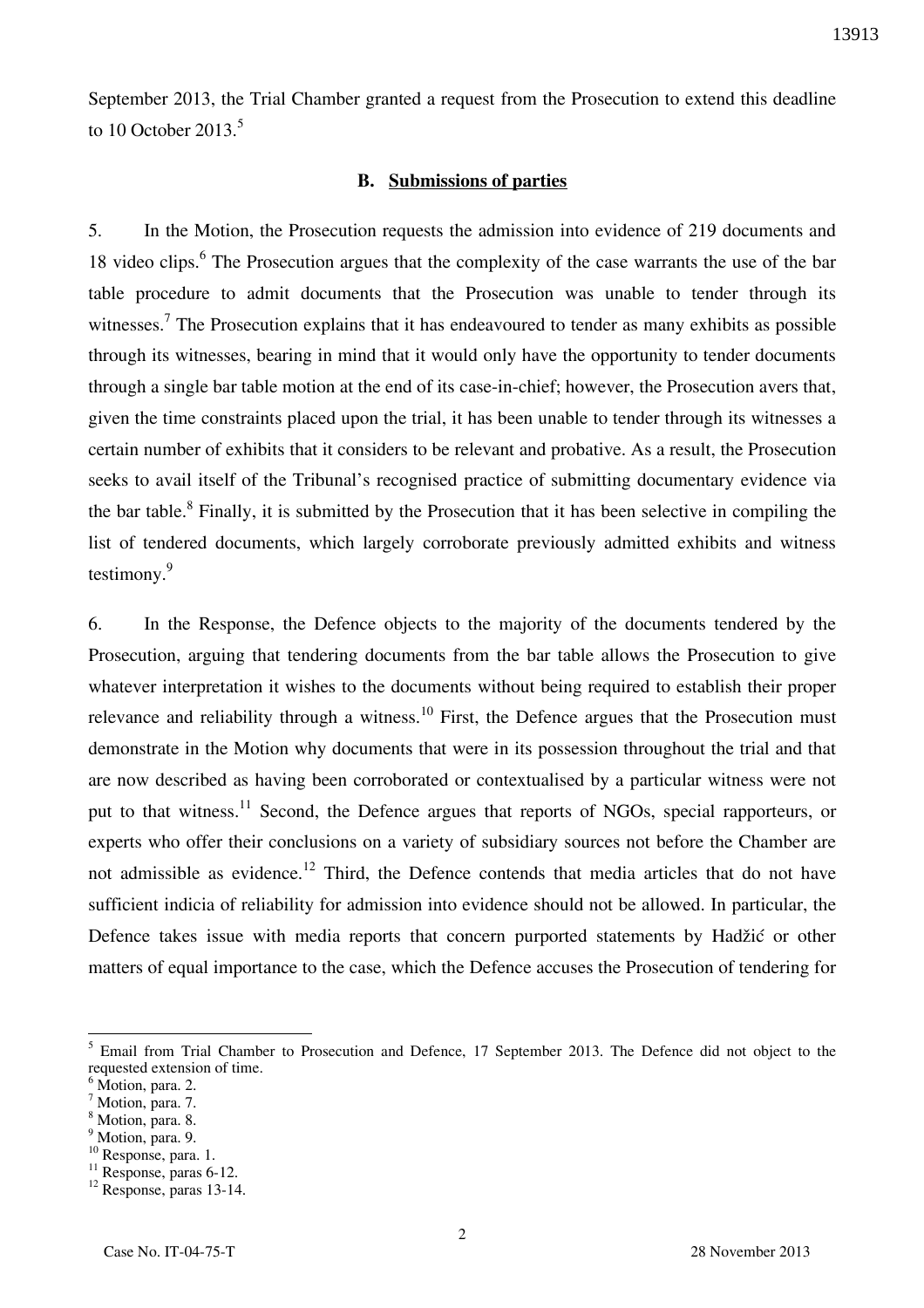September 2013, the Trial Chamber granted a request from the Prosecution to extend this deadline to 10 October 2013.[5]

### B. Submissions of parties

5. In the Motion, the Prosecution requests the admission into evidence of 219 documents and 18 video clips.[6] The Prosecution argues that the complexity of the case warrants the use of the bar table procedure to admit documents that the Prosecution was unable to tender through its witnesses.[7] The Prosecution explains that it has endeavoured to tender as many exhibits as possible through its witnesses, bearing in mind that it would only have the opportunity to tender documents through a single bar table motion at the end of its case-in-chief; however, the Prosecution avers that, given the time constraints placed upon the trial, it has been unable to tender through its witnesses a certain number of exhibits that it considers to be relevant and probative. As a result, the Prosecution seeks to avail itself of the Tribunal's recognised practice of submitting documentary evidence via the bar table.[8] Finally, it is submitted by the Prosecution that it has been selective in compiling the list of tendered documents, which largely corroborate previously admitted exhibits and witness testimony.[9]

6. In the Response, the Defence objects to the majority of the documents tendered by the Prosecution, arguing that tendering documents from the bar table allows the Prosecution to give whatever interpretation it wishes to the documents without being required to establish their proper relevance and reliability through a witness.[10] First, the Defence argues that the Prosecution must demonstrate in the Motion why documents that were in its possession throughout the trial and that are now described as having been corroborated or contextualised by a particular witness were not put to that witness.[11] Second, the Defence argues that reports of NGOs, special rapporteurs, or experts who offer their conclusions on a variety of subsidiary sources not before the Chamber are not admissible as evidence.[12] Third, the Defence contends that media articles that do not have sufficient indicia of reliability for admission into evidence should not be allowed. In particular, the Defence takes issue with media reports that concern purported statements by Hadžić or other matters of equal importance to the case, which the Defence accuses the Prosecution of tendering for

---

[5] Email from Trial Chamber to Prosecution and Defence, 17 September 2013. The Defence did not object to the requested extension of time.

[6] Motion, para. 2.

[7] Motion, para. 7.

[8] Motion, para. 8.

[9] Motion, para. 9.

[10] Response, para. 1.

[11] Response, paras 6-12.

[12] Response, paras 13-14.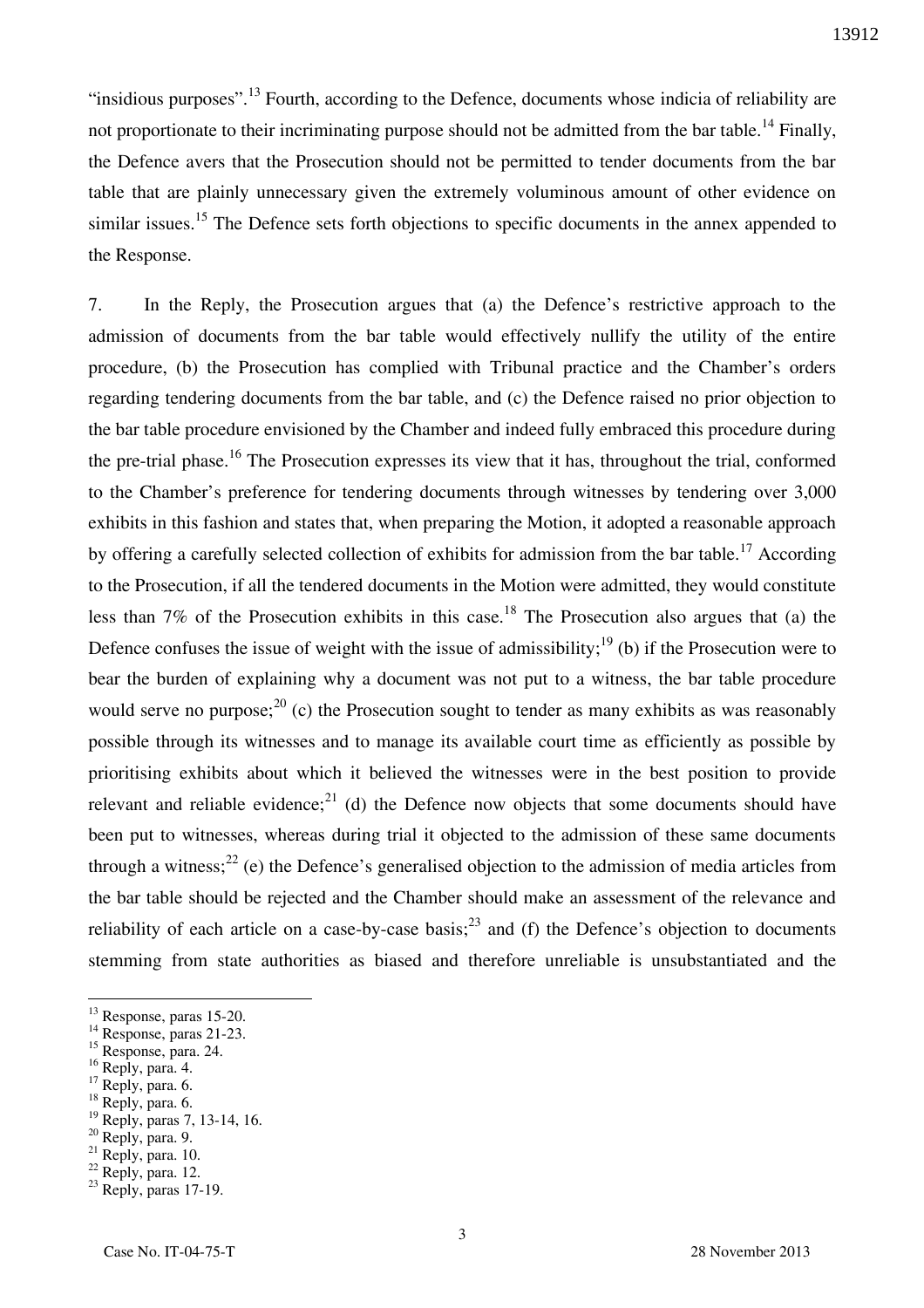"insidious purposes".[13] Fourth, according to the Defence, documents whose indicia of reliability are not proportionate to their incriminating purpose should not be admitted from the bar table.[14] Finally, the Defence avers that the Prosecution should not be permitted to tender documents from the bar table that are plainly unnecessary given the extremely voluminous amount of other evidence on similar issues.[15] The Defence sets forth objections to specific documents in the annex appended to the Response.

7. In the Reply, the Prosecution argues that (a) the Defence's restrictive approach to the admission of documents from the bar table would effectively nullify the utility of the entire procedure, (b) the Prosecution has complied with Tribunal practice and the Chamber's orders regarding tendering documents from the bar table, and (c) the Defence raised no prior objection to the bar table procedure envisioned by the Chamber and indeed fully embraced this procedure during the pre-trial phase.[16] The Prosecution expresses its view that it has, throughout the trial, conformed to the Chamber's preference for tendering documents through witnesses by tendering over 3,000 exhibits in this fashion and states that, when preparing the Motion, it adopted a reasonable approach by offering a carefully selected collection of exhibits for admission from the bar table.[17] According to the Prosecution, if all the tendered documents in the Motion were admitted, they would constitute less than 7% of the Prosecution exhibits in this case.[18] The Prosecution also argues that (a) the Defence confuses the issue of weight with the issue of admissibility;[19] (b) if the Prosecution were to bear the burden of explaining why a document was not put to a witness, the bar table procedure would serve no purpose;[20] (c) the Prosecution sought to tender as many exhibits as was reasonably possible through its witnesses and to manage its available court time as efficiently as possible by prioritising exhibits about which it believed the witnesses were in the best position to provide relevant and reliable evidence;[21] (d) the Defence now objects that some documents should have been put to witnesses, whereas during trial it objected to the admission of these same documents through a witness;[22] (e) the Defence's generalised objection to the admission of media articles from the bar table should be rejected and the Chamber should make an assessment of the relevance and reliability of each article on a case-by-case basis;[23] and (f) the Defence's objection to documents stemming from state authorities as biased and therefore unreliable is unsubstantiated and the

---

[13] Response, paras 15-20.
[14] Response, paras 21-23.
[15] Response, para. 24.
[16] Reply, para. 4.
[17] Reply, para. 6.
[18] Reply, para. 6.
[19] Reply, paras 7, 13-14, 16.
[20] Reply, para. 9.
[21] Reply, para. 10.
[22] Reply, para. 12.
[23] Reply, paras 17-19.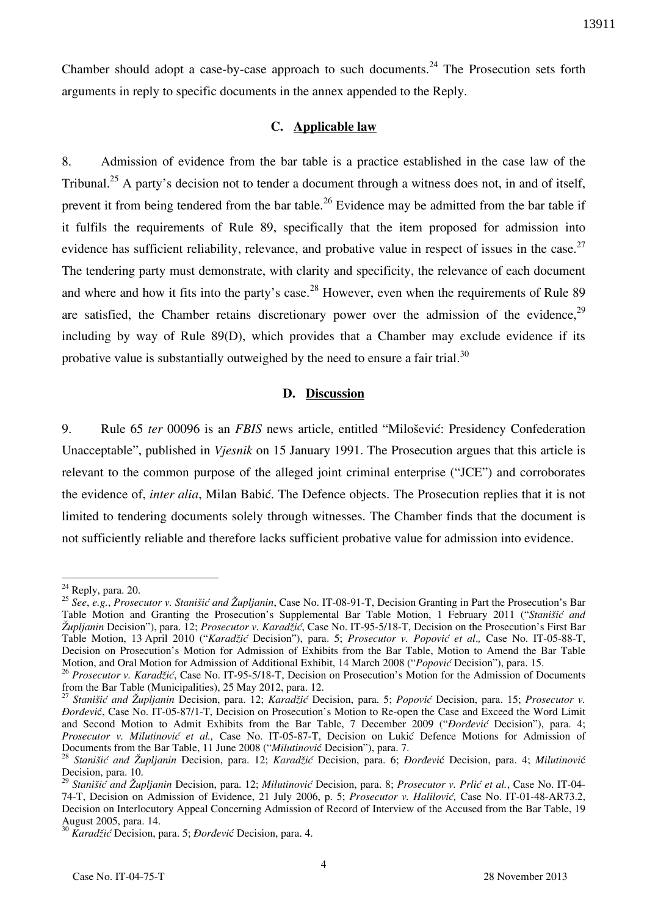Chamber should adopt a case-by-case approach to such documents.[24] The Prosecution sets forth arguments in reply to specific documents in the annex appended to the Reply.

### C. Applicable law

8. Admission of evidence from the bar table is a practice established in the case law of the Tribunal.[25] A party's decision not to tender a document through a witness does not, in and of itself, prevent it from being tendered from the bar table.[26] Evidence may be admitted from the bar table if it fulfils the requirements of Rule 89, specifically that the item proposed for admission into evidence has sufficient reliability, relevance, and probative value in respect of issues in the case.[27] The tendering party must demonstrate, with clarity and specificity, the relevance of each document and where and how it fits into the party's case.[28] However, even when the requirements of Rule 89 are satisfied, the Chamber retains discretionary power over the admission of the evidence,[29] including by way of Rule 89(D), which provides that a Chamber may exclude evidence if its probative value is substantially outweighed by the need to ensure a fair trial.[30]

### D. Discussion

9. Rule 65 *ter* 00096 is an *FBIS* news article, entitled "Milošević: Presidency Confederation Unacceptable", published in *Vjesnik* on 15 January 1991. The Prosecution argues that this article is relevant to the common purpose of the alleged joint criminal enterprise ("JCE") and corroborates the evidence of, *inter alia*, Milan Babić. The Defence objects. The Prosecution replies that it is not limited to tendering documents solely through witnesses. The Chamber finds that the document is not sufficiently reliable and therefore lacks sufficient probative value for admission into evidence.

---

[24] Reply, para. 20.

[25] *See*, *e.g.*, *Prosecutor v. Stanišić and Župljanin*, Case No. IT-08-91-T, Decision Granting in Part the Prosecution's Bar Table Motion and Granting the Prosecution's Supplemental Bar Table Motion, 1 February 2011 ("*Stanišić and Župljanin* Decision"), para. 12; *Prosecutor v. Karadžić*, Case No. IT-95-5/18-T, Decision on the Prosecution's First Bar Table Motion, 13 April 2010 ("*Karadžić* Decision"), para. 5; *Prosecutor v. Popović et al*., Case No. IT-05-88-T, Decision on Prosecution's Motion for Admission of Exhibits from the Bar Table, Motion to Amend the Bar Table Motion, and Oral Motion for Admission of Additional Exhibit, 14 March 2008 ("*Popović* Decision"), para. 15.

[26] *Prosecutor v. Karadžić*, Case No. IT-95-5/18-T, Decision on Prosecution's Motion for the Admission of Documents from the Bar Table (Municipalities), 25 May 2012, para. 12.

[27] *Stanišić and Župljanin* Decision, para. 12; *Karadžić* Decision, para. 5; *Popović* Decision, para. 15; *Prosecutor v. Đorđević*, Case No. IT-05-87/1-T, Decision on Prosecution's Motion to Re-open the Case and Exceed the Word Limit and Second Motion to Admit Exhibits from the Bar Table, 7 December 2009 ("*Đorđević* Decision"), para. 4; *Prosecutor v. Milutinović et al.,* Case No. IT-05-87-T, Decision on Lukić Defence Motions for Admission of Documents from the Bar Table, 11 June 2008 ("*Milutinović* Decision"), para. 7.

[28] *Stanišić and Župljanin* Decision, para. 12; *Karadžić* Decision, para. 6; *Đorđević* Decision, para. 4; *Milutinović* Decision, para. 10.

[29] *Stanišić and Župljanin* Decision, para. 12; *Milutinović* Decision, para. 8; *Prosecutor v. Prlić et al.*, Case No. IT-04-74-T, Decision on Admission of Evidence, 21 July 2006, p. 5; *Prosecutor v. Halilović,* Case No. IT-01-48-AR73.2, Decision on Interlocutory Appeal Concerning Admission of Record of Interview of the Accused from the Bar Table, 19 August 2005, para. 14.

[30] *Karadžić* Decision, para. 5; *Đorđević* Decision, para. 4.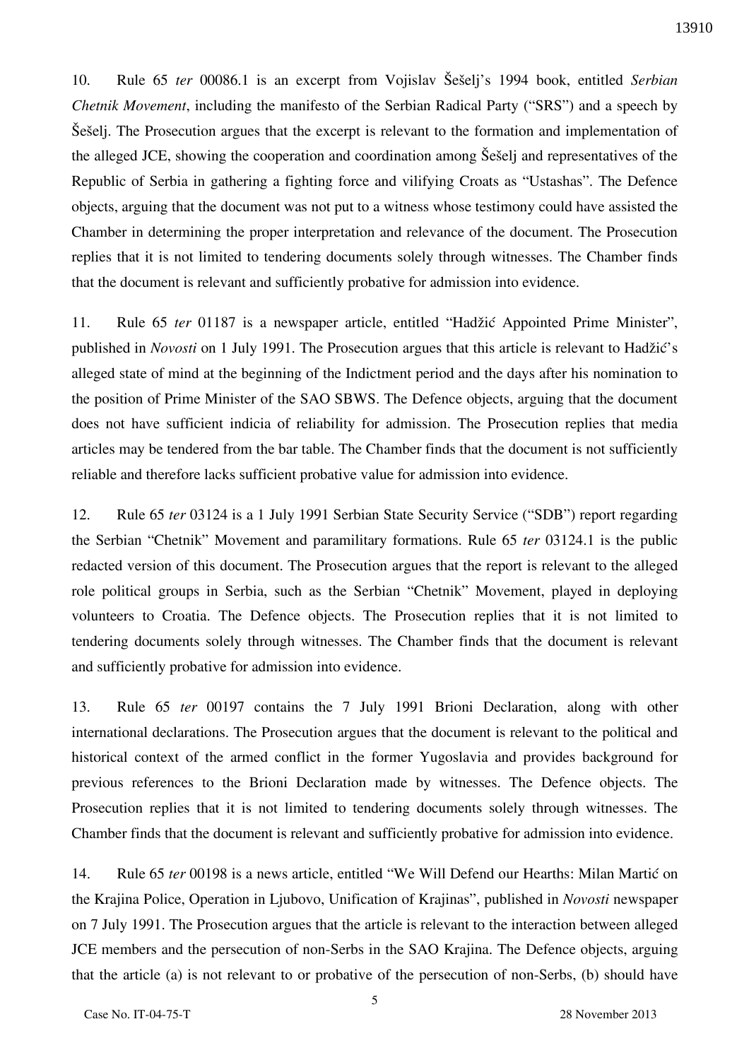10. Rule 65 *ter* 00086.1 is an excerpt from Vojislav Šešelj's 1994 book, entitled *Serbian Chetnik Movement*, including the manifesto of the Serbian Radical Party ("SRS") and a speech by Šešelj. The Prosecution argues that the excerpt is relevant to the formation and implementation of the alleged JCE, showing the cooperation and coordination among Šešelj and representatives of the Republic of Serbia in gathering a fighting force and vilifying Croats as "Ustashas". The Defence objects, arguing that the document was not put to a witness whose testimony could have assisted the Chamber in determining the proper interpretation and relevance of the document. The Prosecution replies that it is not limited to tendering documents solely through witnesses. The Chamber finds that the document is relevant and sufficiently probative for admission into evidence.

11. Rule 65 *ter* 01187 is a newspaper article, entitled "Hadžić Appointed Prime Minister", published in *Novosti* on 1 July 1991. The Prosecution argues that this article is relevant to Hadžić's alleged state of mind at the beginning of the Indictment period and the days after his nomination to the position of Prime Minister of the SAO SBWS. The Defence objects, arguing that the document does not have sufficient indicia of reliability for admission. The Prosecution replies that media articles may be tendered from the bar table. The Chamber finds that the document is not sufficiently reliable and therefore lacks sufficient probative value for admission into evidence.

12. Rule 65 *ter* 03124 is a 1 July 1991 Serbian State Security Service ("SDB") report regarding the Serbian "Chetnik" Movement and paramilitary formations. Rule 65 *ter* 03124.1 is the public redacted version of this document. The Prosecution argues that the report is relevant to the alleged role political groups in Serbia, such as the Serbian "Chetnik" Movement, played in deploying volunteers to Croatia. The Defence objects. The Prosecution replies that it is not limited to tendering documents solely through witnesses. The Chamber finds that the document is relevant and sufficiently probative for admission into evidence.

13. Rule 65 *ter* 00197 contains the 7 July 1991 Brioni Declaration, along with other international declarations. The Prosecution argues that the document is relevant to the political and historical context of the armed conflict in the former Yugoslavia and provides background for previous references to the Brioni Declaration made by witnesses. The Defence objects. The Prosecution replies that it is not limited to tendering documents solely through witnesses. The Chamber finds that the document is relevant and sufficiently probative for admission into evidence.

14. Rule 65 *ter* 00198 is a news article, entitled "We Will Defend our Hearths: Milan Martić on the Krajina Police, Operation in Ljubovo, Unification of Krajinas", published in *Novosti* newspaper on 7 July 1991. The Prosecution argues that the article is relevant to the interaction between alleged JCE members and the persecution of non-Serbs in the SAO Krajina. The Defence objects, arguing that the article (a) is not relevant to or probative of the persecution of non-Serbs, (b) should have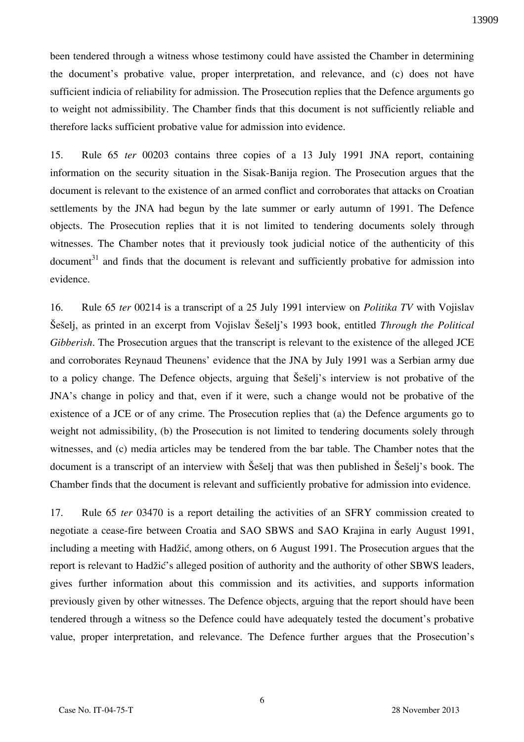been tendered through a witness whose testimony could have assisted the Chamber in determining the document's probative value, proper interpretation, and relevance, and (c) does not have sufficient indicia of reliability for admission. The Prosecution replies that the Defence arguments go to weight not admissibility. The Chamber finds that this document is not sufficiently reliable and therefore lacks sufficient probative value for admission into evidence.

15. Rule 65 *ter* 00203 contains three copies of a 13 July 1991 JNA report, containing information on the security situation in the Sisak-Banija region. The Prosecution argues that the document is relevant to the existence of an armed conflict and corroborates that attacks on Croatian settlements by the JNA had begun by the late summer or early autumn of 1991. The Defence objects. The Prosecution replies that it is not limited to tendering documents solely through witnesses. The Chamber notes that it previously took judicial notice of the authenticity of this document[31] and finds that the document is relevant and sufficiently probative for admission into evidence.

16. Rule 65 *ter* 00214 is a transcript of a 25 July 1991 interview on *Politika TV* with Vojislav Šešelj, as printed in an excerpt from Vojislav Šešelj's 1993 book, entitled *Through the Political Gibberish*. The Prosecution argues that the transcript is relevant to the existence of the alleged JCE and corroborates Reynaud Theunens' evidence that the JNA by July 1991 was a Serbian army due to a policy change. The Defence objects, arguing that Šešelj's interview is not probative of the JNA's change in policy and that, even if it were, such a change would not be probative of the existence of a JCE or of any crime. The Prosecution replies that (a) the Defence arguments go to weight not admissibility, (b) the Prosecution is not limited to tendering documents solely through witnesses, and (c) media articles may be tendered from the bar table. The Chamber notes that the document is a transcript of an interview with Šešelj that was then published in Šešelj's book. The Chamber finds that the document is relevant and sufficiently probative for admission into evidence.

17. Rule 65 *ter* 03470 is a report detailing the activities of an SFRY commission created to negotiate a cease-fire between Croatia and SAO SBWS and SAO Krajina in early August 1991, including a meeting with Hadžić, among others, on 6 August 1991. The Prosecution argues that the report is relevant to Hadžić's alleged position of authority and the authority of other SBWS leaders, gives further information about this commission and its activities, and supports information previously given by other witnesses. The Defence objects, arguing that the report should have been tendered through a witness so the Defence could have adequately tested the document's probative value, proper interpretation, and relevance. The Defence further argues that the Prosecution's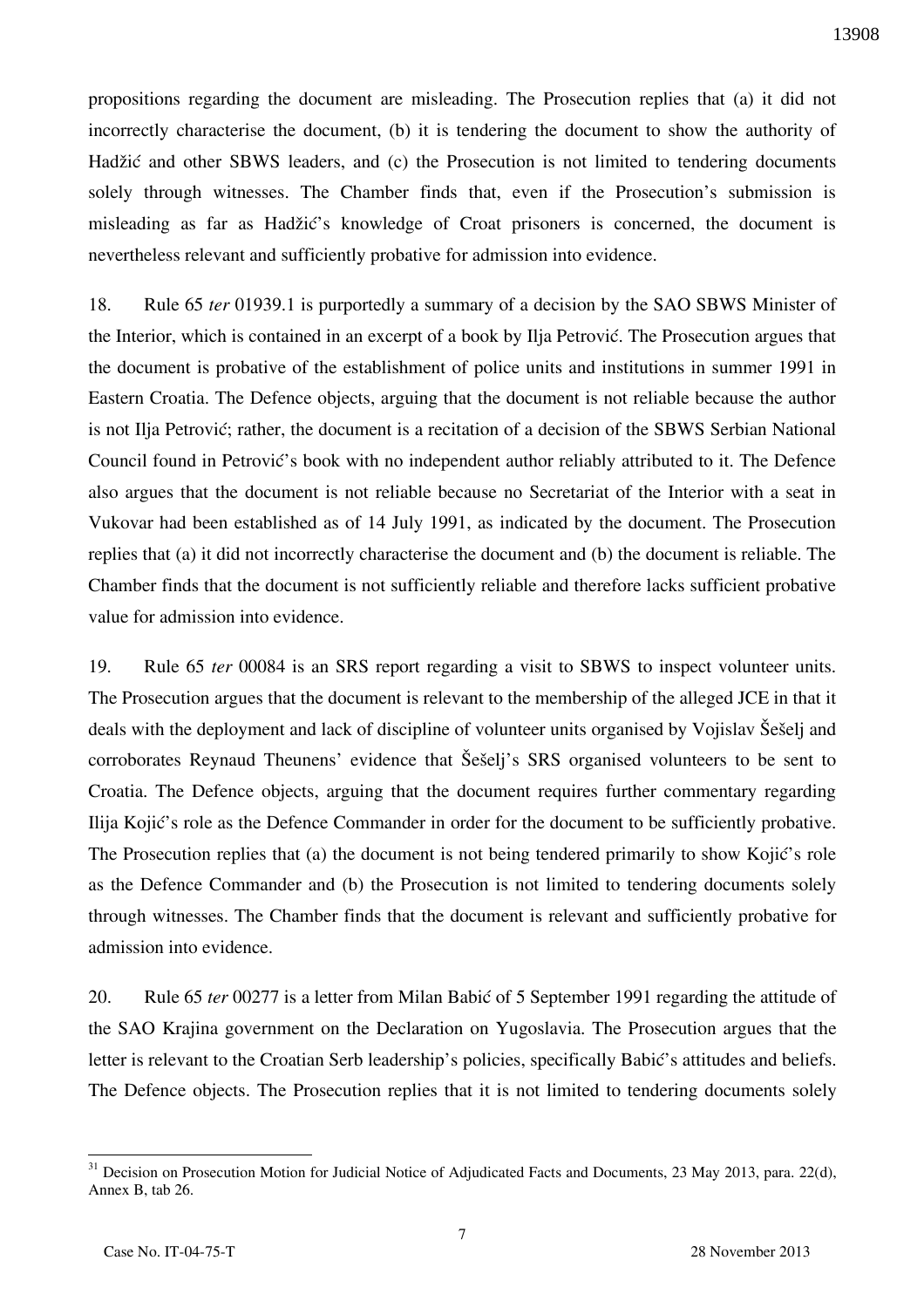propositions regarding the document are misleading. The Prosecution replies that (a) it did not incorrectly characterise the document, (b) it is tendering the document to show the authority of Hadžić and other SBWS leaders, and (c) the Prosecution is not limited to tendering documents solely through witnesses. The Chamber finds that, even if the Prosecution's submission is misleading as far as Hadžić's knowledge of Croat prisoners is concerned, the document is nevertheless relevant and sufficiently probative for admission into evidence.

18. Rule 65 *ter* 01939.1 is purportedly a summary of a decision by the SAO SBWS Minister of the Interior, which is contained in an excerpt of a book by Ilja Petrović. The Prosecution argues that the document is probative of the establishment of police units and institutions in summer 1991 in Eastern Croatia. The Defence objects, arguing that the document is not reliable because the author is not Ilja Petrović; rather, the document is a recitation of a decision of the SBWS Serbian National Council found in Petrović's book with no independent author reliably attributed to it. The Defence also argues that the document is not reliable because no Secretariat of the Interior with a seat in Vukovar had been established as of 14 July 1991, as indicated by the document. The Prosecution replies that (a) it did not incorrectly characterise the document and (b) the document is reliable. The Chamber finds that the document is not sufficiently reliable and therefore lacks sufficient probative value for admission into evidence.

19. Rule 65 *ter* 00084 is an SRS report regarding a visit to SBWS to inspect volunteer units. The Prosecution argues that the document is relevant to the membership of the alleged JCE in that it deals with the deployment and lack of discipline of volunteer units organised by Vojislav Šešelj and corroborates Reynaud Theunens' evidence that Šešelj's SRS organised volunteers to be sent to Croatia. The Defence objects, arguing that the document requires further commentary regarding Ilija Kojić's role as the Defence Commander in order for the document to be sufficiently probative. The Prosecution replies that (a) the document is not being tendered primarily to show Kojić's role as the Defence Commander and (b) the Prosecution is not limited to tendering documents solely through witnesses. The Chamber finds that the document is relevant and sufficiently probative for admission into evidence.

20. Rule 65 *ter* 00277 is a letter from Milan Babić of 5 September 1991 regarding the attitude of the SAO Krajina government on the Declaration on Yugoslavia. The Prosecution argues that the letter is relevant to the Croatian Serb leadership's policies, specifically Babić's attitudes and beliefs. The Defence objects. The Prosecution replies that it is not limited to tendering documents solely

---

[31] Decision on Prosecution Motion for Judicial Notice of Adjudicated Facts and Documents, 23 May 2013, para. 22(d), Annex B, tab 26.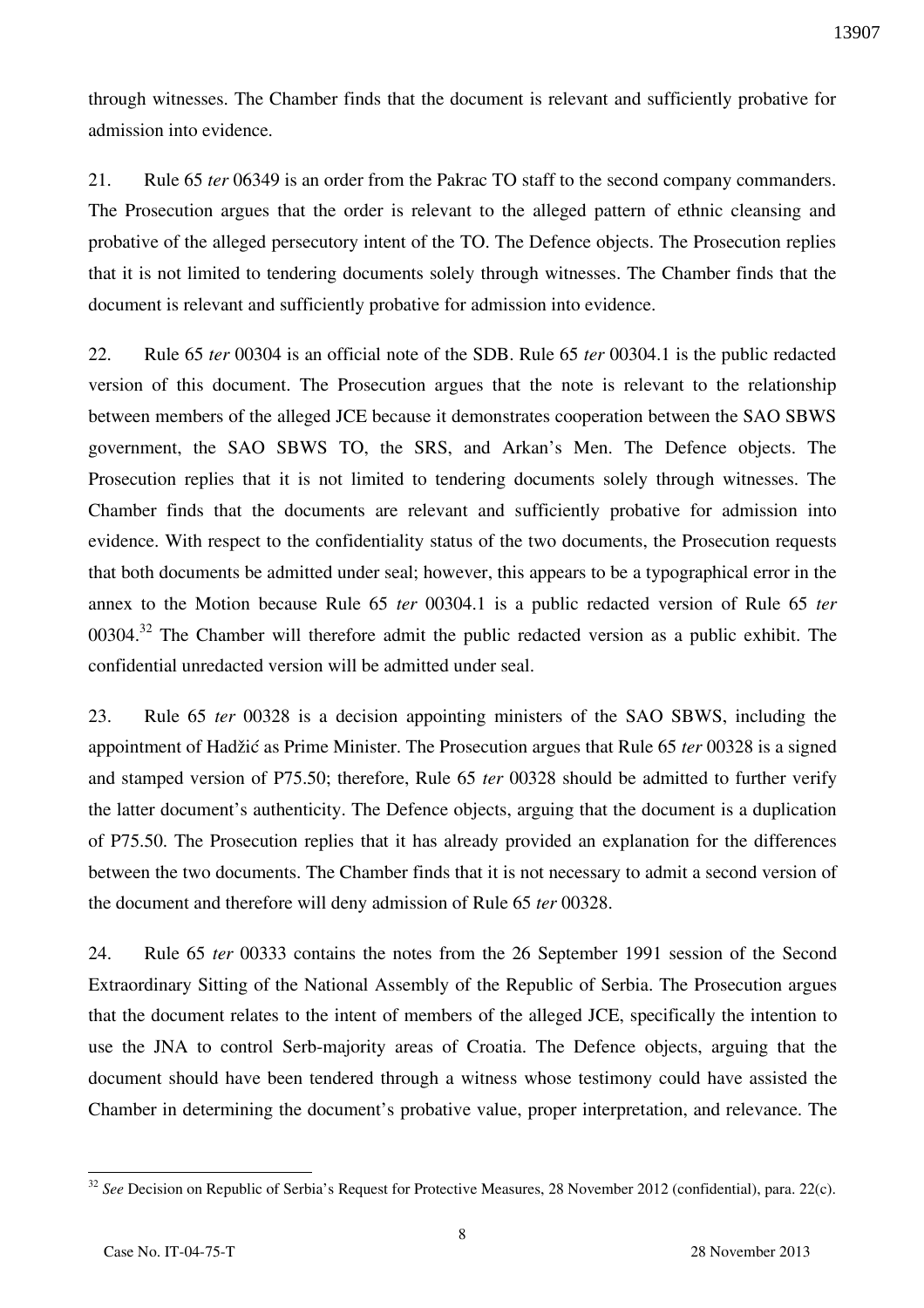through witnesses. The Chamber finds that the document is relevant and sufficiently probative for admission into evidence.

21. Rule 65 *ter* 06349 is an order from the Pakrac TO staff to the second company commanders. The Prosecution argues that the order is relevant to the alleged pattern of ethnic cleansing and probative of the alleged persecutory intent of the TO. The Defence objects. The Prosecution replies that it is not limited to tendering documents solely through witnesses. The Chamber finds that the document is relevant and sufficiently probative for admission into evidence.

22. Rule 65 *ter* 00304 is an official note of the SDB. Rule 65 *ter* 00304.1 is the public redacted version of this document. The Prosecution argues that the note is relevant to the relationship between members of the alleged JCE because it demonstrates cooperation between the SAO SBWS government, the SAO SBWS TO, the SRS, and Arkan's Men. The Defence objects. The Prosecution replies that it is not limited to tendering documents solely through witnesses. The Chamber finds that the documents are relevant and sufficiently probative for admission into evidence. With respect to the confidentiality status of the two documents, the Prosecution requests that both documents be admitted under seal; however, this appears to be a typographical error in the annex to the Motion because Rule 65 *ter* 00304.1 is a public redacted version of Rule 65 *ter* 00304.[32] The Chamber will therefore admit the public redacted version as a public exhibit. The confidential unredacted version will be admitted under seal.

23. Rule 65 *ter* 00328 is a decision appointing ministers of the SAO SBWS, including the appointment of Hadžić as Prime Minister. The Prosecution argues that Rule 65 *ter* 00328 is a signed and stamped version of P75.50; therefore, Rule 65 *ter* 00328 should be admitted to further verify the latter document's authenticity. The Defence objects, arguing that the document is a duplication of P75.50. The Prosecution replies that it has already provided an explanation for the differences between the two documents. The Chamber finds that it is not necessary to admit a second version of the document and therefore will deny admission of Rule 65 *ter* 00328.

24. Rule 65 *ter* 00333 contains the notes from the 26 September 1991 session of the Second Extraordinary Sitting of the National Assembly of the Republic of Serbia. The Prosecution argues that the document relates to the intent of members of the alleged JCE, specifically the intention to use the JNA to control Serb-majority areas of Croatia. The Defence objects, arguing that the document should have been tendered through a witness whose testimony could have assisted the Chamber in determining the document's probative value, proper interpretation, and relevance. The

---

[32] *See* Decision on Republic of Serbia's Request for Protective Measures, 28 November 2012 (confidential), para. 22(c).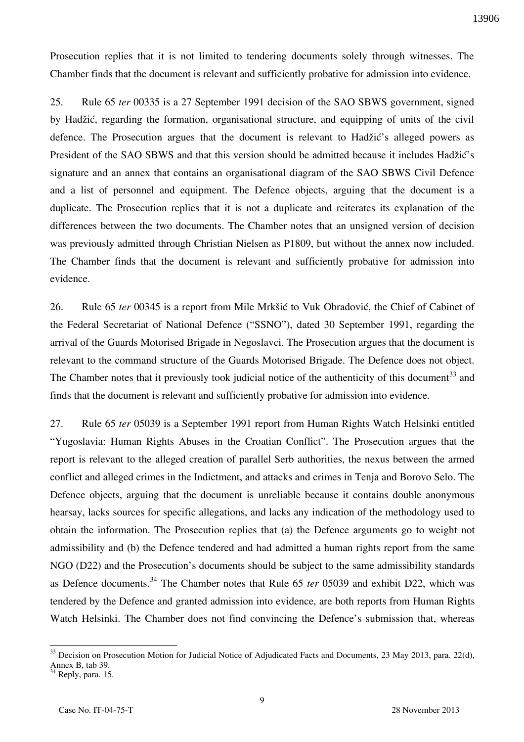Prosecution replies that it is not limited to tendering documents solely through witnesses. The Chamber finds that the document is relevant and sufficiently probative for admission into evidence.

25. Rule 65 *ter* 00335 is a 27 September 1991 decision of the SAO SBWS government, signed by Hadžić, regarding the formation, organisational structure, and equipping of units of the civil defence. The Prosecution argues that the document is relevant to Hadžić's alleged powers as President of the SAO SBWS and that this version should be admitted because it includes Hadžić's signature and an annex that contains an organisational diagram of the SAO SBWS Civil Defence and a list of personnel and equipment. The Defence objects, arguing that the document is a duplicate. The Prosecution replies that it is not a duplicate and reiterates its explanation of the differences between the two documents. The Chamber notes that an unsigned version of decision was previously admitted through Christian Nielsen as P1809, but without the annex now included. The Chamber finds that the document is relevant and sufficiently probative for admission into evidence.

26. Rule 65 *ter* 00345 is a report from Mile Mrkšić to Vuk Obradović, the Chief of Cabinet of the Federal Secretariat of National Defence ("SSNO"), dated 30 September 1991, regarding the arrival of the Guards Motorised Brigade in Negoslavci. The Prosecution argues that the document is relevant to the command structure of the Guards Motorised Brigade. The Defence does not object. The Chamber notes that it previously took judicial notice of the authenticity of this document[33] and finds that the document is relevant and sufficiently probative for admission into evidence.

27. Rule 65 *ter* 05039 is a September 1991 report from Human Rights Watch Helsinki entitled "Yugoslavia: Human Rights Abuses in the Croatian Conflict". The Prosecution argues that the report is relevant to the alleged creation of parallel Serb authorities, the nexus between the armed conflict and alleged crimes in the Indictment, and attacks and crimes in Tenja and Borovo Selo. The Defence objects, arguing that the document is unreliable because it contains double anonymous hearsay, lacks sources for specific allegations, and lacks any indication of the methodology used to obtain the information. The Prosecution replies that (a) the Defence arguments go to weight not admissibility and (b) the Defence tendered and had admitted a human rights report from the same NGO (D22) and the Prosecution's documents should be subject to the same admissibility standards as Defence documents.[34] The Chamber notes that Rule 65 *ter* 05039 and exhibit D22, which was tendered by the Defence and granted admission into evidence, are both reports from Human Rights Watch Helsinki. The Chamber does not find convincing the Defence's submission that, whereas

---

[33] Decision on Prosecution Motion for Judicial Notice of Adjudicated Facts and Documents, 23 May 2013, para. 22(d), Annex B, tab 39.

[34] Reply, para. 15.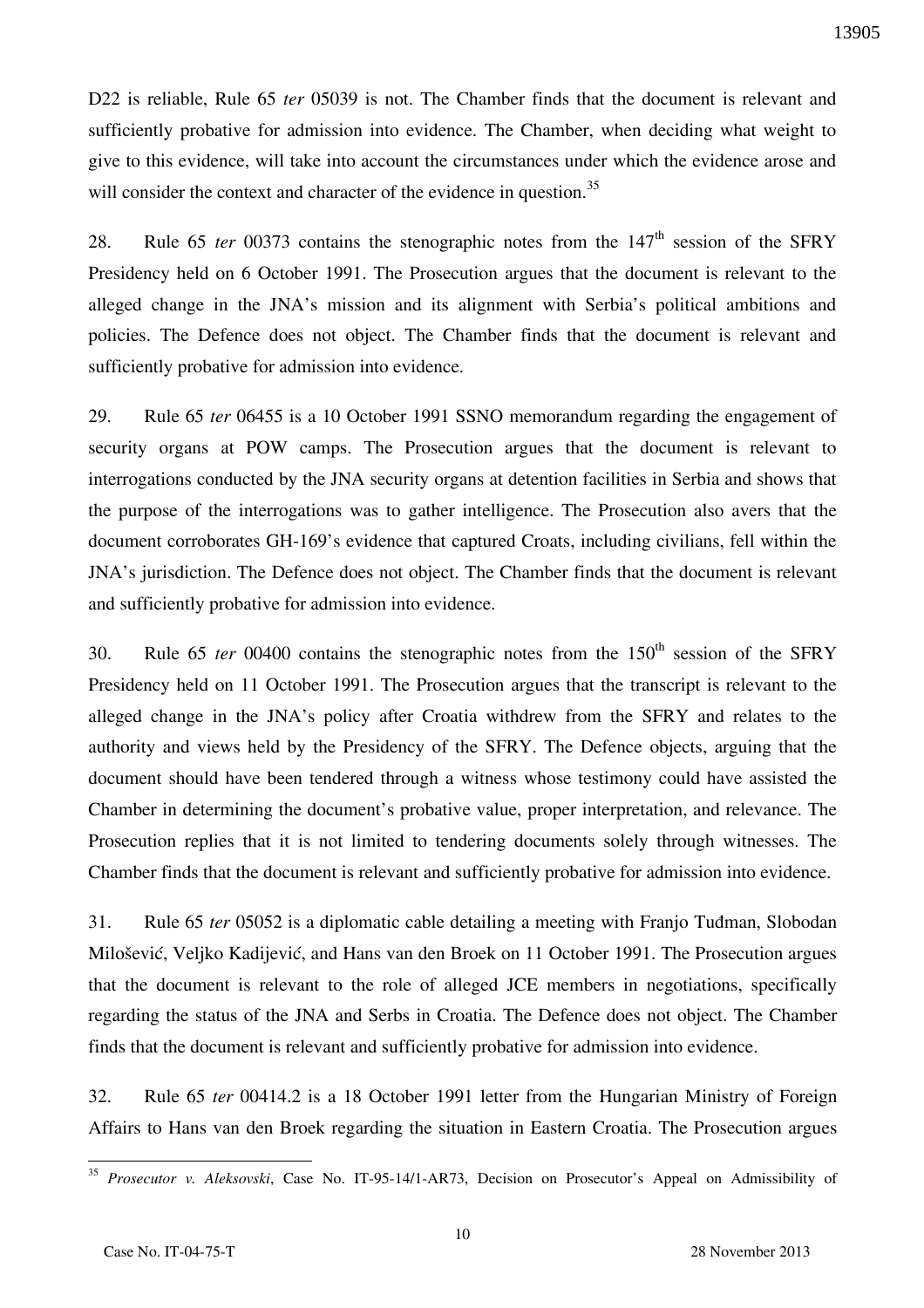D22 is reliable, Rule 65 *ter* 05039 is not. The Chamber finds that the document is relevant and sufficiently probative for admission into evidence. The Chamber, when deciding what weight to give to this evidence, will take into account the circumstances under which the evidence arose and will consider the context and character of the evidence in question.[35]

28. Rule 65 *ter* 00373 contains the stenographic notes from the 147th session of the SFRY Presidency held on 6 October 1991. The Prosecution argues that the document is relevant to the alleged change in the JNA's mission and its alignment with Serbia's political ambitions and policies. The Defence does not object. The Chamber finds that the document is relevant and sufficiently probative for admission into evidence.

29. Rule 65 *ter* 06455 is a 10 October 1991 SSNO memorandum regarding the engagement of security organs at POW camps. The Prosecution argues that the document is relevant to interrogations conducted by the JNA security organs at detention facilities in Serbia and shows that the purpose of the interrogations was to gather intelligence. The Prosecution also avers that the document corroborates GH-169's evidence that captured Croats, including civilians, fell within the JNA's jurisdiction. The Defence does not object. The Chamber finds that the document is relevant and sufficiently probative for admission into evidence.

30. Rule 65 *ter* 00400 contains the stenographic notes from the 150th session of the SFRY Presidency held on 11 October 1991. The Prosecution argues that the transcript is relevant to the alleged change in the JNA's policy after Croatia withdrew from the SFRY and relates to the authority and views held by the Presidency of the SFRY. The Defence objects, arguing that the document should have been tendered through a witness whose testimony could have assisted the Chamber in determining the document's probative value, proper interpretation, and relevance. The Prosecution replies that it is not limited to tendering documents solely through witnesses. The Chamber finds that the document is relevant and sufficiently probative for admission into evidence.

31. Rule 65 *ter* 05052 is a diplomatic cable detailing a meeting with Franjo Tuđman, Slobodan Milošević, Veljko Kadijević, and Hans van den Broek on 11 October 1991. The Prosecution argues that the document is relevant to the role of alleged JCE members in negotiations, specifically regarding the status of the JNA and Serbs in Croatia. The Defence does not object. The Chamber finds that the document is relevant and sufficiently probative for admission into evidence.

32. Rule 65 *ter* 00414.2 is a 18 October 1991 letter from the Hungarian Ministry of Foreign Affairs to Hans van den Broek regarding the situation in Eastern Croatia. The Prosecution argues

---

[35] *Prosecutor v. Aleksovski*, Case No. IT-95-14/1-AR73, Decision on Prosecutor's Appeal on Admissibility of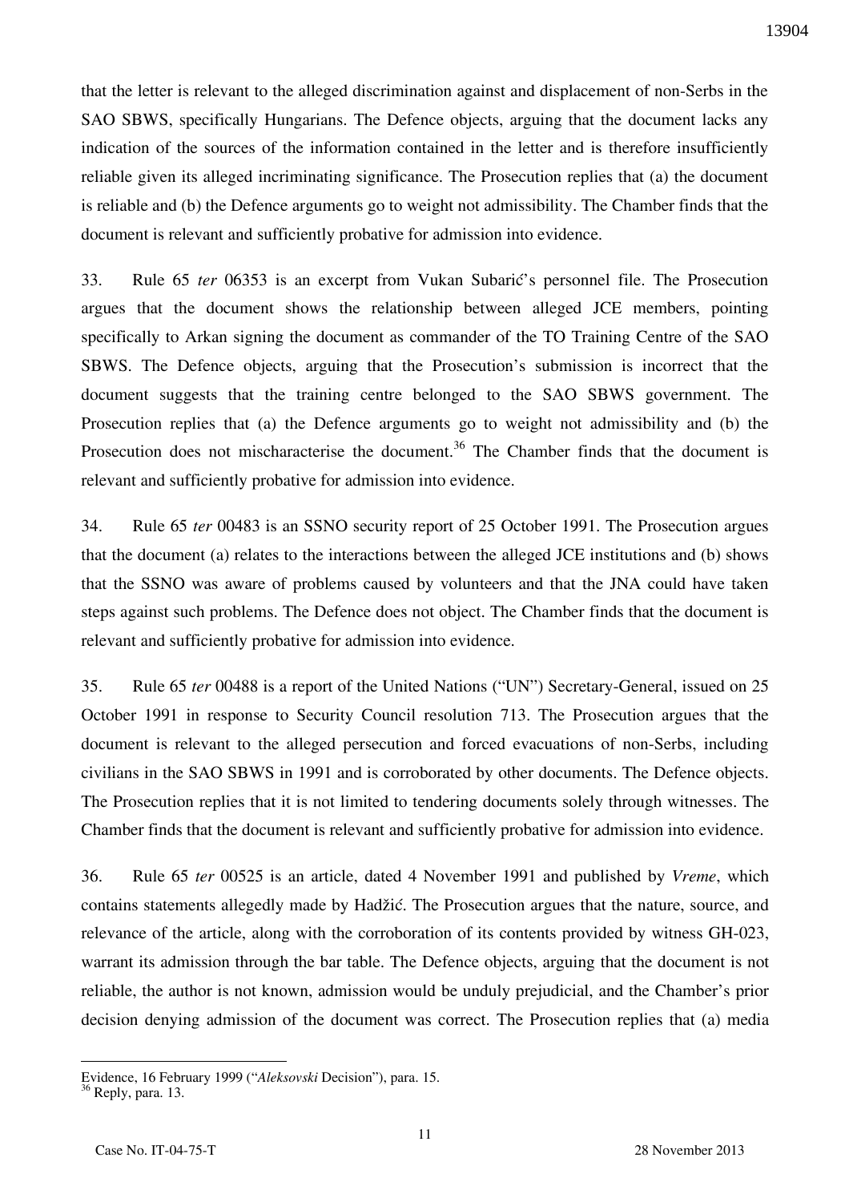that the letter is relevant to the alleged discrimination against and displacement of non-Serbs in the SAO SBWS, specifically Hungarians. The Defence objects, arguing that the document lacks any indication of the sources of the information contained in the letter and is therefore insufficiently reliable given its alleged incriminating significance. The Prosecution replies that (a) the document is reliable and (b) the Defence arguments go to weight not admissibility. The Chamber finds that the document is relevant and sufficiently probative for admission into evidence.

33. Rule 65 *ter* 06353 is an excerpt from Vukan Subarić's personnel file. The Prosecution argues that the document shows the relationship between alleged JCE members, pointing specifically to Arkan signing the document as commander of the TO Training Centre of the SAO SBWS. The Defence objects, arguing that the Prosecution's submission is incorrect that the document suggests that the training centre belonged to the SAO SBWS government. The Prosecution replies that (a) the Defence arguments go to weight not admissibility and (b) the Prosecution does not mischaracterise the document.[36] The Chamber finds that the document is relevant and sufficiently probative for admission into evidence.

34. Rule 65 *ter* 00483 is an SSNO security report of 25 October 1991. The Prosecution argues that the document (a) relates to the interactions between the alleged JCE institutions and (b) shows that the SSNO was aware of problems caused by volunteers and that the JNA could have taken steps against such problems. The Defence does not object. The Chamber finds that the document is relevant and sufficiently probative for admission into evidence.

35. Rule 65 *ter* 00488 is a report of the United Nations ("UN") Secretary-General, issued on 25 October 1991 in response to Security Council resolution 713. The Prosecution argues that the document is relevant to the alleged persecution and forced evacuations of non-Serbs, including civilians in the SAO SBWS in 1991 and is corroborated by other documents. The Defence objects. The Prosecution replies that it is not limited to tendering documents solely through witnesses. The Chamber finds that the document is relevant and sufficiently probative for admission into evidence.

36. Rule 65 *ter* 00525 is an article, dated 4 November 1991 and published by *Vreme*, which contains statements allegedly made by Hadžić. The Prosecution argues that the nature, source, and relevance of the article, along with the corroboration of its contents provided by witness GH-023, warrant its admission through the bar table. The Defence objects, arguing that the document is not reliable, the author is not known, admission would be unduly prejudicial, and the Chamber's prior decision denying admission of the document was correct. The Prosecution replies that (a) media

---

Evidence, 16 February 1999 ("*Aleksovski* Decision"), para. 15.

[36] Reply, para. 13.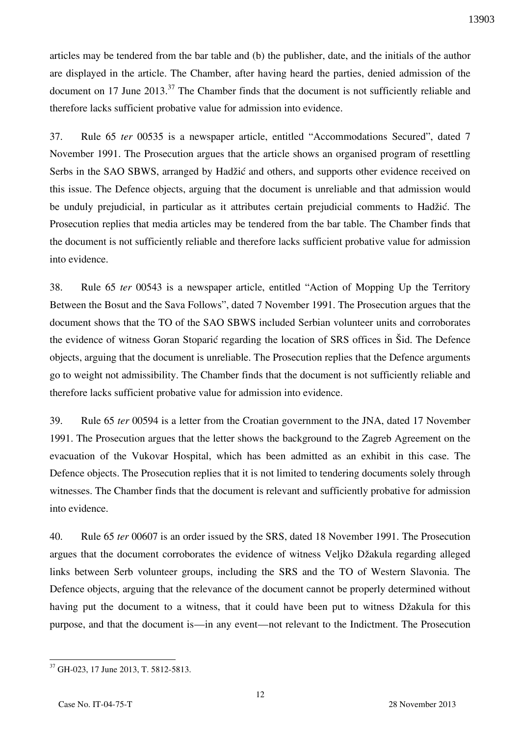articles may be tendered from the bar table and (b) the publisher, date, and the initials of the author are displayed in the article. The Chamber, after having heard the parties, denied admission of the document on 17 June 2013.[37] The Chamber finds that the document is not sufficiently reliable and therefore lacks sufficient probative value for admission into evidence.

37. Rule 65 *ter* 00535 is a newspaper article, entitled "Accommodations Secured", dated 7 November 1991. The Prosecution argues that the article shows an organised program of resettling Serbs in the SAO SBWS, arranged by Hadžić and others, and supports other evidence received on this issue. The Defence objects, arguing that the document is unreliable and that admission would be unduly prejudicial, in particular as it attributes certain prejudicial comments to Hadžić. The Prosecution replies that media articles may be tendered from the bar table. The Chamber finds that the document is not sufficiently reliable and therefore lacks sufficient probative value for admission into evidence.

38. Rule 65 *ter* 00543 is a newspaper article, entitled "Action of Mopping Up the Territory Between the Bosut and the Sava Follows", dated 7 November 1991. The Prosecution argues that the document shows that the TO of the SAO SBWS included Serbian volunteer units and corroborates the evidence of witness Goran Stoparić regarding the location of SRS offices in Šid. The Defence objects, arguing that the document is unreliable. The Prosecution replies that the Defence arguments go to weight not admissibility. The Chamber finds that the document is not sufficiently reliable and therefore lacks sufficient probative value for admission into evidence.

39. Rule 65 *ter* 00594 is a letter from the Croatian government to the JNA, dated 17 November 1991. The Prosecution argues that the letter shows the background to the Zagreb Agreement on the evacuation of the Vukovar Hospital, which has been admitted as an exhibit in this case. The Defence objects. The Prosecution replies that it is not limited to tendering documents solely through witnesses. The Chamber finds that the document is relevant and sufficiently probative for admission into evidence.

40. Rule 65 *ter* 00607 is an order issued by the SRS, dated 18 November 1991. The Prosecution argues that the document corroborates the evidence of witness Veljko Džakula regarding alleged links between Serb volunteer groups, including the SRS and the TO of Western Slavonia. The Defence objects, arguing that the relevance of the document cannot be properly determined without having put the document to a witness, that it could have been put to witness Džakula for this purpose, and that the document is—in any event—not relevant to the Indictment. The Prosecution

[37] GH-023, 17 June 2013, T. 5812-5813.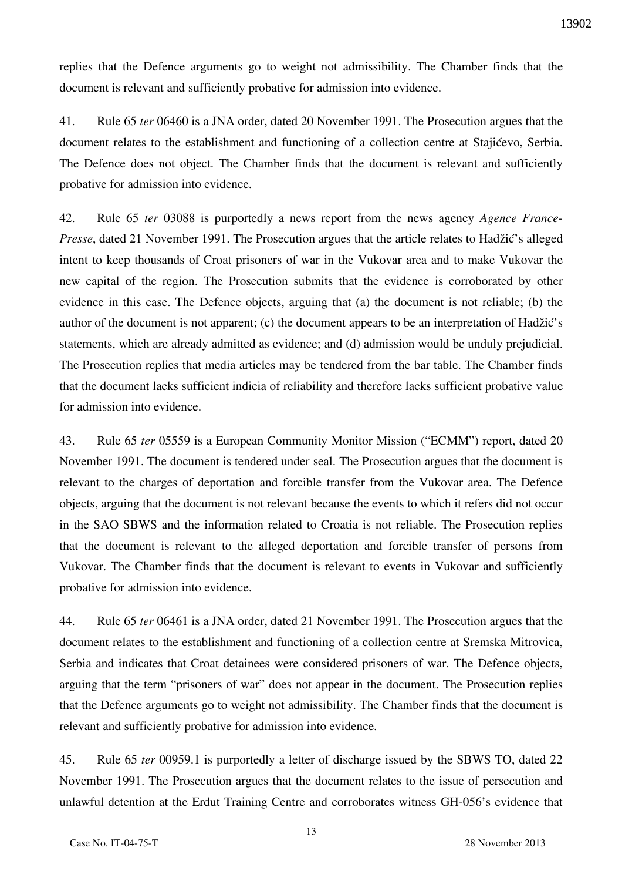replies that the Defence arguments go to weight not admissibility. The Chamber finds that the document is relevant and sufficiently probative for admission into evidence.

41. Rule 65 *ter* 06460 is a JNA order, dated 20 November 1991. The Prosecution argues that the document relates to the establishment and functioning of a collection centre at Stajićevo, Serbia. The Defence does not object. The Chamber finds that the document is relevant and sufficiently probative for admission into evidence.

42. Rule 65 *ter* 03088 is purportedly a news report from the news agency *Agence France-Presse*, dated 21 November 1991. The Prosecution argues that the article relates to Hadžić's alleged intent to keep thousands of Croat prisoners of war in the Vukovar area and to make Vukovar the new capital of the region. The Prosecution submits that the evidence is corroborated by other evidence in this case. The Defence objects, arguing that (a) the document is not reliable; (b) the author of the document is not apparent; (c) the document appears to be an interpretation of Hadžić's statements, which are already admitted as evidence; and (d) admission would be unduly prejudicial. The Prosecution replies that media articles may be tendered from the bar table. The Chamber finds that the document lacks sufficient indicia of reliability and therefore lacks sufficient probative value for admission into evidence.

43. Rule 65 *ter* 05559 is a European Community Monitor Mission ("ECMM") report, dated 20 November 1991. The document is tendered under seal. The Prosecution argues that the document is relevant to the charges of deportation and forcible transfer from the Vukovar area. The Defence objects, arguing that the document is not relevant because the events to which it refers did not occur in the SAO SBWS and the information related to Croatia is not reliable. The Prosecution replies that the document is relevant to the alleged deportation and forcible transfer of persons from Vukovar. The Chamber finds that the document is relevant to events in Vukovar and sufficiently probative for admission into evidence.

44. Rule 65 *ter* 06461 is a JNA order, dated 21 November 1991. The Prosecution argues that the document relates to the establishment and functioning of a collection centre at Sremska Mitrovica, Serbia and indicates that Croat detainees were considered prisoners of war. The Defence objects, arguing that the term "prisoners of war" does not appear in the document. The Prosecution replies that the Defence arguments go to weight not admissibility. The Chamber finds that the document is relevant and sufficiently probative for admission into evidence.

45. Rule 65 *ter* 00959.1 is purportedly a letter of discharge issued by the SBWS TO, dated 22 November 1991. The Prosecution argues that the document relates to the issue of persecution and unlawful detention at the Erdut Training Centre and corroborates witness GH-056's evidence that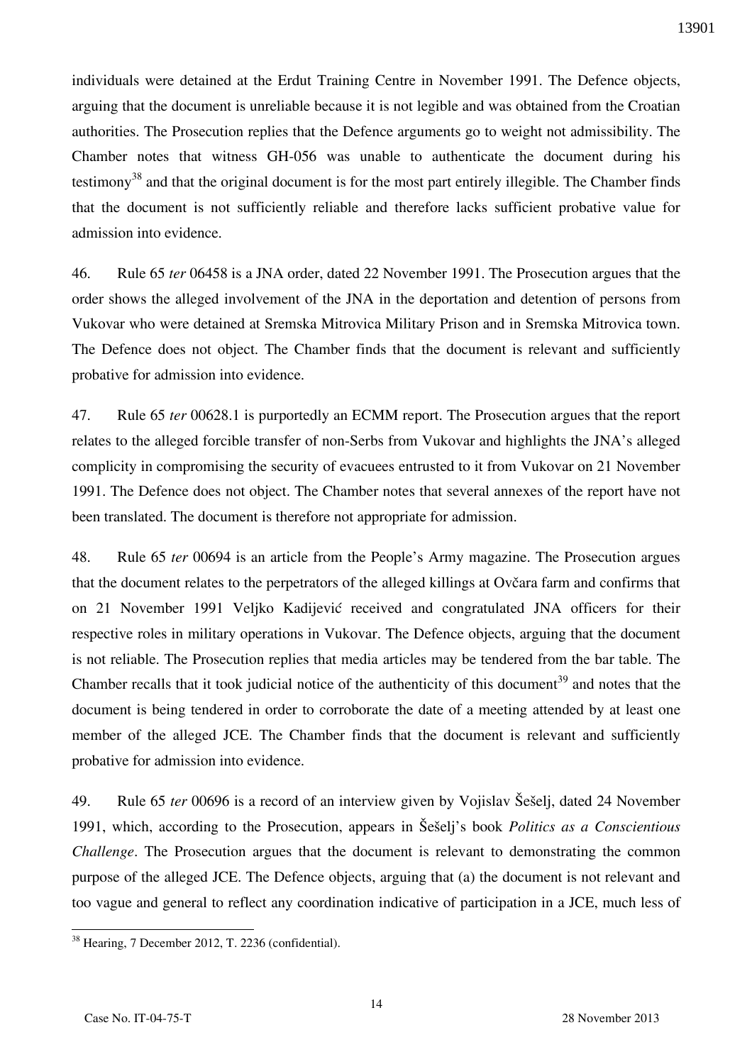individuals were detained at the Erdut Training Centre in November 1991. The Defence objects, arguing that the document is unreliable because it is not legible and was obtained from the Croatian authorities. The Prosecution replies that the Defence arguments go to weight not admissibility. The Chamber notes that witness GH-056 was unable to authenticate the document during his testimony[38] and that the original document is for the most part entirely illegible. The Chamber finds that the document is not sufficiently reliable and therefore lacks sufficient probative value for admission into evidence.

46. Rule 65 *ter* 06458 is a JNA order, dated 22 November 1991. The Prosecution argues that the order shows the alleged involvement of the JNA in the deportation and detention of persons from Vukovar who were detained at Sremska Mitrovica Military Prison and in Sremska Mitrovica town. The Defence does not object. The Chamber finds that the document is relevant and sufficiently probative for admission into evidence.

47. Rule 65 *ter* 00628.1 is purportedly an ECMM report. The Prosecution argues that the report relates to the alleged forcible transfer of non-Serbs from Vukovar and highlights the JNA's alleged complicity in compromising the security of evacuees entrusted to it from Vukovar on 21 November 1991. The Defence does not object. The Chamber notes that several annexes of the report have not been translated. The document is therefore not appropriate for admission.

48. Rule 65 *ter* 00694 is an article from the People's Army magazine. The Prosecution argues that the document relates to the perpetrators of the alleged killings at Ovčara farm and confirms that on 21 November 1991 Veljko Kadijević received and congratulated JNA officers for their respective roles in military operations in Vukovar. The Defence objects, arguing that the document is not reliable. The Prosecution replies that media articles may be tendered from the bar table. The Chamber recalls that it took judicial notice of the authenticity of this document[39] and notes that the document is being tendered in order to corroborate the date of a meeting attended by at least one member of the alleged JCE. The Chamber finds that the document is relevant and sufficiently probative for admission into evidence.

49. Rule 65 *ter* 00696 is a record of an interview given by Vojislav Šešelj, dated 24 November 1991, which, according to the Prosecution, appears in Šešelj's book *Politics as a Conscientious Challenge*. The Prosecution argues that the document is relevant to demonstrating the common purpose of the alleged JCE. The Defence objects, arguing that (a) the document is not relevant and too vague and general to reflect any coordination indicative of participation in a JCE, much less of

---

[38] Hearing, 7 December 2012, T. 2236 (confidential).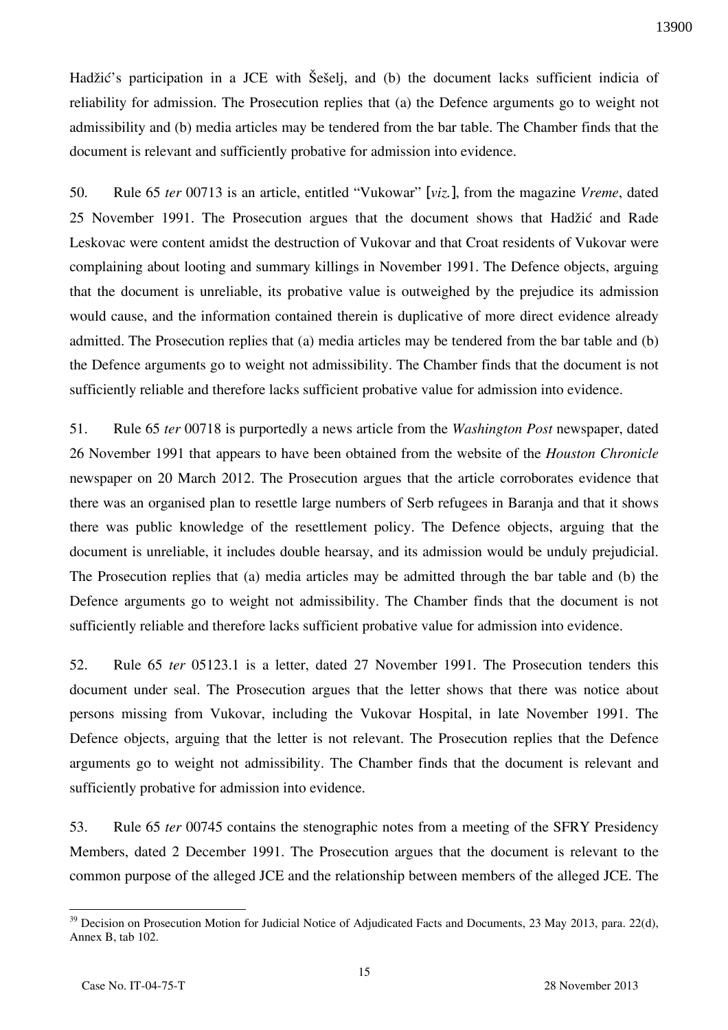Hadžić's participation in a JCE with Šešelj, and (b) the document lacks sufficient indicia of reliability for admission. The Prosecution replies that (a) the Defence arguments go to weight not admissibility and (b) media articles may be tendered from the bar table. The Chamber finds that the document is relevant and sufficiently probative for admission into evidence.

50. Rule 65 *ter* 00713 is an article, entitled "Vukowar" [*viz.*], from the magazine *Vreme*, dated 25 November 1991. The Prosecution argues that the document shows that Hadžić and Rade Leskovac were content amidst the destruction of Vukovar and that Croat residents of Vukovar were complaining about looting and summary killings in November 1991. The Defence objects, arguing that the document is unreliable, its probative value is outweighed by the prejudice its admission would cause, and the information contained therein is duplicative of more direct evidence already admitted. The Prosecution replies that (a) media articles may be tendered from the bar table and (b) the Defence arguments go to weight not admissibility. The Chamber finds that the document is not sufficiently reliable and therefore lacks sufficient probative value for admission into evidence.

51. Rule 65 *ter* 00718 is purportedly a news article from the *Washington Post* newspaper, dated 26 November 1991 that appears to have been obtained from the website of the *Houston Chronicle* newspaper on 20 March 2012. The Prosecution argues that the article corroborates evidence that there was an organised plan to resettle large numbers of Serb refugees in Baranja and that it shows there was public knowledge of the resettlement policy. The Defence objects, arguing that the document is unreliable, it includes double hearsay, and its admission would be unduly prejudicial. The Prosecution replies that (a) media articles may be admitted through the bar table and (b) the Defence arguments go to weight not admissibility. The Chamber finds that the document is not sufficiently reliable and therefore lacks sufficient probative value for admission into evidence.

52. Rule 65 *ter* 05123.1 is a letter, dated 27 November 1991. The Prosecution tenders this document under seal. The Prosecution argues that the letter shows that there was notice about persons missing from Vukovar, including the Vukovar Hospital, in late November 1991. The Defence objects, arguing that the letter is not relevant. The Prosecution replies that the Defence arguments go to weight not admissibility. The Chamber finds that the document is relevant and sufficiently probative for admission into evidence.

53. Rule 65 *ter* 00745 contains the stenographic notes from a meeting of the SFRY Presidency Members, dated 2 December 1991. The Prosecution argues that the document is relevant to the common purpose of the alleged JCE and the relationship between members of the alleged JCE. The

---

[39] Decision on Prosecution Motion for Judicial Notice of Adjudicated Facts and Documents, 23 May 2013, para. 22(d), Annex B, tab 102.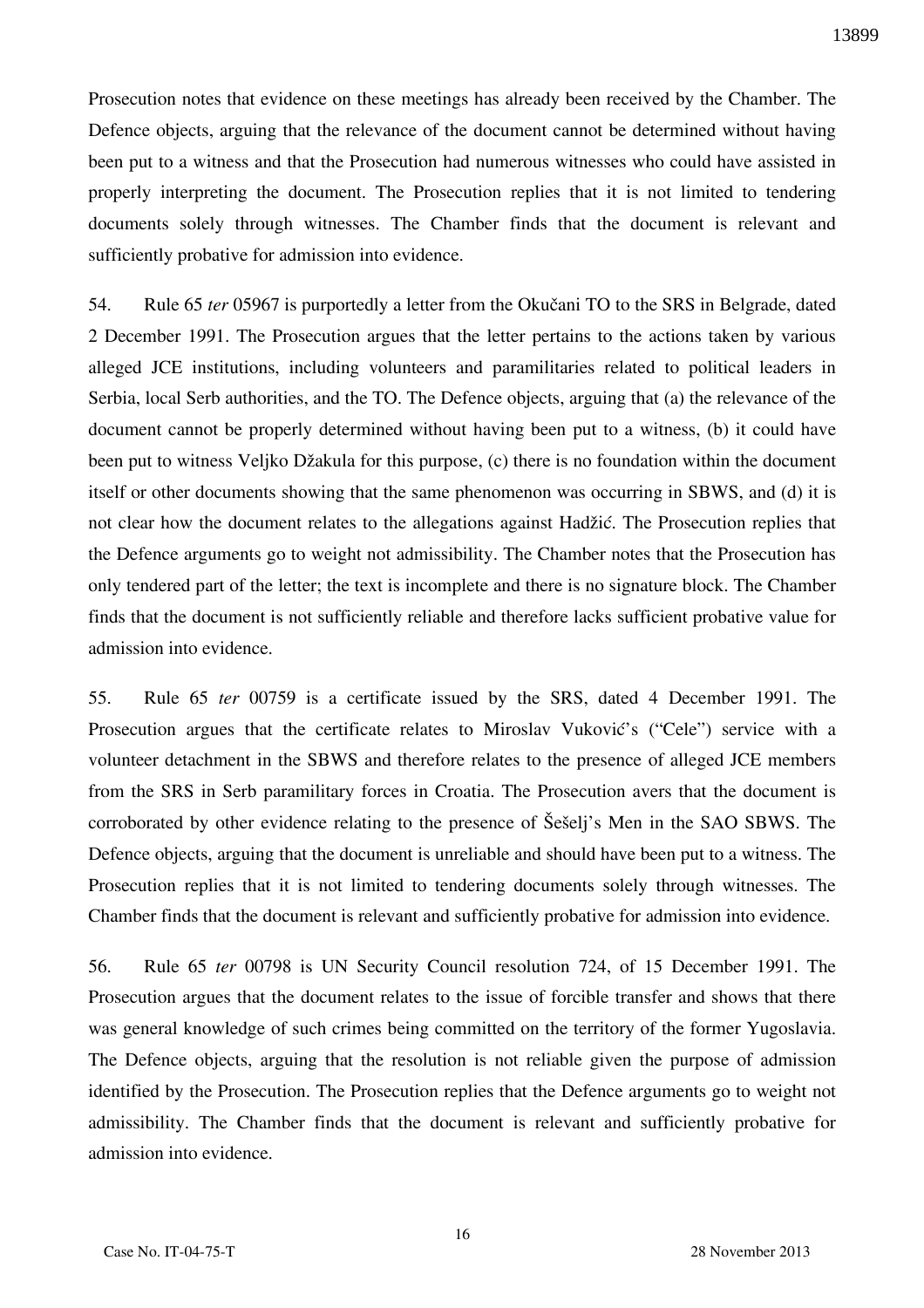Prosecution notes that evidence on these meetings has already been received by the Chamber. The Defence objects, arguing that the relevance of the document cannot be determined without having been put to a witness and that the Prosecution had numerous witnesses who could have assisted in properly interpreting the document. The Prosecution replies that it is not limited to tendering documents solely through witnesses. The Chamber finds that the document is relevant and sufficiently probative for admission into evidence.

54. Rule 65 *ter* 05967 is purportedly a letter from the Okučani TO to the SRS in Belgrade, dated 2 December 1991. The Prosecution argues that the letter pertains to the actions taken by various alleged JCE institutions, including volunteers and paramilitaries related to political leaders in Serbia, local Serb authorities, and the TO. The Defence objects, arguing that (a) the relevance of the document cannot be properly determined without having been put to a witness, (b) it could have been put to witness Veljko Džakula for this purpose, (c) there is no foundation within the document itself or other documents showing that the same phenomenon was occurring in SBWS, and (d) it is not clear how the document relates to the allegations against Hadžić. The Prosecution replies that the Defence arguments go to weight not admissibility. The Chamber notes that the Prosecution has only tendered part of the letter; the text is incomplete and there is no signature block. The Chamber finds that the document is not sufficiently reliable and therefore lacks sufficient probative value for admission into evidence.

55. Rule 65 *ter* 00759 is a certificate issued by the SRS, dated 4 December 1991. The Prosecution argues that the certificate relates to Miroslav Vuković's ("Cele") service with a volunteer detachment in the SBWS and therefore relates to the presence of alleged JCE members from the SRS in Serb paramilitary forces in Croatia. The Prosecution avers that the document is corroborated by other evidence relating to the presence of Šešelj's Men in the SAO SBWS. The Defence objects, arguing that the document is unreliable and should have been put to a witness. The Prosecution replies that it is not limited to tendering documents solely through witnesses. The Chamber finds that the document is relevant and sufficiently probative for admission into evidence.

56. Rule 65 *ter* 00798 is UN Security Council resolution 724, of 15 December 1991. The Prosecution argues that the document relates to the issue of forcible transfer and shows that there was general knowledge of such crimes being committed on the territory of the former Yugoslavia. The Defence objects, arguing that the resolution is not reliable given the purpose of admission identified by the Prosecution. The Prosecution replies that the Defence arguments go to weight not admissibility. The Chamber finds that the document is relevant and sufficiently probative for admission into evidence.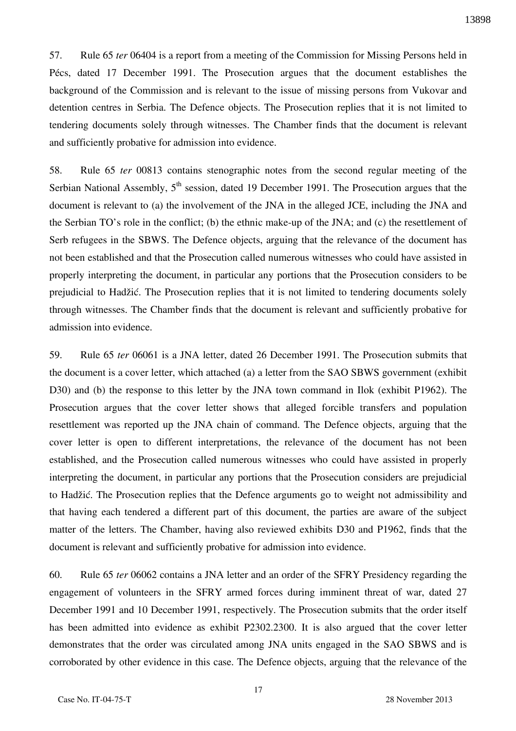57. Rule 65 *ter* 06404 is a report from a meeting of the Commission for Missing Persons held in Pécs, dated 17 December 1991. The Prosecution argues that the document establishes the background of the Commission and is relevant to the issue of missing persons from Vukovar and detention centres in Serbia. The Defence objects. The Prosecution replies that it is not limited to tendering documents solely through witnesses. The Chamber finds that the document is relevant and sufficiently probative for admission into evidence.

58. Rule 65 *ter* 00813 contains stenographic notes from the second regular meeting of the Serbian National Assembly, 5th session, dated 19 December 1991. The Prosecution argues that the document is relevant to (a) the involvement of the JNA in the alleged JCE, including the JNA and the Serbian TO's role in the conflict; (b) the ethnic make-up of the JNA; and (c) the resettlement of Serb refugees in the SBWS. The Defence objects, arguing that the relevance of the document has not been established and that the Prosecution called numerous witnesses who could have assisted in properly interpreting the document, in particular any portions that the Prosecution considers to be prejudicial to Hadžić. The Prosecution replies that it is not limited to tendering documents solely through witnesses. The Chamber finds that the document is relevant and sufficiently probative for admission into evidence.

59. Rule 65 *ter* 06061 is a JNA letter, dated 26 December 1991. The Prosecution submits that the document is a cover letter, which attached (a) a letter from the SAO SBWS government (exhibit D30) and (b) the response to this letter by the JNA town command in Ilok (exhibit P1962). The Prosecution argues that the cover letter shows that alleged forcible transfers and population resettlement was reported up the JNA chain of command. The Defence objects, arguing that the cover letter is open to different interpretations, the relevance of the document has not been established, and the Prosecution called numerous witnesses who could have assisted in properly interpreting the document, in particular any portions that the Prosecution considers are prejudicial to Hadžić. The Prosecution replies that the Defence arguments go to weight not admissibility and that having each tendered a different part of this document, the parties are aware of the subject matter of the letters. The Chamber, having also reviewed exhibits D30 and P1962, finds that the document is relevant and sufficiently probative for admission into evidence.

60. Rule 65 *ter* 06062 contains a JNA letter and an order of the SFRY Presidency regarding the engagement of volunteers in the SFRY armed forces during imminent threat of war, dated 27 December 1991 and 10 December 1991, respectively. The Prosecution submits that the order itself has been admitted into evidence as exhibit P2302.2300. It is also argued that the cover letter demonstrates that the order was circulated among JNA units engaged in the SAO SBWS and is corroborated by other evidence in this case. The Defence objects, arguing that the relevance of the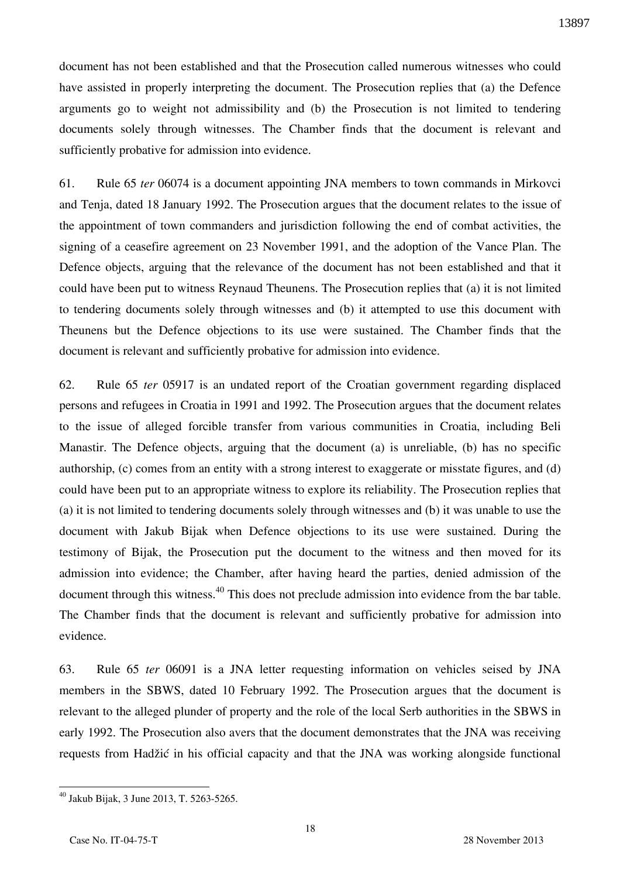document has not been established and that the Prosecution called numerous witnesses who could have assisted in properly interpreting the document. The Prosecution replies that (a) the Defence arguments go to weight not admissibility and (b) the Prosecution is not limited to tendering documents solely through witnesses. The Chamber finds that the document is relevant and sufficiently probative for admission into evidence.

61. Rule 65 *ter* 06074 is a document appointing JNA members to town commands in Mirkovci and Tenja, dated 18 January 1992. The Prosecution argues that the document relates to the issue of the appointment of town commanders and jurisdiction following the end of combat activities, the signing of a ceasefire agreement on 23 November 1991, and the adoption of the Vance Plan. The Defence objects, arguing that the relevance of the document has not been established and that it could have been put to witness Reynaud Theunens. The Prosecution replies that (a) it is not limited to tendering documents solely through witnesses and (b) it attempted to use this document with Theunens but the Defence objections to its use were sustained. The Chamber finds that the document is relevant and sufficiently probative for admission into evidence.

62. Rule 65 *ter* 05917 is an undated report of the Croatian government regarding displaced persons and refugees in Croatia in 1991 and 1992. The Prosecution argues that the document relates to the issue of alleged forcible transfer from various communities in Croatia, including Beli Manastir. The Defence objects, arguing that the document (a) is unreliable, (b) has no specific authorship, (c) comes from an entity with a strong interest to exaggerate or misstate figures, and (d) could have been put to an appropriate witness to explore its reliability. The Prosecution replies that (a) it is not limited to tendering documents solely through witnesses and (b) it was unable to use the document with Jakub Bijak when Defence objections to its use were sustained. During the testimony of Bijak, the Prosecution put the document to the witness and then moved for its admission into evidence; the Chamber, after having heard the parties, denied admission of the document through this witness.[40] This does not preclude admission into evidence from the bar table. The Chamber finds that the document is relevant and sufficiently probative for admission into evidence.

63. Rule 65 *ter* 06091 is a JNA letter requesting information on vehicles seised by JNA members in the SBWS, dated 10 February 1992. The Prosecution argues that the document is relevant to the alleged plunder of property and the role of the local Serb authorities in the SBWS in early 1992. The Prosecution also avers that the document demonstrates that the JNA was receiving requests from Hadžić in his official capacity and that the JNA was working alongside functional

---

[40] Jakub Bijak, 3 June 2013, T. 5263-5265.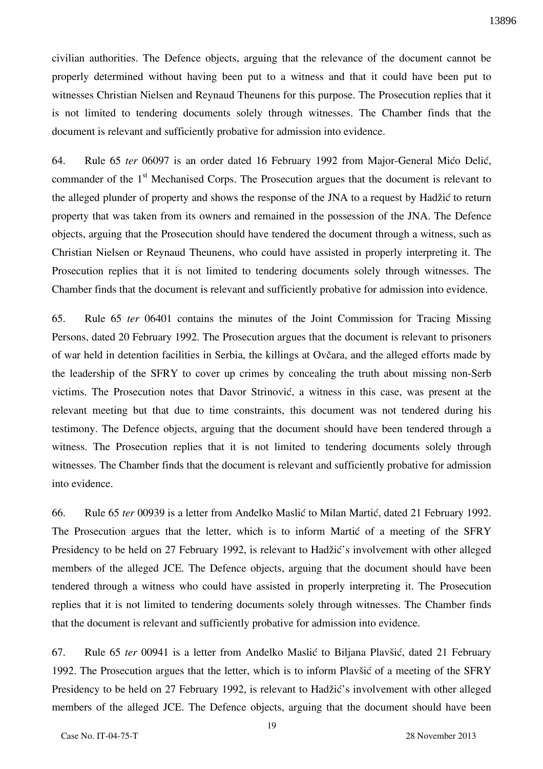civilian authorities. The Defence objects, arguing that the relevance of the document cannot be properly determined without having been put to a witness and that it could have been put to witnesses Christian Nielsen and Reynaud Theunens for this purpose. The Prosecution replies that it is not limited to tendering documents solely through witnesses. The Chamber finds that the document is relevant and sufficiently probative for admission into evidence.

64. Rule 65 *ter* 06097 is an order dated 16 February 1992 from Major-General Mićo Delić, commander of the 1st Mechanised Corps. The Prosecution argues that the document is relevant to the alleged plunder of property and shows the response of the JNA to a request by Hadžić to return property that was taken from its owners and remained in the possession of the JNA. The Defence objects, arguing that the Prosecution should have tendered the document through a witness, such as Christian Nielsen or Reynaud Theunens, who could have assisted in properly interpreting it. The Prosecution replies that it is not limited to tendering documents solely through witnesses. The Chamber finds that the document is relevant and sufficiently probative for admission into evidence.

65. Rule 65 *ter* 06401 contains the minutes of the Joint Commission for Tracing Missing Persons, dated 20 February 1992. The Prosecution argues that the document is relevant to prisoners of war held in detention facilities in Serbia, the killings at Ovčara, and the alleged efforts made by the leadership of the SFRY to cover up crimes by concealing the truth about missing non-Serb victims. The Prosecution notes that Davor Strinović, a witness in this case, was present at the relevant meeting but that due to time constraints, this document was not tendered during his testimony. The Defence objects, arguing that the document should have been tendered through a witness. The Prosecution replies that it is not limited to tendering documents solely through witnesses. The Chamber finds that the document is relevant and sufficiently probative for admission into evidence.

66. Rule 65 *ter* 00939 is a letter from Anđelko Maslić to Milan Martić, dated 21 February 1992. The Prosecution argues that the letter, which is to inform Martić of a meeting of the SFRY Presidency to be held on 27 February 1992, is relevant to Hadžić's involvement with other alleged members of the alleged JCE. The Defence objects, arguing that the document should have been tendered through a witness who could have assisted in properly interpreting it. The Prosecution replies that it is not limited to tendering documents solely through witnesses. The Chamber finds that the document is relevant and sufficiently probative for admission into evidence.

67. Rule 65 *ter* 00941 is a letter from Anđelko Maslić to Biljana Plavšić, dated 21 February 1992. The Prosecution argues that the letter, which is to inform Plavšić of a meeting of the SFRY Presidency to be held on 27 February 1992, is relevant to Hadžić's involvement with other alleged members of the alleged JCE. The Defence objects, arguing that the document should have been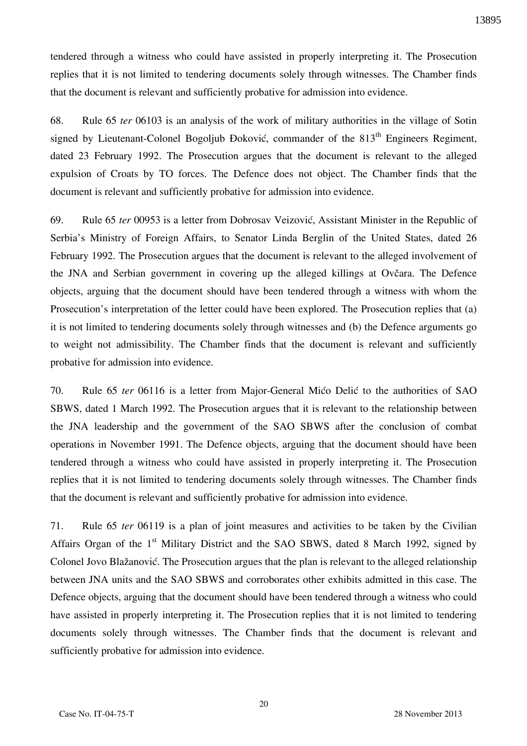tendered through a witness who could have assisted in properly interpreting it. The Prosecution replies that it is not limited to tendering documents solely through witnesses. The Chamber finds that the document is relevant and sufficiently probative for admission into evidence.

68. Rule 65 *ter* 06103 is an analysis of the work of military authorities in the village of Sotin signed by Lieutenant-Colonel Bogoljub Đoković, commander of the 813th Engineers Regiment, dated 23 February 1992. The Prosecution argues that the document is relevant to the alleged expulsion of Croats by TO forces. The Defence does not object. The Chamber finds that the document is relevant and sufficiently probative for admission into evidence.

69. Rule 65 *ter* 00953 is a letter from Dobrosav Veizović, Assistant Minister in the Republic of Serbia's Ministry of Foreign Affairs, to Senator Linda Berglin of the United States, dated 26 February 1992. The Prosecution argues that the document is relevant to the alleged involvement of the JNA and Serbian government in covering up the alleged killings at Ovčara. The Defence objects, arguing that the document should have been tendered through a witness with whom the Prosecution's interpretation of the letter could have been explored. The Prosecution replies that (a) it is not limited to tendering documents solely through witnesses and (b) the Defence arguments go to weight not admissibility. The Chamber finds that the document is relevant and sufficiently probative for admission into evidence.

70. Rule 65 *ter* 06116 is a letter from Major-General Mićo Delić to the authorities of SAO SBWS, dated 1 March 1992. The Prosecution argues that it is relevant to the relationship between the JNA leadership and the government of the SAO SBWS after the conclusion of combat operations in November 1991. The Defence objects, arguing that the document should have been tendered through a witness who could have assisted in properly interpreting it. The Prosecution replies that it is not limited to tendering documents solely through witnesses. The Chamber finds that the document is relevant and sufficiently probative for admission into evidence.

71. Rule 65 *ter* 06119 is a plan of joint measures and activities to be taken by the Civilian Affairs Organ of the 1st Military District and the SAO SBWS, dated 8 March 1992, signed by Colonel Jovo Blažanović. The Prosecution argues that the plan is relevant to the alleged relationship between JNA units and the SAO SBWS and corroborates other exhibits admitted in this case. The Defence objects, arguing that the document should have been tendered through a witness who could have assisted in properly interpreting it. The Prosecution replies that it is not limited to tendering documents solely through witnesses. The Chamber finds that the document is relevant and sufficiently probative for admission into evidence.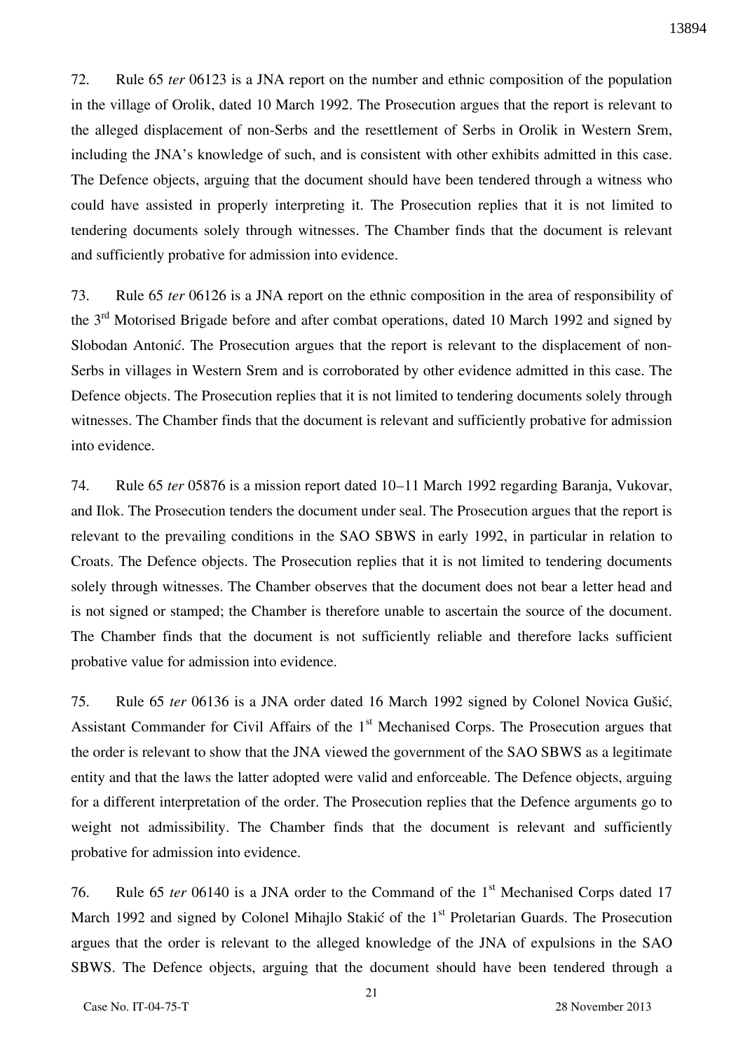72. Rule 65 *ter* 06123 is a JNA report on the number and ethnic composition of the population in the village of Orolik, dated 10 March 1992. The Prosecution argues that the report is relevant to the alleged displacement of non-Serbs and the resettlement of Serbs in Orolik in Western Srem, including the JNA's knowledge of such, and is consistent with other exhibits admitted in this case. The Defence objects, arguing that the document should have been tendered through a witness who could have assisted in properly interpreting it. The Prosecution replies that it is not limited to tendering documents solely through witnesses. The Chamber finds that the document is relevant and sufficiently probative for admission into evidence.

73. Rule 65 *ter* 06126 is a JNA report on the ethnic composition in the area of responsibility of the 3rd Motorised Brigade before and after combat operations, dated 10 March 1992 and signed by Slobodan Antonić. The Prosecution argues that the report is relevant to the displacement of non-Serbs in villages in Western Srem and is corroborated by other evidence admitted in this case. The Defence objects. The Prosecution replies that it is not limited to tendering documents solely through witnesses. The Chamber finds that the document is relevant and sufficiently probative for admission into evidence.

74. Rule 65 *ter* 05876 is a mission report dated 10–11 March 1992 regarding Baranja, Vukovar, and Ilok. The Prosecution tenders the document under seal. The Prosecution argues that the report is relevant to the prevailing conditions in the SAO SBWS in early 1992, in particular in relation to Croats. The Defence objects. The Prosecution replies that it is not limited to tendering documents solely through witnesses. The Chamber observes that the document does not bear a letter head and is not signed or stamped; the Chamber is therefore unable to ascertain the source of the document. The Chamber finds that the document is not sufficiently reliable and therefore lacks sufficient probative value for admission into evidence.

75. Rule 65 *ter* 06136 is a JNA order dated 16 March 1992 signed by Colonel Novica Gušić, Assistant Commander for Civil Affairs of the 1st Mechanised Corps. The Prosecution argues that the order is relevant to show that the JNA viewed the government of the SAO SBWS as a legitimate entity and that the laws the latter adopted were valid and enforceable. The Defence objects, arguing for a different interpretation of the order. The Prosecution replies that the Defence arguments go to weight not admissibility. The Chamber finds that the document is relevant and sufficiently probative for admission into evidence.

76. Rule 65 *ter* 06140 is a JNA order to the Command of the 1st Mechanised Corps dated 17 March 1992 and signed by Colonel Mihajlo Stakić of the 1st Proletarian Guards. The Prosecution argues that the order is relevant to the alleged knowledge of the JNA of expulsions in the SAO SBWS. The Defence objects, arguing that the document should have been tendered through a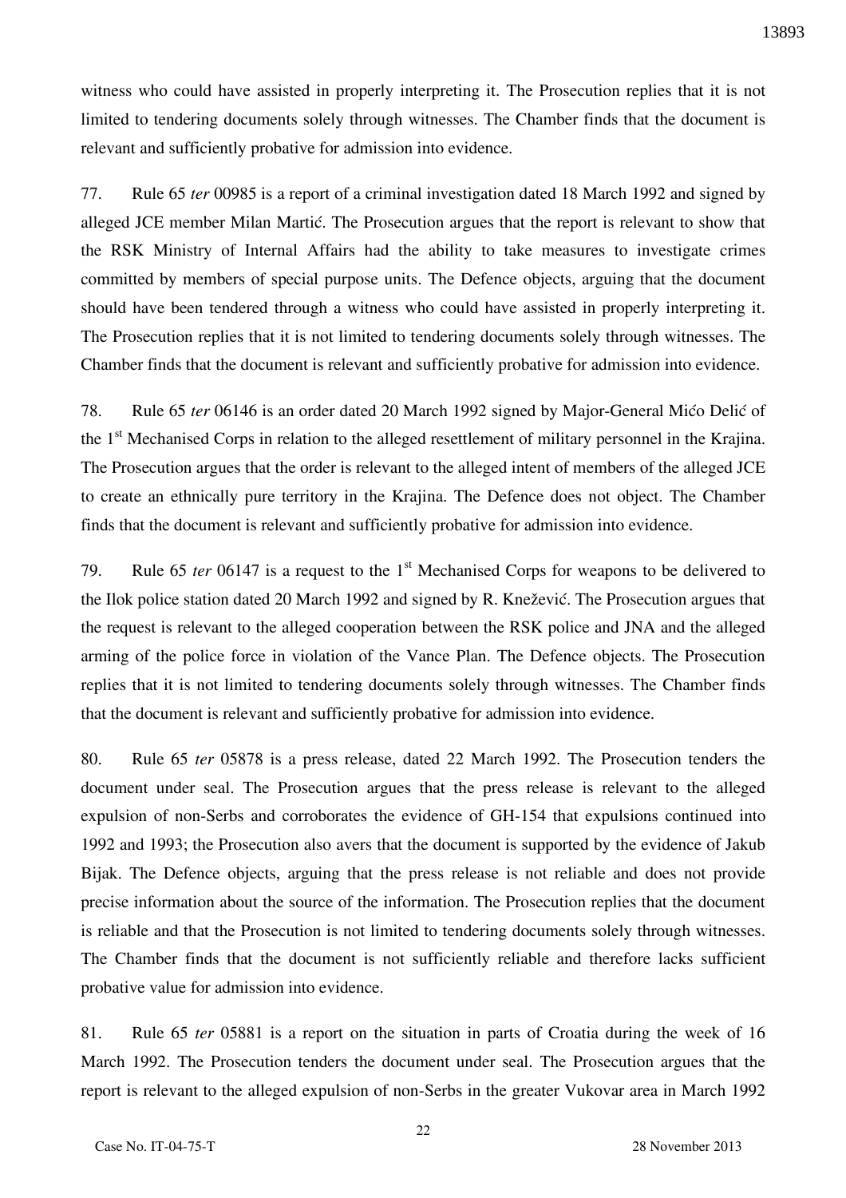witness who could have assisted in properly interpreting it. The Prosecution replies that it is not limited to tendering documents solely through witnesses. The Chamber finds that the document is relevant and sufficiently probative for admission into evidence.

77. Rule 65 *ter* 00985 is a report of a criminal investigation dated 18 March 1992 and signed by alleged JCE member Milan Martić. The Prosecution argues that the report is relevant to show that the RSK Ministry of Internal Affairs had the ability to take measures to investigate crimes committed by members of special purpose units. The Defence objects, arguing that the document should have been tendered through a witness who could have assisted in properly interpreting it. The Prosecution replies that it is not limited to tendering documents solely through witnesses. The Chamber finds that the document is relevant and sufficiently probative for admission into evidence.

78. Rule 65 *ter* 06146 is an order dated 20 March 1992 signed by Major-General Mićo Delić of the 1st Mechanised Corps in relation to the alleged resettlement of military personnel in the Krajina. The Prosecution argues that the order is relevant to the alleged intent of members of the alleged JCE to create an ethnically pure territory in the Krajina. The Defence does not object. The Chamber finds that the document is relevant and sufficiently probative for admission into evidence.

79. Rule 65 *ter* 06147 is a request to the 1st Mechanised Corps for weapons to be delivered to the Ilok police station dated 20 March 1992 and signed by R. Knežević. The Prosecution argues that the request is relevant to the alleged cooperation between the RSK police and JNA and the alleged arming of the police force in violation of the Vance Plan. The Defence objects. The Prosecution replies that it is not limited to tendering documents solely through witnesses. The Chamber finds that the document is relevant and sufficiently probative for admission into evidence.

80. Rule 65 *ter* 05878 is a press release, dated 22 March 1992. The Prosecution tenders the document under seal. The Prosecution argues that the press release is relevant to the alleged expulsion of non-Serbs and corroborates the evidence of GH-154 that expulsions continued into 1992 and 1993; the Prosecution also avers that the document is supported by the evidence of Jakub Bijak. The Defence objects, arguing that the press release is not reliable and does not provide precise information about the source of the information. The Prosecution replies that the document is reliable and that the Prosecution is not limited to tendering documents solely through witnesses. The Chamber finds that the document is not sufficiently reliable and therefore lacks sufficient probative value for admission into evidence.

81. Rule 65 *ter* 05881 is a report on the situation in parts of Croatia during the week of 16 March 1992. The Prosecution tenders the document under seal. The Prosecution argues that the report is relevant to the alleged expulsion of non-Serbs in the greater Vukovar area in March 1992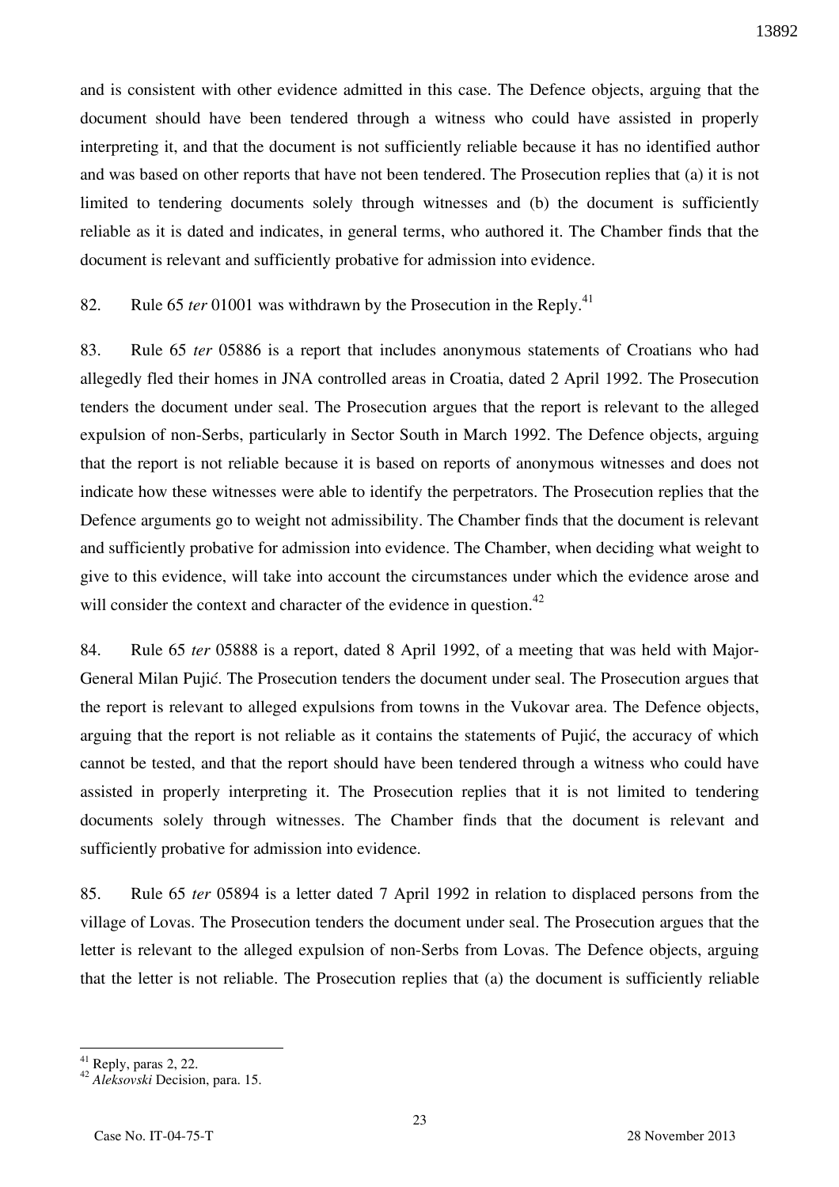and is consistent with other evidence admitted in this case. The Defence objects, arguing that the document should have been tendered through a witness who could have assisted in properly interpreting it, and that the document is not sufficiently reliable because it has no identified author and was based on other reports that have not been tendered. The Prosecution replies that (a) it is not limited to tendering documents solely through witnesses and (b) the document is sufficiently reliable as it is dated and indicates, in general terms, who authored it. The Chamber finds that the document is relevant and sufficiently probative for admission into evidence.

82. Rule 65 *ter* 01001 was withdrawn by the Prosecution in the Reply.[41]

83. Rule 65 *ter* 05886 is a report that includes anonymous statements of Croatians who had allegedly fled their homes in JNA controlled areas in Croatia, dated 2 April 1992. The Prosecution tenders the document under seal. The Prosecution argues that the report is relevant to the alleged expulsion of non-Serbs, particularly in Sector South in March 1992. The Defence objects, arguing that the report is not reliable because it is based on reports of anonymous witnesses and does not indicate how these witnesses were able to identify the perpetrators. The Prosecution replies that the Defence arguments go to weight not admissibility. The Chamber finds that the document is relevant and sufficiently probative for admission into evidence. The Chamber, when deciding what weight to give to this evidence, will take into account the circumstances under which the evidence arose and will consider the context and character of the evidence in question.[42]

84. Rule 65 *ter* 05888 is a report, dated 8 April 1992, of a meeting that was held with Major-General Milan Pujić. The Prosecution tenders the document under seal. The Prosecution argues that the report is relevant to alleged expulsions from towns in the Vukovar area. The Defence objects, arguing that the report is not reliable as it contains the statements of Pujić, the accuracy of which cannot be tested, and that the report should have been tendered through a witness who could have assisted in properly interpreting it. The Prosecution replies that it is not limited to tendering documents solely through witnesses. The Chamber finds that the document is relevant and sufficiently probative for admission into evidence.

85. Rule 65 *ter* 05894 is a letter dated 7 April 1992 in relation to displaced persons from the village of Lovas. The Prosecution tenders the document under seal. The Prosecution argues that the letter is relevant to the alleged expulsion of non-Serbs from Lovas. The Defence objects, arguing that the letter is not reliable. The Prosecution replies that (a) the document is sufficiently reliable

---

[41] Reply, paras 2, 22.

[42] *Aleksovski* Decision, para. 15.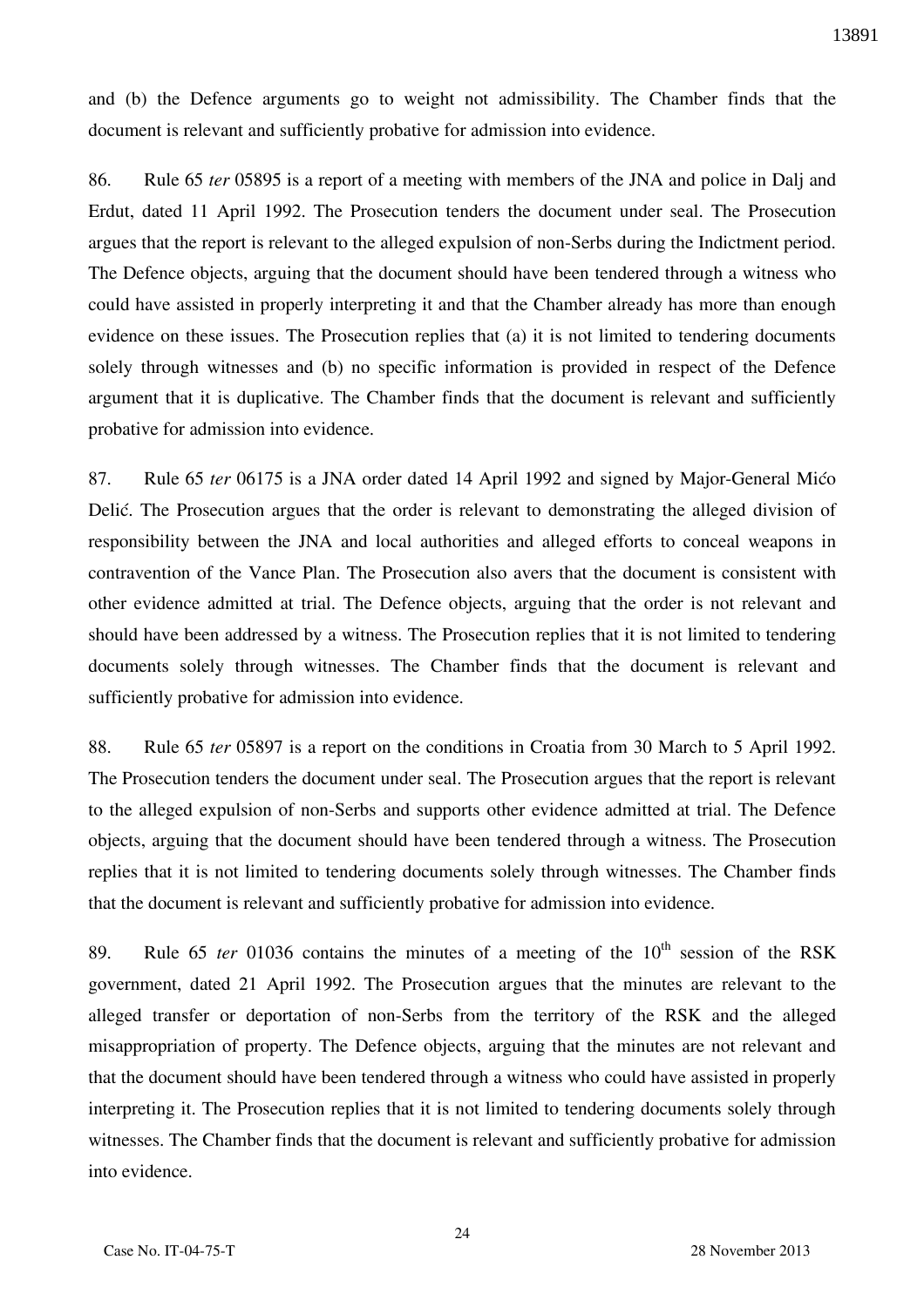and (b) the Defence arguments go to weight not admissibility. The Chamber finds that the document is relevant and sufficiently probative for admission into evidence.

86. Rule 65 *ter* 05895 is a report of a meeting with members of the JNA and police in Dalj and Erdut, dated 11 April 1992. The Prosecution tenders the document under seal. The Prosecution argues that the report is relevant to the alleged expulsion of non-Serbs during the Indictment period. The Defence objects, arguing that the document should have been tendered through a witness who could have assisted in properly interpreting it and that the Chamber already has more than enough evidence on these issues. The Prosecution replies that (a) it is not limited to tendering documents solely through witnesses and (b) no specific information is provided in respect of the Defence argument that it is duplicative. The Chamber finds that the document is relevant and sufficiently probative for admission into evidence.

87. Rule 65 *ter* 06175 is a JNA order dated 14 April 1992 and signed by Major-General Mićo Delić. The Prosecution argues that the order is relevant to demonstrating the alleged division of responsibility between the JNA and local authorities and alleged efforts to conceal weapons in contravention of the Vance Plan. The Prosecution also avers that the document is consistent with other evidence admitted at trial. The Defence objects, arguing that the order is not relevant and should have been addressed by a witness. The Prosecution replies that it is not limited to tendering documents solely through witnesses. The Chamber finds that the document is relevant and sufficiently probative for admission into evidence.

88. Rule 65 *ter* 05897 is a report on the conditions in Croatia from 30 March to 5 April 1992. The Prosecution tenders the document under seal. The Prosecution argues that the report is relevant to the alleged expulsion of non-Serbs and supports other evidence admitted at trial. The Defence objects, arguing that the document should have been tendered through a witness. The Prosecution replies that it is not limited to tendering documents solely through witnesses. The Chamber finds that the document is relevant and sufficiently probative for admission into evidence.

89. Rule 65 *ter* 01036 contains the minutes of a meeting of the 10th session of the RSK government, dated 21 April 1992. The Prosecution argues that the minutes are relevant to the alleged transfer or deportation of non-Serbs from the territory of the RSK and the alleged misappropriation of property. The Defence objects, arguing that the minutes are not relevant and that the document should have been tendered through a witness who could have assisted in properly interpreting it. The Prosecution replies that it is not limited to tendering documents solely through witnesses. The Chamber finds that the document is relevant and sufficiently probative for admission into evidence.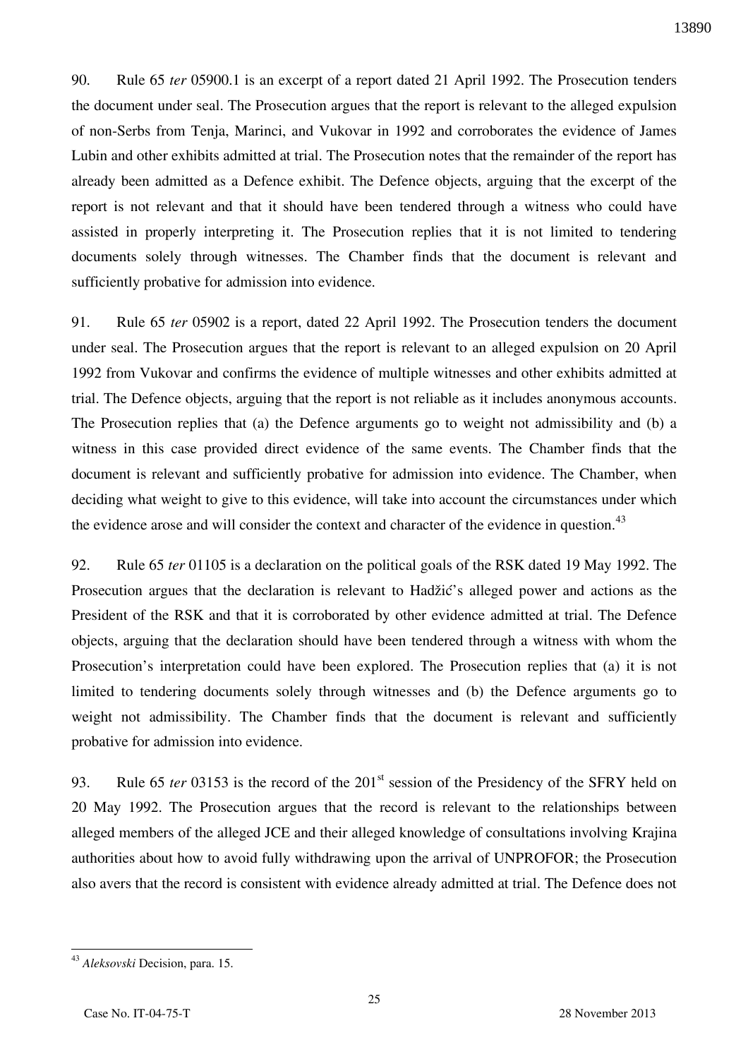90. Rule 65 *ter* 05900.1 is an excerpt of a report dated 21 April 1992. The Prosecution tenders the document under seal. The Prosecution argues that the report is relevant to the alleged expulsion of non-Serbs from Tenja, Marinci, and Vukovar in 1992 and corroborates the evidence of James Lubin and other exhibits admitted at trial. The Prosecution notes that the remainder of the report has already been admitted as a Defence exhibit. The Defence objects, arguing that the excerpt of the report is not relevant and that it should have been tendered through a witness who could have assisted in properly interpreting it. The Prosecution replies that it is not limited to tendering documents solely through witnesses. The Chamber finds that the document is relevant and sufficiently probative for admission into evidence.

91. Rule 65 *ter* 05902 is a report, dated 22 April 1992. The Prosecution tenders the document under seal. The Prosecution argues that the report is relevant to an alleged expulsion on 20 April 1992 from Vukovar and confirms the evidence of multiple witnesses and other exhibits admitted at trial. The Defence objects, arguing that the report is not reliable as it includes anonymous accounts. The Prosecution replies that (a) the Defence arguments go to weight not admissibility and (b) a witness in this case provided direct evidence of the same events. The Chamber finds that the document is relevant and sufficiently probative for admission into evidence. The Chamber, when deciding what weight to give to this evidence, will take into account the circumstances under which the evidence arose and will consider the context and character of the evidence in question.[43]

92. Rule 65 *ter* 01105 is a declaration on the political goals of the RSK dated 19 May 1992. The Prosecution argues that the declaration is relevant to Hadžić's alleged power and actions as the President of the RSK and that it is corroborated by other evidence admitted at trial. The Defence objects, arguing that the declaration should have been tendered through a witness with whom the Prosecution's interpretation could have been explored. The Prosecution replies that (a) it is not limited to tendering documents solely through witnesses and (b) the Defence arguments go to weight not admissibility. The Chamber finds that the document is relevant and sufficiently probative for admission into evidence.

93. Rule 65 *ter* 03153 is the record of the 201st session of the Presidency of the SFRY held on 20 May 1992. The Prosecution argues that the record is relevant to the relationships between alleged members of the alleged JCE and their alleged knowledge of consultations involving Krajina authorities about how to avoid fully withdrawing upon the arrival of UNPROFOR; the Prosecution also avers that the record is consistent with evidence already admitted at trial. The Defence does not

---

[43] *Aleksovski* Decision, para. 15.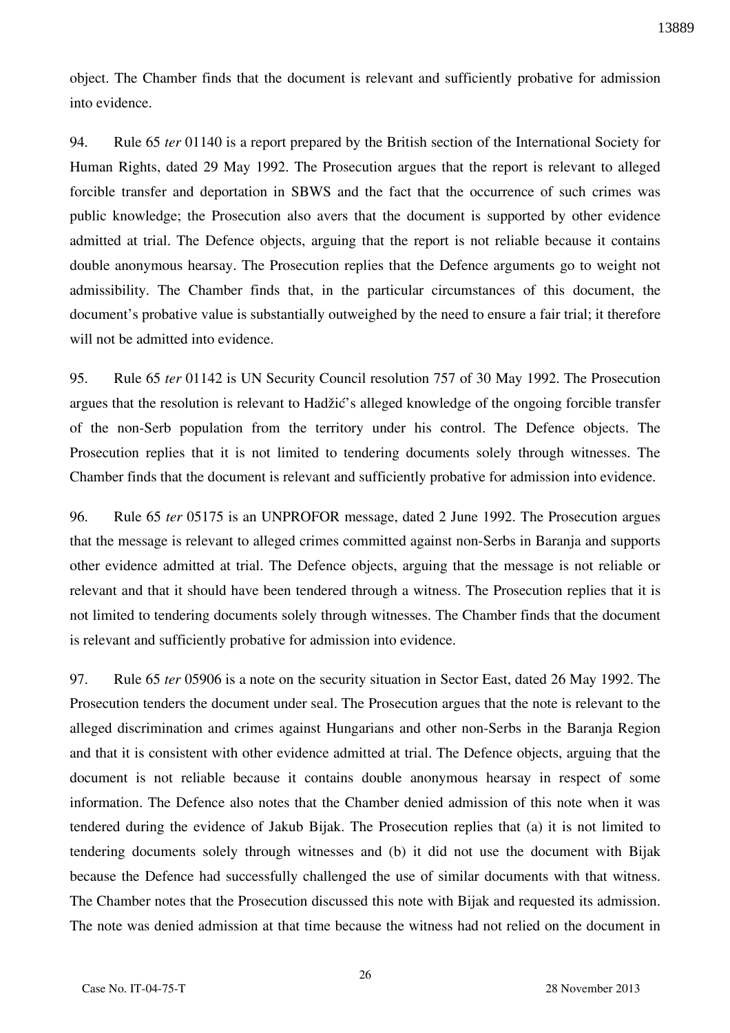object. The Chamber finds that the document is relevant and sufficiently probative for admission into evidence.

94. Rule 65 *ter* 01140 is a report prepared by the British section of the International Society for Human Rights, dated 29 May 1992. The Prosecution argues that the report is relevant to alleged forcible transfer and deportation in SBWS and the fact that the occurrence of such crimes was public knowledge; the Prosecution also avers that the document is supported by other evidence admitted at trial. The Defence objects, arguing that the report is not reliable because it contains double anonymous hearsay. The Prosecution replies that the Defence arguments go to weight not admissibility. The Chamber finds that, in the particular circumstances of this document, the document's probative value is substantially outweighed by the need to ensure a fair trial; it therefore will not be admitted into evidence.

95. Rule 65 *ter* 01142 is UN Security Council resolution 757 of 30 May 1992. The Prosecution argues that the resolution is relevant to Hadžić's alleged knowledge of the ongoing forcible transfer of the non-Serb population from the territory under his control. The Defence objects. The Prosecution replies that it is not limited to tendering documents solely through witnesses. The Chamber finds that the document is relevant and sufficiently probative for admission into evidence.

96. Rule 65 *ter* 05175 is an UNPROFOR message, dated 2 June 1992. The Prosecution argues that the message is relevant to alleged crimes committed against non-Serbs in Baranja and supports other evidence admitted at trial. The Defence objects, arguing that the message is not reliable or relevant and that it should have been tendered through a witness. The Prosecution replies that it is not limited to tendering documents solely through witnesses. The Chamber finds that the document is relevant and sufficiently probative for admission into evidence.

97. Rule 65 *ter* 05906 is a note on the security situation in Sector East, dated 26 May 1992. The Prosecution tenders the document under seal. The Prosecution argues that the note is relevant to the alleged discrimination and crimes against Hungarians and other non-Serbs in the Baranja Region and that it is consistent with other evidence admitted at trial. The Defence objects, arguing that the document is not reliable because it contains double anonymous hearsay in respect of some information. The Defence also notes that the Chamber denied admission of this note when it was tendered during the evidence of Jakub Bijak. The Prosecution replies that (a) it is not limited to tendering documents solely through witnesses and (b) it did not use the document with Bijak because the Defence had successfully challenged the use of similar documents with that witness. The Chamber notes that the Prosecution discussed this note with Bijak and requested its admission. The note was denied admission at that time because the witness had not relied on the document in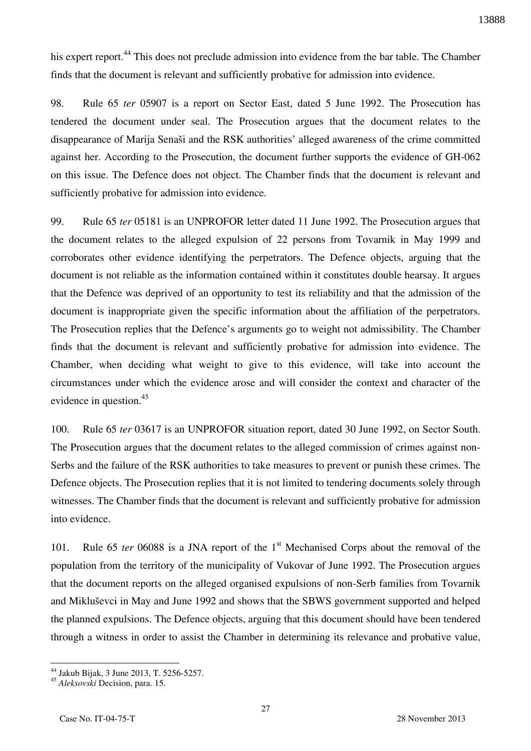his expert report.[44] This does not preclude admission into evidence from the bar table. The Chamber finds that the document is relevant and sufficiently probative for admission into evidence.

98. Rule 65 *ter* 05907 is a report on Sector East, dated 5 June 1992. The Prosecution has tendered the document under seal. The Prosecution argues that the document relates to the disappearance of Marija Senaši and the RSK authorities' alleged awareness of the crime committed against her. According to the Prosecution, the document further supports the evidence of GH-062 on this issue. The Defence does not object. The Chamber finds that the document is relevant and sufficiently probative for admission into evidence.

99. Rule 65 *ter* 05181 is an UNPROFOR letter dated 11 June 1992. The Prosecution argues that the document relates to the alleged expulsion of 22 persons from Tovarnik in May 1999 and corroborates other evidence identifying the perpetrators. The Defence objects, arguing that the document is not reliable as the information contained within it constitutes double hearsay. It argues that the Defence was deprived of an opportunity to test its reliability and that the admission of the document is inappropriate given the specific information about the affiliation of the perpetrators. The Prosecution replies that the Defence's arguments go to weight not admissibility. The Chamber finds that the document is relevant and sufficiently probative for admission into evidence. The Chamber, when deciding what weight to give to this evidence, will take into account the circumstances under which the evidence arose and will consider the context and character of the evidence in question.[45]

100. Rule 65 *ter* 03617 is an UNPROFOR situation report, dated 30 June 1992, on Sector South. The Prosecution argues that the document relates to the alleged commission of crimes against non-Serbs and the failure of the RSK authorities to take measures to prevent or punish these crimes. The Defence objects. The Prosecution replies that it is not limited to tendering documents solely through witnesses. The Chamber finds that the document is relevant and sufficiently probative for admission into evidence.

101. Rule 65 *ter* 06088 is a JNA report of the 1st Mechanised Corps about the removal of the population from the territory of the municipality of Vukovar of June 1992. The Prosecution argues that the document reports on the alleged organised expulsions of non-Serb families from Tovarnik and Mikluševci in May and June 1992 and shows that the SBWS government supported and helped the planned expulsions. The Defence objects, arguing that this document should have been tendered through a witness in order to assist the Chamber in determining its relevance and probative value,

---

[44] Jakub Bijak, 3 June 2013, T. 5256-5257.

[45] *Aleksovski* Decision, para. 15.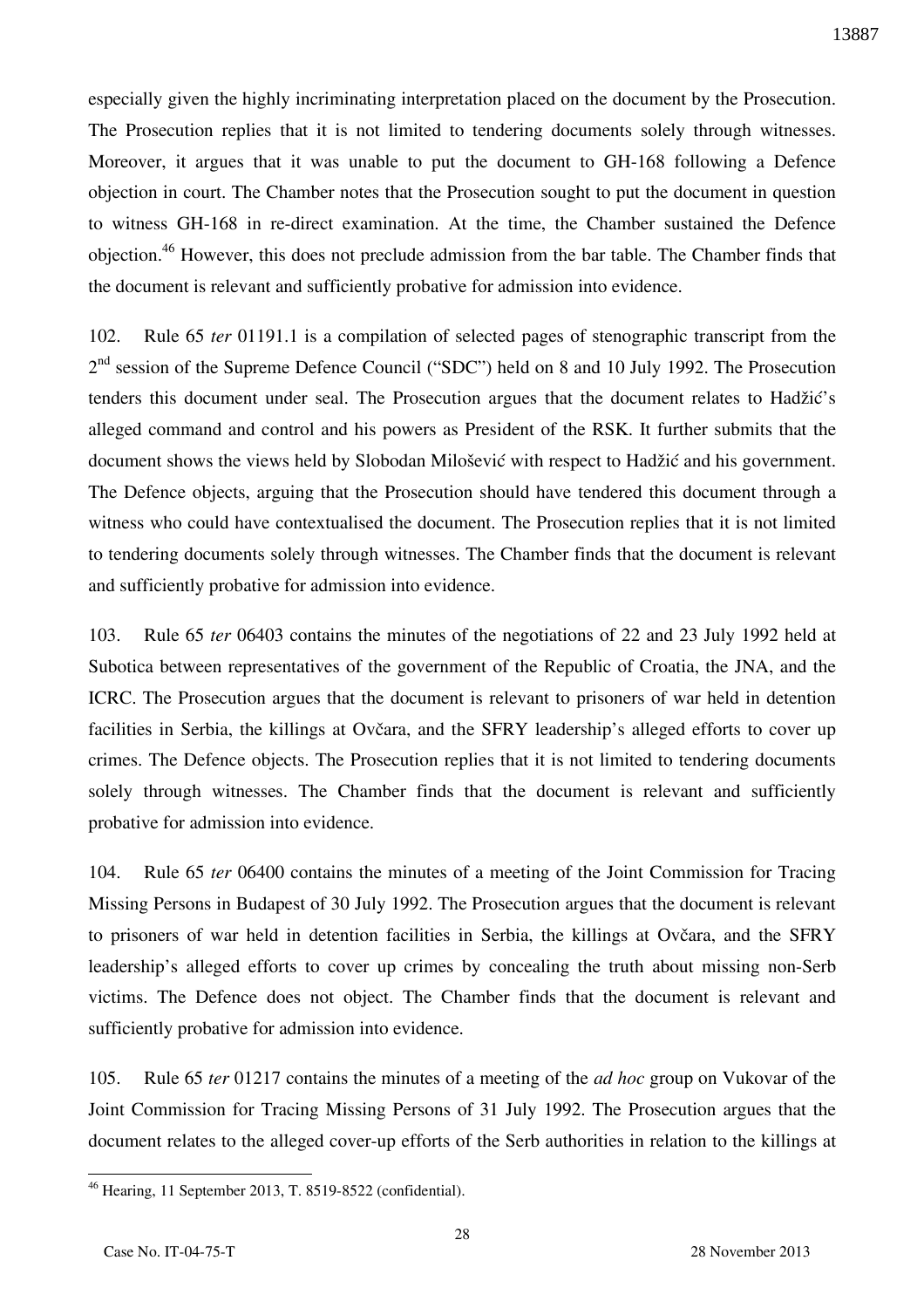especially given the highly incriminating interpretation placed on the document by the Prosecution. The Prosecution replies that it is not limited to tendering documents solely through witnesses. Moreover, it argues that it was unable to put the document to GH-168 following a Defence objection in court. The Chamber notes that the Prosecution sought to put the document in question to witness GH-168 in re-direct examination. At the time, the Chamber sustained the Defence objection.[46] However, this does not preclude admission from the bar table. The Chamber finds that the document is relevant and sufficiently probative for admission into evidence.

102. Rule 65 *ter* 01191.1 is a compilation of selected pages of stenographic transcript from the 2nd session of the Supreme Defence Council ("SDC") held on 8 and 10 July 1992. The Prosecution tenders this document under seal. The Prosecution argues that the document relates to Hadžić's alleged command and control and his powers as President of the RSK. It further submits that the document shows the views held by Slobodan Milošević with respect to Hadžić and his government. The Defence objects, arguing that the Prosecution should have tendered this document through a witness who could have contextualised the document. The Prosecution replies that it is not limited to tendering documents solely through witnesses. The Chamber finds that the document is relevant and sufficiently probative for admission into evidence.

103. Rule 65 *ter* 06403 contains the minutes of the negotiations of 22 and 23 July 1992 held at Subotica between representatives of the government of the Republic of Croatia, the JNA, and the ICRC. The Prosecution argues that the document is relevant to prisoners of war held in detention facilities in Serbia, the killings at Ovčara, and the SFRY leadership's alleged efforts to cover up crimes. The Defence objects. The Prosecution replies that it is not limited to tendering documents solely through witnesses. The Chamber finds that the document is relevant and sufficiently probative for admission into evidence.

104. Rule 65 *ter* 06400 contains the minutes of a meeting of the Joint Commission for Tracing Missing Persons in Budapest of 30 July 1992. The Prosecution argues that the document is relevant to prisoners of war held in detention facilities in Serbia, the killings at Ovčara, and the SFRY leadership's alleged efforts to cover up crimes by concealing the truth about missing non-Serb victims. The Defence does not object. The Chamber finds that the document is relevant and sufficiently probative for admission into evidence.

105. Rule 65 *ter* 01217 contains the minutes of a meeting of the *ad hoc* group on Vukovar of the Joint Commission for Tracing Missing Persons of 31 July 1992. The Prosecution argues that the document relates to the alleged cover-up efforts of the Serb authorities in relation to the killings at

---

[46] Hearing, 11 September 2013, T. 8519-8522 (confidential).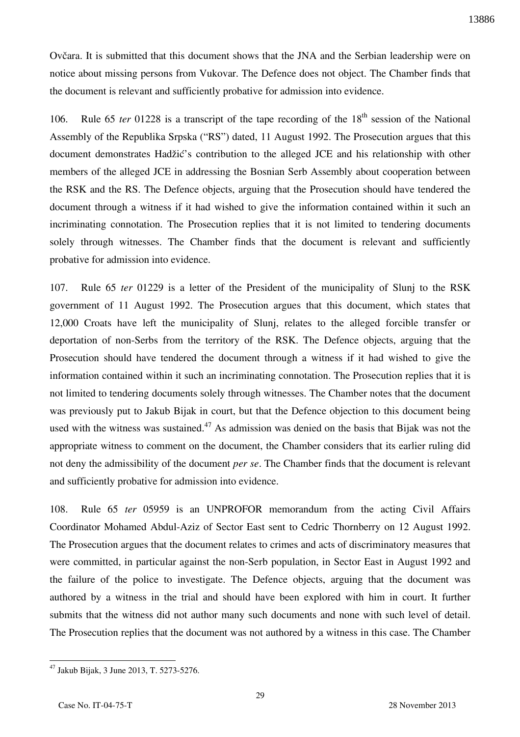Ovčara. It is submitted that this document shows that the JNA and the Serbian leadership were on notice about missing persons from Vukovar. The Defence does not object. The Chamber finds that the document is relevant and sufficiently probative for admission into evidence.

106. Rule 65 *ter* 01228 is a transcript of the tape recording of the 18th session of the National Assembly of the Republika Srpska ("RS") dated, 11 August 1992. The Prosecution argues that this document demonstrates Hadžić's contribution to the alleged JCE and his relationship with other members of the alleged JCE in addressing the Bosnian Serb Assembly about cooperation between the RSK and the RS. The Defence objects, arguing that the Prosecution should have tendered the document through a witness if it had wished to give the information contained within it such an incriminating connotation. The Prosecution replies that it is not limited to tendering documents solely through witnesses. The Chamber finds that the document is relevant and sufficiently probative for admission into evidence.

107. Rule 65 *ter* 01229 is a letter of the President of the municipality of Slunj to the RSK government of 11 August 1992. The Prosecution argues that this document, which states that 12,000 Croats have left the municipality of Slunj, relates to the alleged forcible transfer or deportation of non-Serbs from the territory of the RSK. The Defence objects, arguing that the Prosecution should have tendered the document through a witness if it had wished to give the information contained within it such an incriminating connotation. The Prosecution replies that it is not limited to tendering documents solely through witnesses. The Chamber notes that the document was previously put to Jakub Bijak in court, but that the Defence objection to this document being used with the witness was sustained.[47] As admission was denied on the basis that Bijak was not the appropriate witness to comment on the document, the Chamber considers that its earlier ruling did not deny the admissibility of the document *per se*. The Chamber finds that the document is relevant and sufficiently probative for admission into evidence.

108. Rule 65 *ter* 05959 is an UNPROFOR memorandum from the acting Civil Affairs Coordinator Mohamed Abdul-Aziz of Sector East sent to Cedric Thornberry on 12 August 1992. The Prosecution argues that the document relates to crimes and acts of discriminatory measures that were committed, in particular against the non-Serb population, in Sector East in August 1992 and the failure of the police to investigate. The Defence objects, arguing that the document was authored by a witness in the trial and should have been explored with him in court. It further submits that the witness did not author many such documents and none with such level of detail. The Prosecution replies that the document was not authored by a witness in this case. The Chamber

---

[47] Jakub Bijak, 3 June 2013, T. 5273-5276.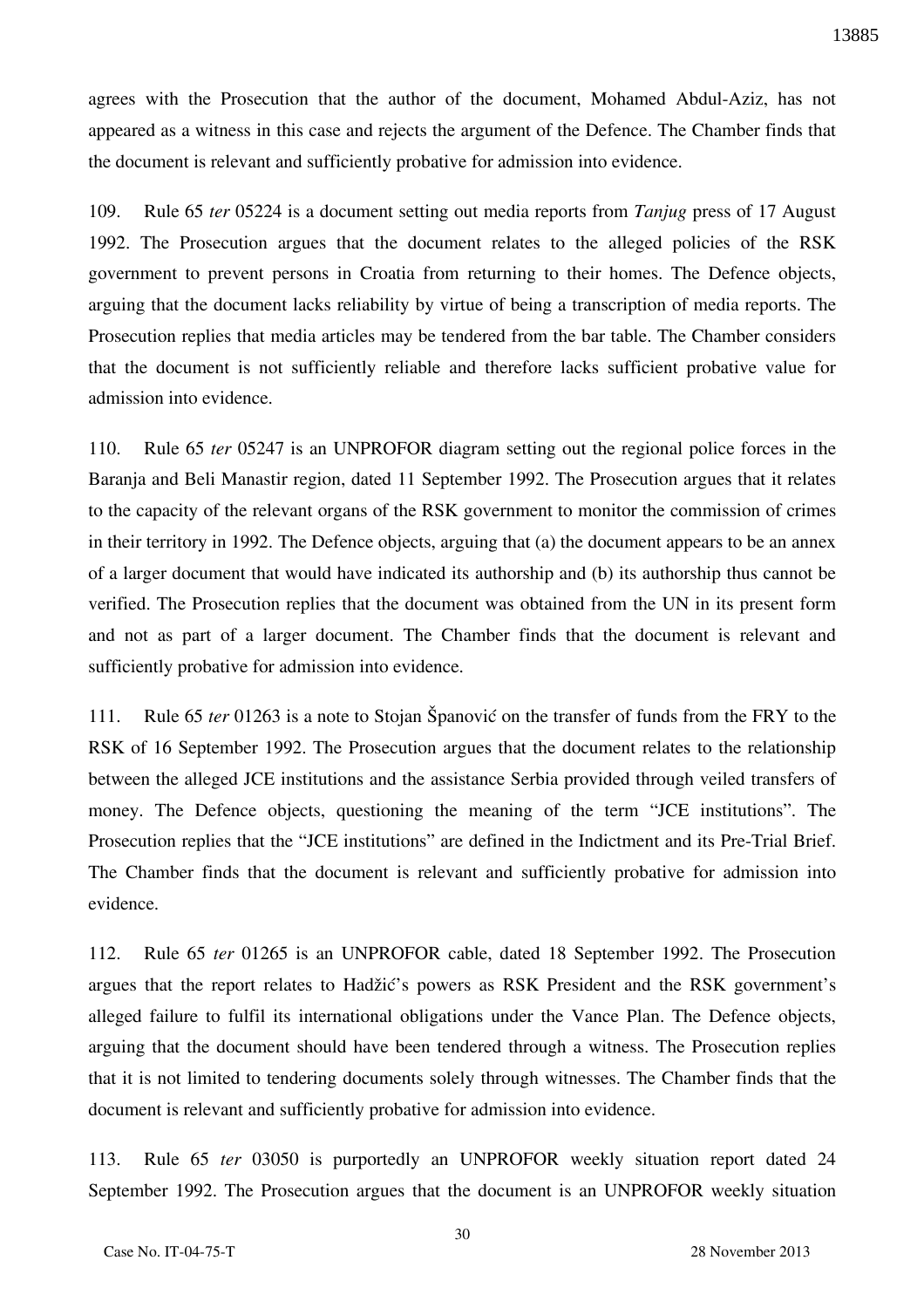agrees with the Prosecution that the author of the document, Mohamed Abdul-Aziz, has not appeared as a witness in this case and rejects the argument of the Defence. The Chamber finds that the document is relevant and sufficiently probative for admission into evidence.

109. Rule 65 *ter* 05224 is a document setting out media reports from *Tanjug* press of 17 August 1992. The Prosecution argues that the document relates to the alleged policies of the RSK government to prevent persons in Croatia from returning to their homes. The Defence objects, arguing that the document lacks reliability by virtue of being a transcription of media reports. The Prosecution replies that media articles may be tendered from the bar table. The Chamber considers that the document is not sufficiently reliable and therefore lacks sufficient probative value for admission into evidence.

110. Rule 65 *ter* 05247 is an UNPROFOR diagram setting out the regional police forces in the Baranja and Beli Manastir region, dated 11 September 1992. The Prosecution argues that it relates to the capacity of the relevant organs of the RSK government to monitor the commission of crimes in their territory in 1992. The Defence objects, arguing that (a) the document appears to be an annex of a larger document that would have indicated its authorship and (b) its authorship thus cannot be verified. The Prosecution replies that the document was obtained from the UN in its present form and not as part of a larger document. The Chamber finds that the document is relevant and sufficiently probative for admission into evidence.

111. Rule 65 *ter* 01263 is a note to Stojan Španović on the transfer of funds from the FRY to the RSK of 16 September 1992. The Prosecution argues that the document relates to the relationship between the alleged JCE institutions and the assistance Serbia provided through veiled transfers of money. The Defence objects, questioning the meaning of the term "JCE institutions". The Prosecution replies that the "JCE institutions" are defined in the Indictment and its Pre-Trial Brief. The Chamber finds that the document is relevant and sufficiently probative for admission into evidence.

112. Rule 65 *ter* 01265 is an UNPROFOR cable, dated 18 September 1992. The Prosecution argues that the report relates to Hadžić's powers as RSK President and the RSK government's alleged failure to fulfil its international obligations under the Vance Plan. The Defence objects, arguing that the document should have been tendered through a witness. The Prosecution replies that it is not limited to tendering documents solely through witnesses. The Chamber finds that the document is relevant and sufficiently probative for admission into evidence.

113. Rule 65 *ter* 03050 is purportedly an UNPROFOR weekly situation report dated 24 September 1992. The Prosecution argues that the document is an UNPROFOR weekly situation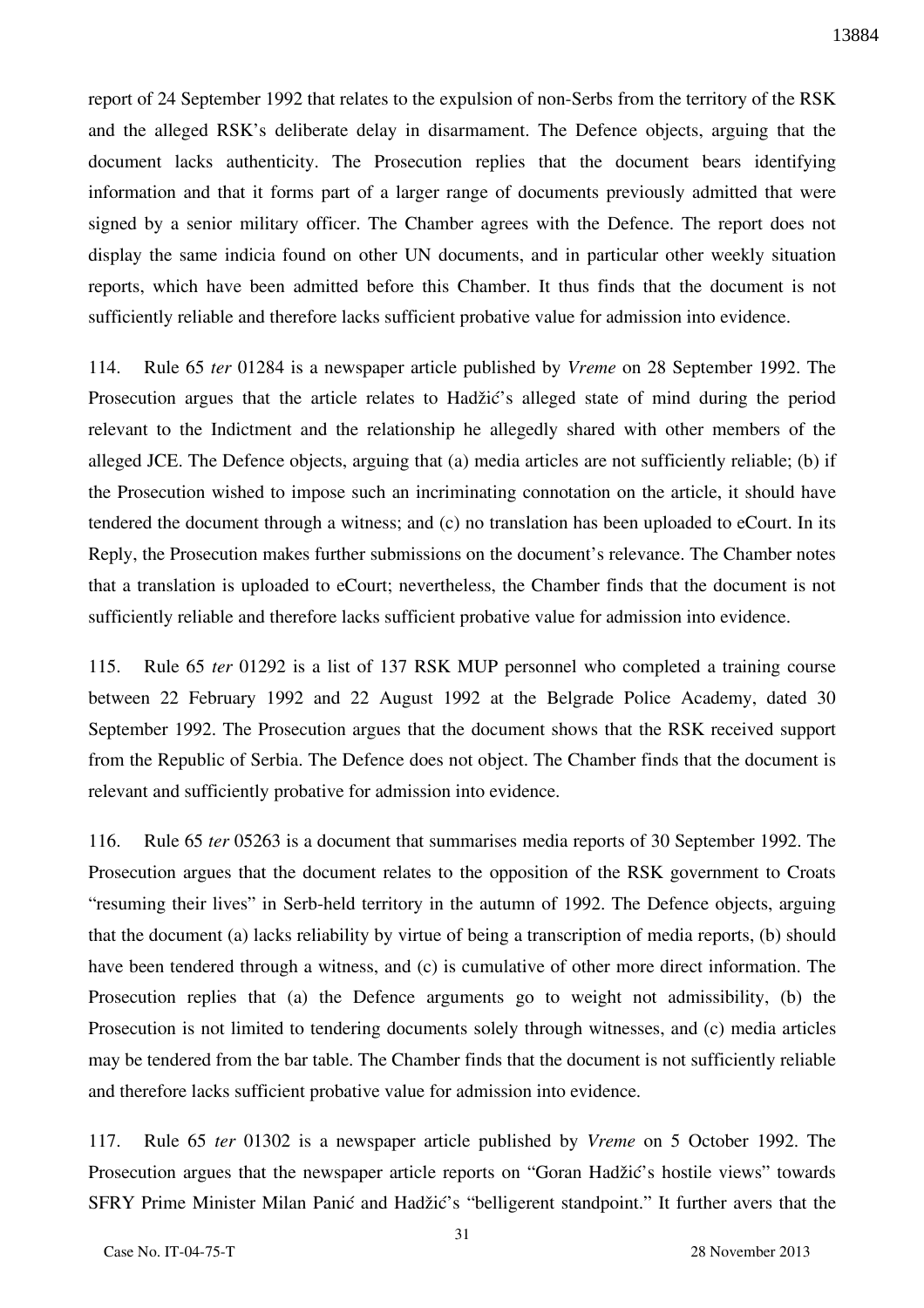report of 24 September 1992 that relates to the expulsion of non-Serbs from the territory of the RSK and the alleged RSK's deliberate delay in disarmament. The Defence objects, arguing that the document lacks authenticity. The Prosecution replies that the document bears identifying information and that it forms part of a larger range of documents previously admitted that were signed by a senior military officer. The Chamber agrees with the Defence. The report does not display the same indicia found on other UN documents, and in particular other weekly situation reports, which have been admitted before this Chamber. It thus finds that the document is not sufficiently reliable and therefore lacks sufficient probative value for admission into evidence.

114. Rule 65 *ter* 01284 is a newspaper article published by *Vreme* on 28 September 1992. The Prosecution argues that the article relates to Hadžić's alleged state of mind during the period relevant to the Indictment and the relationship he allegedly shared with other members of the alleged JCE. The Defence objects, arguing that (a) media articles are not sufficiently reliable; (b) if the Prosecution wished to impose such an incriminating connotation on the article, it should have tendered the document through a witness; and (c) no translation has been uploaded to eCourt. In its Reply, the Prosecution makes further submissions on the document's relevance. The Chamber notes that a translation is uploaded to eCourt; nevertheless, the Chamber finds that the document is not sufficiently reliable and therefore lacks sufficient probative value for admission into evidence.

115. Rule 65 *ter* 01292 is a list of 137 RSK MUP personnel who completed a training course between 22 February 1992 and 22 August 1992 at the Belgrade Police Academy, dated 30 September 1992. The Prosecution argues that the document shows that the RSK received support from the Republic of Serbia. The Defence does not object. The Chamber finds that the document is relevant and sufficiently probative for admission into evidence.

116. Rule 65 *ter* 05263 is a document that summarises media reports of 30 September 1992. The Prosecution argues that the document relates to the opposition of the RSK government to Croats "resuming their lives" in Serb-held territory in the autumn of 1992. The Defence objects, arguing that the document (a) lacks reliability by virtue of being a transcription of media reports, (b) should have been tendered through a witness, and (c) is cumulative of other more direct information. The Prosecution replies that (a) the Defence arguments go to weight not admissibility, (b) the Prosecution is not limited to tendering documents solely through witnesses, and (c) media articles may be tendered from the bar table. The Chamber finds that the document is not sufficiently reliable and therefore lacks sufficient probative value for admission into evidence.

117. Rule 65 *ter* 01302 is a newspaper article published by *Vreme* on 5 October 1992. The Prosecution argues that the newspaper article reports on "Goran Hadžić's hostile views" towards SFRY Prime Minister Milan Panić and Hadžić's "belligerent standpoint." It further avers that the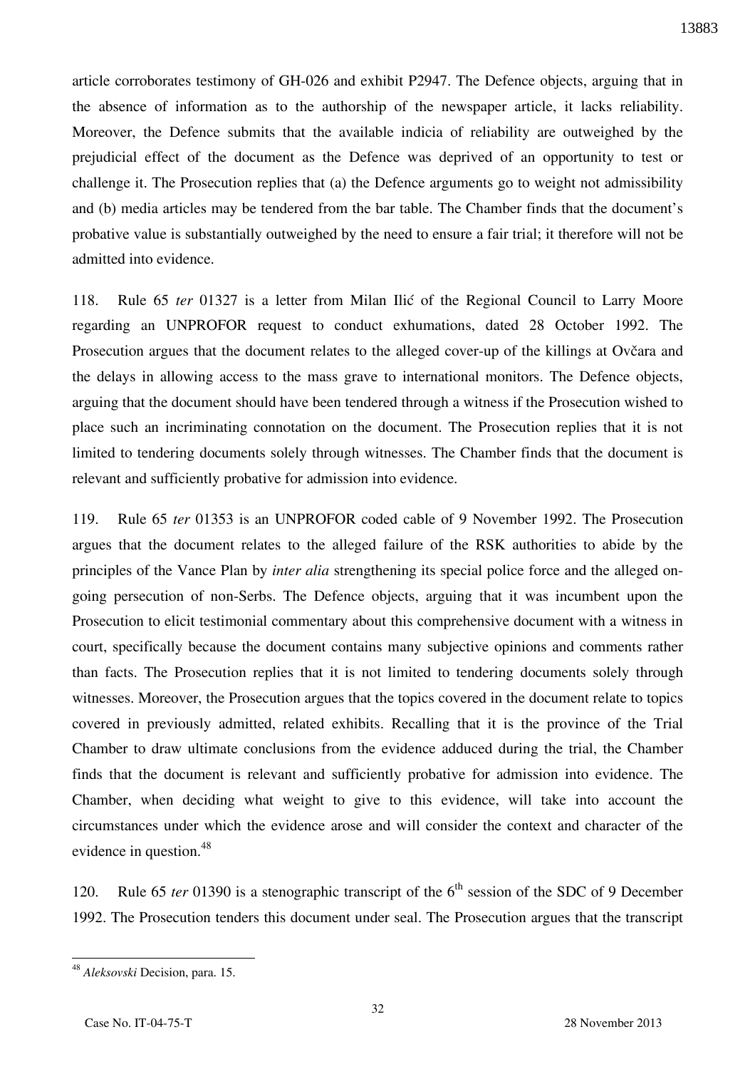article corroborates testimony of GH-026 and exhibit P2947. The Defence objects, arguing that in the absence of information as to the authorship of the newspaper article, it lacks reliability. Moreover, the Defence submits that the available indicia of reliability are outweighed by the prejudicial effect of the document as the Defence was deprived of an opportunity to test or challenge it. The Prosecution replies that (a) the Defence arguments go to weight not admissibility and (b) media articles may be tendered from the bar table. The Chamber finds that the document's probative value is substantially outweighed by the need to ensure a fair trial; it therefore will not be admitted into evidence.

118. Rule 65 *ter* 01327 is a letter from Milan Ilić of the Regional Council to Larry Moore regarding an UNPROFOR request to conduct exhumations, dated 28 October 1992. The Prosecution argues that the document relates to the alleged cover-up of the killings at Ovčara and the delays in allowing access to the mass grave to international monitors. The Defence objects, arguing that the document should have been tendered through a witness if the Prosecution wished to place such an incriminating connotation on the document. The Prosecution replies that it is not limited to tendering documents solely through witnesses. The Chamber finds that the document is relevant and sufficiently probative for admission into evidence.

119. Rule 65 *ter* 01353 is an UNPROFOR coded cable of 9 November 1992. The Prosecution argues that the document relates to the alleged failure of the RSK authorities to abide by the principles of the Vance Plan by *inter alia* strengthening its special police force and the alleged on-going persecution of non-Serbs. The Defence objects, arguing that it was incumbent upon the Prosecution to elicit testimonial commentary about this comprehensive document with a witness in court, specifically because the document contains many subjective opinions and comments rather than facts. The Prosecution replies that it is not limited to tendering documents solely through witnesses. Moreover, the Prosecution argues that the topics covered in the document relate to topics covered in previously admitted, related exhibits. Recalling that it is the province of the Trial Chamber to draw ultimate conclusions from the evidence adduced during the trial, the Chamber finds that the document is relevant and sufficiently probative for admission into evidence. The Chamber, when deciding what weight to give to this evidence, will take into account the circumstances under which the evidence arose and will consider the context and character of the evidence in question.[48]

120. Rule 65 *ter* 01390 is a stenographic transcript of the 6th session of the SDC of 9 December 1992. The Prosecution tenders this document under seal. The Prosecution argues that the transcript

---

[48] *Aleksovski* Decision, para. 15.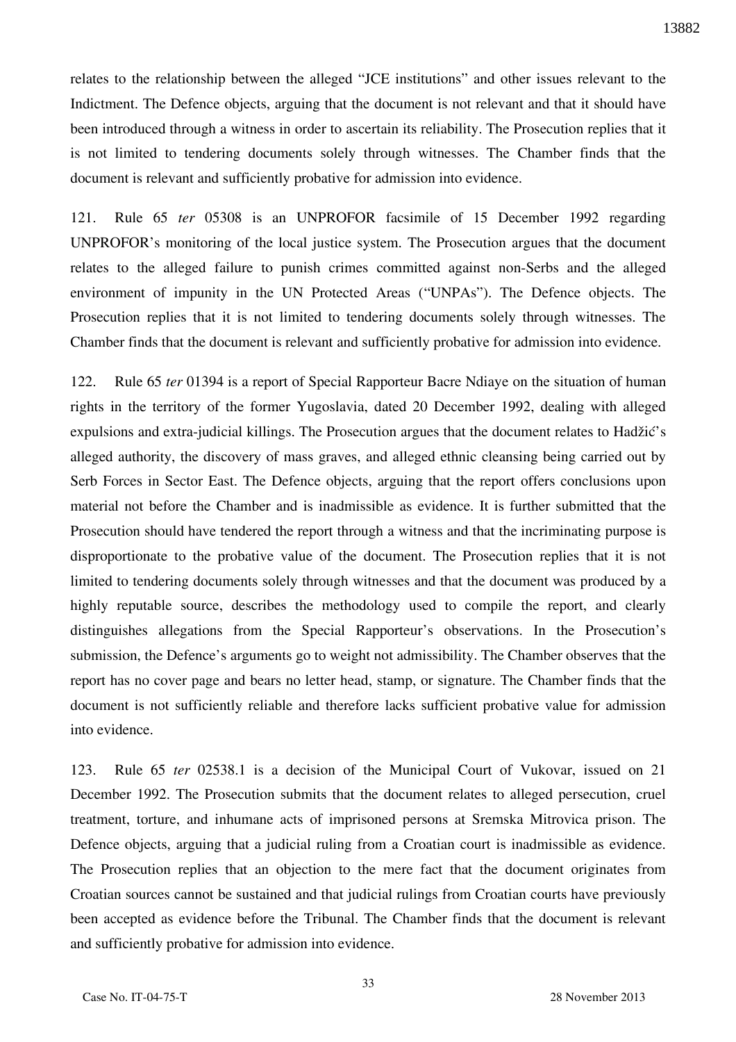relates to the relationship between the alleged "JCE institutions" and other issues relevant to the Indictment. The Defence objects, arguing that the document is not relevant and that it should have been introduced through a witness in order to ascertain its reliability. The Prosecution replies that it is not limited to tendering documents solely through witnesses. The Chamber finds that the document is relevant and sufficiently probative for admission into evidence.

121. Rule 65 *ter* 05308 is an UNPROFOR facsimile of 15 December 1992 regarding UNPROFOR's monitoring of the local justice system. The Prosecution argues that the document relates to the alleged failure to punish crimes committed against non-Serbs and the alleged environment of impunity in the UN Protected Areas ("UNPAs"). The Defence objects. The Prosecution replies that it is not limited to tendering documents solely through witnesses. The Chamber finds that the document is relevant and sufficiently probative for admission into evidence.

122. Rule 65 *ter* 01394 is a report of Special Rapporteur Bacre Ndiaye on the situation of human rights in the territory of the former Yugoslavia, dated 20 December 1992, dealing with alleged expulsions and extra-judicial killings. The Prosecution argues that the document relates to Hadžić's alleged authority, the discovery of mass graves, and alleged ethnic cleansing being carried out by Serb Forces in Sector East. The Defence objects, arguing that the report offers conclusions upon material not before the Chamber and is inadmissible as evidence. It is further submitted that the Prosecution should have tendered the report through a witness and that the incriminating purpose is disproportionate to the probative value of the document. The Prosecution replies that it is not limited to tendering documents solely through witnesses and that the document was produced by a highly reputable source, describes the methodology used to compile the report, and clearly distinguishes allegations from the Special Rapporteur's observations. In the Prosecution's submission, the Defence's arguments go to weight not admissibility. The Chamber observes that the report has no cover page and bears no letter head, stamp, or signature. The Chamber finds that the document is not sufficiently reliable and therefore lacks sufficient probative value for admission into evidence.

123. Rule 65 *ter* 02538.1 is a decision of the Municipal Court of Vukovar, issued on 21 December 1992. The Prosecution submits that the document relates to alleged persecution, cruel treatment, torture, and inhumane acts of imprisoned persons at Sremska Mitrovica prison. The Defence objects, arguing that a judicial ruling from a Croatian court is inadmissible as evidence. The Prosecution replies that an objection to the mere fact that the document originates from Croatian sources cannot be sustained and that judicial rulings from Croatian courts have previously been accepted as evidence before the Tribunal. The Chamber finds that the document is relevant and sufficiently probative for admission into evidence.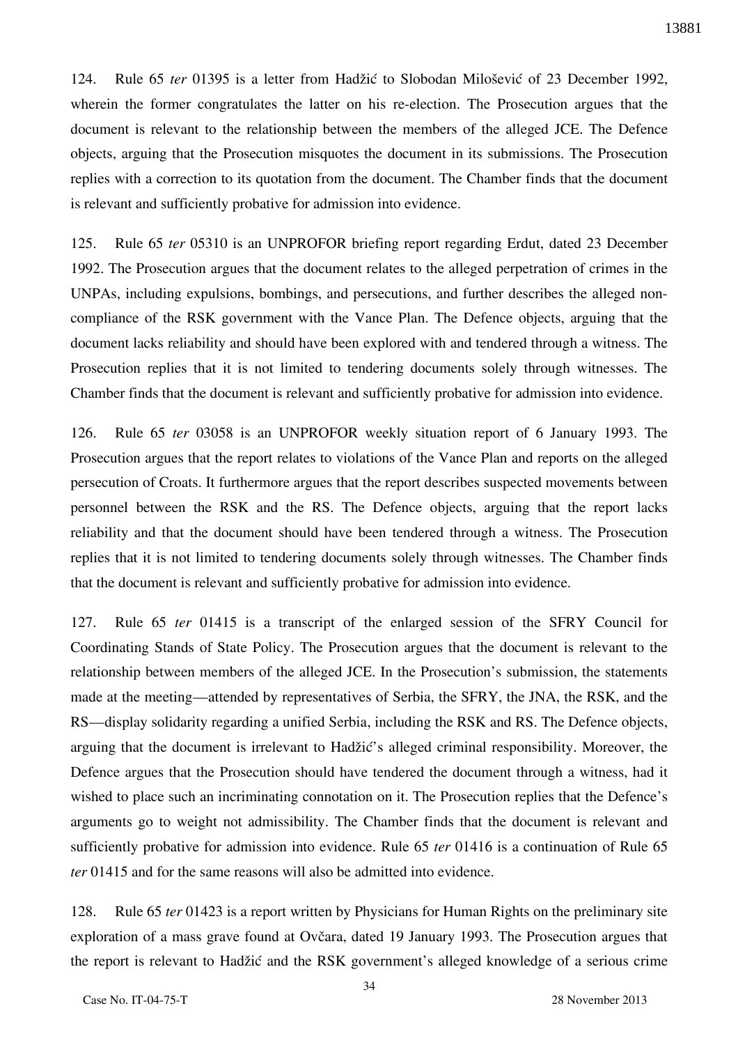124. Rule 65 *ter* 01395 is a letter from Hadžić to Slobodan Milošević of 23 December 1992, wherein the former congratulates the latter on his re-election. The Prosecution argues that the document is relevant to the relationship between the members of the alleged JCE. The Defence objects, arguing that the Prosecution misquotes the document in its submissions. The Prosecution replies with a correction to its quotation from the document. The Chamber finds that the document is relevant and sufficiently probative for admission into evidence.

125. Rule 65 *ter* 05310 is an UNPROFOR briefing report regarding Erdut, dated 23 December 1992. The Prosecution argues that the document relates to the alleged perpetration of crimes in the UNPAs, including expulsions, bombings, and persecutions, and further describes the alleged non-compliance of the RSK government with the Vance Plan. The Defence objects, arguing that the document lacks reliability and should have been explored with and tendered through a witness. The Prosecution replies that it is not limited to tendering documents solely through witnesses. The Chamber finds that the document is relevant and sufficiently probative for admission into evidence.

126. Rule 65 *ter* 03058 is an UNPROFOR weekly situation report of 6 January 1993. The Prosecution argues that the report relates to violations of the Vance Plan and reports on the alleged persecution of Croats. It furthermore argues that the report describes suspected movements between personnel between the RSK and the RS. The Defence objects, arguing that the report lacks reliability and that the document should have been tendered through a witness. The Prosecution replies that it is not limited to tendering documents solely through witnesses. The Chamber finds that the document is relevant and sufficiently probative for admission into evidence.

127. Rule 65 *ter* 01415 is a transcript of the enlarged session of the SFRY Council for Coordinating Stands of State Policy. The Prosecution argues that the document is relevant to the relationship between members of the alleged JCE. In the Prosecution's submission, the statements made at the meeting—attended by representatives of Serbia, the SFRY, the JNA, the RSK, and the RS—display solidarity regarding a unified Serbia, including the RSK and RS. The Defence objects, arguing that the document is irrelevant to Hadžić's alleged criminal responsibility. Moreover, the Defence argues that the Prosecution should have tendered the document through a witness, had it wished to place such an incriminating connotation on it. The Prosecution replies that the Defence's arguments go to weight not admissibility. The Chamber finds that the document is relevant and sufficiently probative for admission into evidence. Rule 65 *ter* 01416 is a continuation of Rule 65 *ter* 01415 and for the same reasons will also be admitted into evidence.

128. Rule 65 *ter* 01423 is a report written by Physicians for Human Rights on the preliminary site exploration of a mass grave found at Ovčara, dated 19 January 1993. The Prosecution argues that the report is relevant to Hadžić and the RSK government's alleged knowledge of a serious crime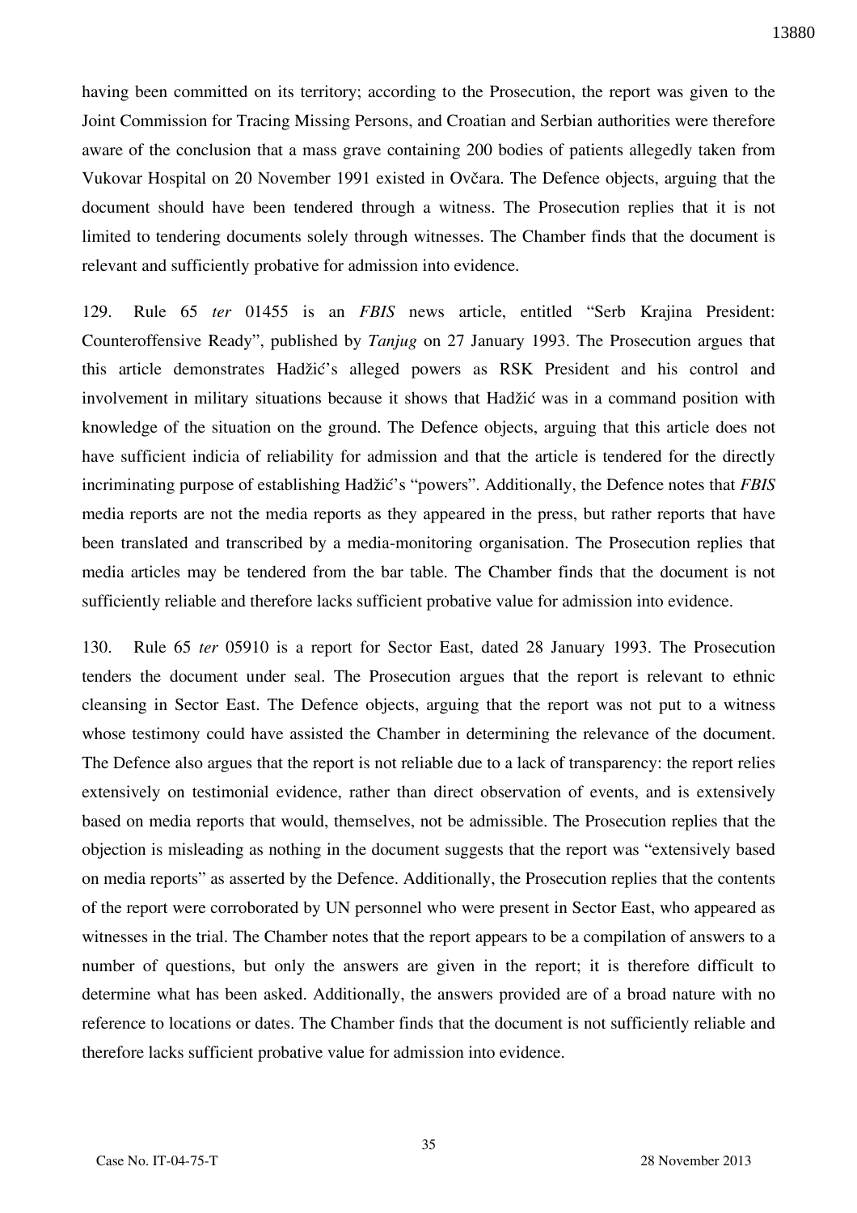having been committed on its territory; according to the Prosecution, the report was given to the Joint Commission for Tracing Missing Persons, and Croatian and Serbian authorities were therefore aware of the conclusion that a mass grave containing 200 bodies of patients allegedly taken from Vukovar Hospital on 20 November 1991 existed in Ovčara. The Defence objects, arguing that the document should have been tendered through a witness. The Prosecution replies that it is not limited to tendering documents solely through witnesses. The Chamber finds that the document is relevant and sufficiently probative for admission into evidence.

129. Rule 65 *ter* 01455 is an *FBIS* news article, entitled "Serb Krajina President: Counteroffensive Ready", published by *Tanjug* on 27 January 1993. The Prosecution argues that this article demonstrates Hadžić's alleged powers as RSK President and his control and involvement in military situations because it shows that Hadžić was in a command position with knowledge of the situation on the ground. The Defence objects, arguing that this article does not have sufficient indicia of reliability for admission and that the article is tendered for the directly incriminating purpose of establishing Hadžić's "powers". Additionally, the Defence notes that *FBIS* media reports are not the media reports as they appeared in the press, but rather reports that have been translated and transcribed by a media-monitoring organisation. The Prosecution replies that media articles may be tendered from the bar table. The Chamber finds that the document is not sufficiently reliable and therefore lacks sufficient probative value for admission into evidence.

130. Rule 65 *ter* 05910 is a report for Sector East, dated 28 January 1993. The Prosecution tenders the document under seal. The Prosecution argues that the report is relevant to ethnic cleansing in Sector East. The Defence objects, arguing that the report was not put to a witness whose testimony could have assisted the Chamber in determining the relevance of the document. The Defence also argues that the report is not reliable due to a lack of transparency: the report relies extensively on testimonial evidence, rather than direct observation of events, and is extensively based on media reports that would, themselves, not be admissible. The Prosecution replies that the objection is misleading as nothing in the document suggests that the report was "extensively based on media reports" as asserted by the Defence. Additionally, the Prosecution replies that the contents of the report were corroborated by UN personnel who were present in Sector East, who appeared as witnesses in the trial. The Chamber notes that the report appears to be a compilation of answers to a number of questions, but only the answers are given in the report; it is therefore difficult to determine what has been asked. Additionally, the answers provided are of a broad nature with no reference to locations or dates. The Chamber finds that the document is not sufficiently reliable and therefore lacks sufficient probative value for admission into evidence.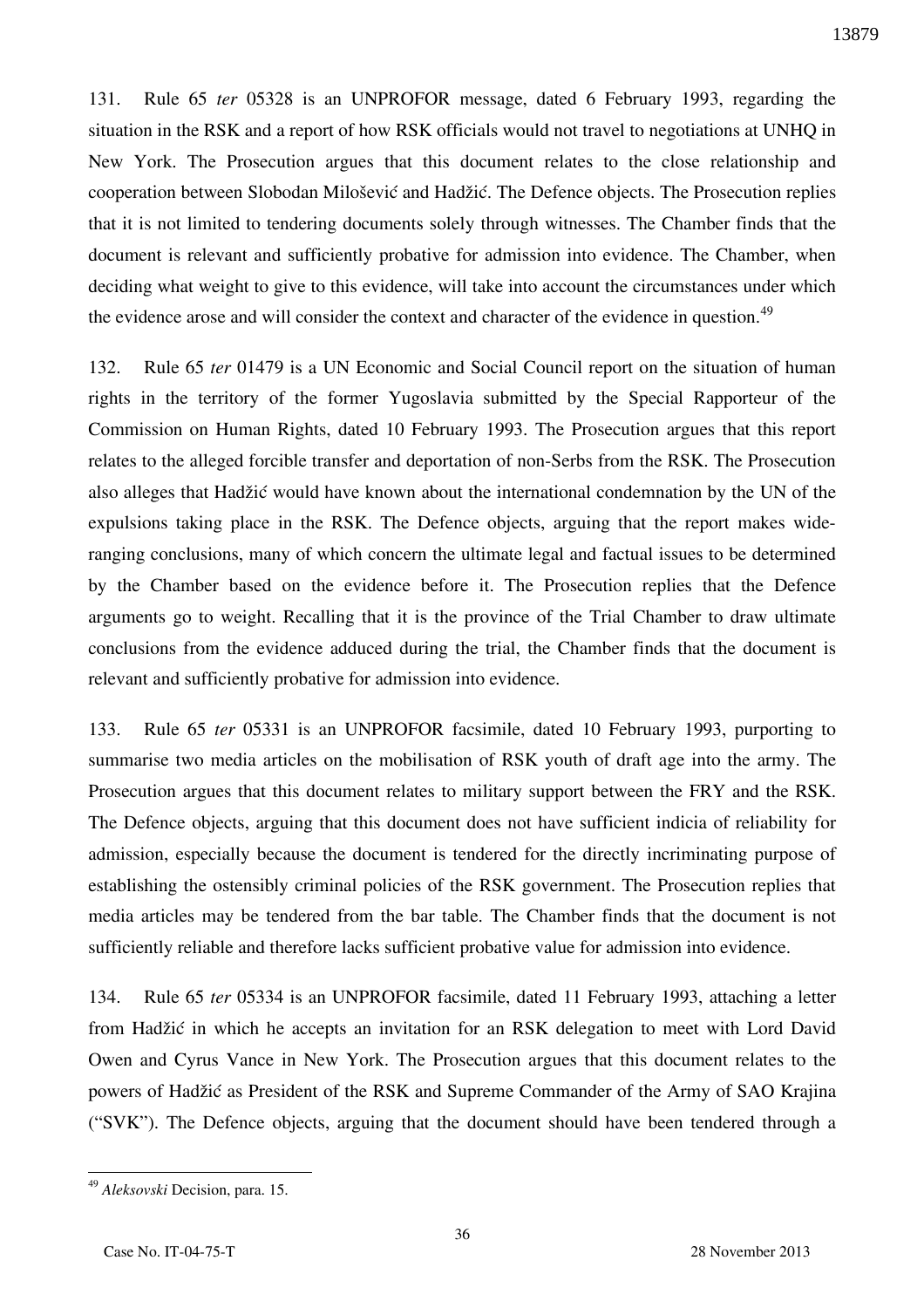131. Rule 65 *ter* 05328 is an UNPROFOR message, dated 6 February 1993, regarding the situation in the RSK and a report of how RSK officials would not travel to negotiations at UNHQ in New York. The Prosecution argues that this document relates to the close relationship and cooperation between Slobodan Milošević and Hadžić. The Defence objects. The Prosecution replies that it is not limited to tendering documents solely through witnesses. The Chamber finds that the document is relevant and sufficiently probative for admission into evidence. The Chamber, when deciding what weight to give to this evidence, will take into account the circumstances under which the evidence arose and will consider the context and character of the evidence in question.[49]

132. Rule 65 *ter* 01479 is a UN Economic and Social Council report on the situation of human rights in the territory of the former Yugoslavia submitted by the Special Rapporteur of the Commission on Human Rights, dated 10 February 1993. The Prosecution argues that this report relates to the alleged forcible transfer and deportation of non-Serbs from the RSK. The Prosecution also alleges that Hadžić would have known about the international condemnation by the UN of the expulsions taking place in the RSK. The Defence objects, arguing that the report makes wide-ranging conclusions, many of which concern the ultimate legal and factual issues to be determined by the Chamber based on the evidence before it. The Prosecution replies that the Defence arguments go to weight. Recalling that it is the province of the Trial Chamber to draw ultimate conclusions from the evidence adduced during the trial, the Chamber finds that the document is relevant and sufficiently probative for admission into evidence.

133. Rule 65 *ter* 05331 is an UNPROFOR facsimile, dated 10 February 1993, purporting to summarise two media articles on the mobilisation of RSK youth of draft age into the army. The Prosecution argues that this document relates to military support between the FRY and the RSK. The Defence objects, arguing that this document does not have sufficient indicia of reliability for admission, especially because the document is tendered for the directly incriminating purpose of establishing the ostensibly criminal policies of the RSK government. The Prosecution replies that media articles may be tendered from the bar table. The Chamber finds that the document is not sufficiently reliable and therefore lacks sufficient probative value for admission into evidence.

134. Rule 65 *ter* 05334 is an UNPROFOR facsimile, dated 11 February 1993, attaching a letter from Hadžić in which he accepts an invitation for an RSK delegation to meet with Lord David Owen and Cyrus Vance in New York. The Prosecution argues that this document relates to the powers of Hadžić as President of the RSK and Supreme Commander of the Army of SAO Krajina ("SVK"). The Defence objects, arguing that the document should have been tendered through a

---

[49] *Aleksovski* Decision, para. 15.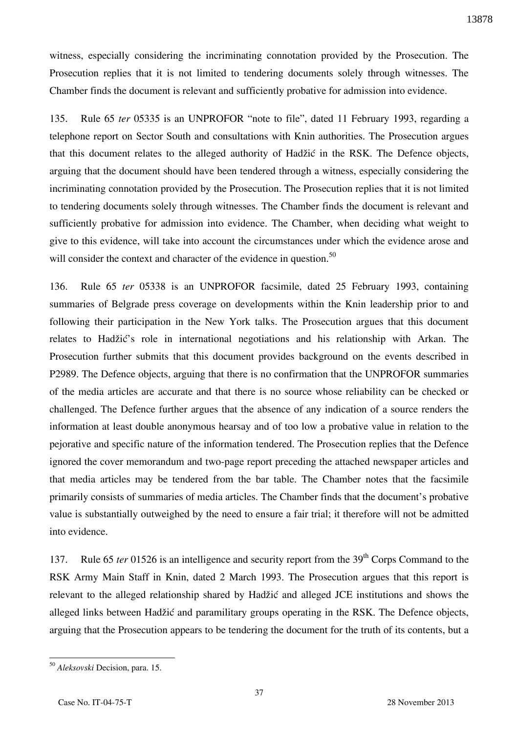witness, especially considering the incriminating connotation provided by the Prosecution. The Prosecution replies that it is not limited to tendering documents solely through witnesses. The Chamber finds the document is relevant and sufficiently probative for admission into evidence.

135. Rule 65 *ter* 05335 is an UNPROFOR "note to file", dated 11 February 1993, regarding a telephone report on Sector South and consultations with Knin authorities. The Prosecution argues that this document relates to the alleged authority of Hadžić in the RSK. The Defence objects, arguing that the document should have been tendered through a witness, especially considering the incriminating connotation provided by the Prosecution. The Prosecution replies that it is not limited to tendering documents solely through witnesses. The Chamber finds the document is relevant and sufficiently probative for admission into evidence. The Chamber, when deciding what weight to give to this evidence, will take into account the circumstances under which the evidence arose and will consider the context and character of the evidence in question.[50]

136. Rule 65 *ter* 05338 is an UNPROFOR facsimile, dated 25 February 1993, containing summaries of Belgrade press coverage on developments within the Knin leadership prior to and following their participation in the New York talks. The Prosecution argues that this document relates to Hadžić's role in international negotiations and his relationship with Arkan. The Prosecution further submits that this document provides background on the events described in P2989. The Defence objects, arguing that there is no confirmation that the UNPROFOR summaries of the media articles are accurate and that there is no source whose reliability can be checked or challenged. The Defence further argues that the absence of any indication of a source renders the information at least double anonymous hearsay and of too low a probative value in relation to the pejorative and specific nature of the information tendered. The Prosecution replies that the Defence ignored the cover memorandum and two-page report preceding the attached newspaper articles and that media articles may be tendered from the bar table. The Chamber notes that the facsimile primarily consists of summaries of media articles. The Chamber finds that the document's probative value is substantially outweighed by the need to ensure a fair trial; it therefore will not be admitted into evidence.

137. Rule 65 *ter* 01526 is an intelligence and security report from the 39th Corps Command to the RSK Army Main Staff in Knin, dated 2 March 1993. The Prosecution argues that this report is relevant to the alleged relationship shared by Hadžić and alleged JCE institutions and shows the alleged links between Hadžić and paramilitary groups operating in the RSK. The Defence objects, arguing that the Prosecution appears to be tendering the document for the truth of its contents, but a

---

[50] *Aleksovski* Decision, para. 15.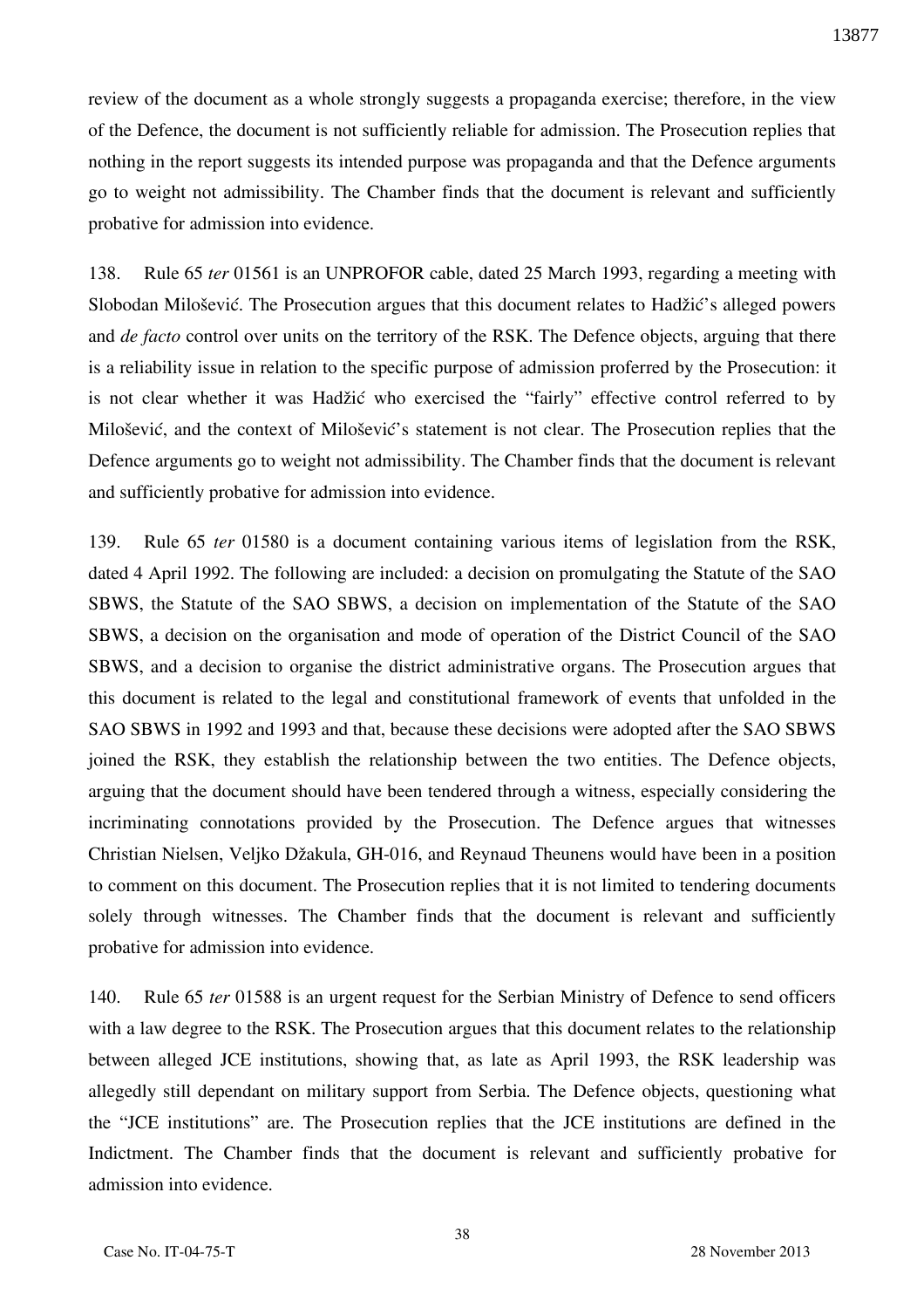review of the document as a whole strongly suggests a propaganda exercise; therefore, in the view of the Defence, the document is not sufficiently reliable for admission. The Prosecution replies that nothing in the report suggests its intended purpose was propaganda and that the Defence arguments go to weight not admissibility. The Chamber finds that the document is relevant and sufficiently probative for admission into evidence.

138. Rule 65 *ter* 01561 is an UNPROFOR cable, dated 25 March 1993, regarding a meeting with Slobodan Milošević. The Prosecution argues that this document relates to Hadžić's alleged powers and *de facto* control over units on the territory of the RSK. The Defence objects, arguing that there is a reliability issue in relation to the specific purpose of admission proferred by the Prosecution: it is not clear whether it was Hadžić who exercised the "fairly" effective control referred to by Milošević, and the context of Milošević's statement is not clear. The Prosecution replies that the Defence arguments go to weight not admissibility. The Chamber finds that the document is relevant and sufficiently probative for admission into evidence.

139. Rule 65 *ter* 01580 is a document containing various items of legislation from the RSK, dated 4 April 1992. The following are included: a decision on promulgating the Statute of the SAO SBWS, the Statute of the SAO SBWS, a decision on implementation of the Statute of the SAO SBWS, a decision on the organisation and mode of operation of the District Council of the SAO SBWS, and a decision to organise the district administrative organs. The Prosecution argues that this document is related to the legal and constitutional framework of events that unfolded in the SAO SBWS in 1992 and 1993 and that, because these decisions were adopted after the SAO SBWS joined the RSK, they establish the relationship between the two entities. The Defence objects, arguing that the document should have been tendered through a witness, especially considering the incriminating connotations provided by the Prosecution. The Defence argues that witnesses Christian Nielsen, Veljko Džakula, GH-016, and Reynaud Theunens would have been in a position to comment on this document. The Prosecution replies that it is not limited to tendering documents solely through witnesses. The Chamber finds that the document is relevant and sufficiently probative for admission into evidence.

140. Rule 65 *ter* 01588 is an urgent request for the Serbian Ministry of Defence to send officers with a law degree to the RSK. The Prosecution argues that this document relates to the relationship between alleged JCE institutions, showing that, as late as April 1993, the RSK leadership was allegedly still dependant on military support from Serbia. The Defence objects, questioning what the "JCE institutions" are. The Prosecution replies that the JCE institutions are defined in the Indictment. The Chamber finds that the document is relevant and sufficiently probative for admission into evidence.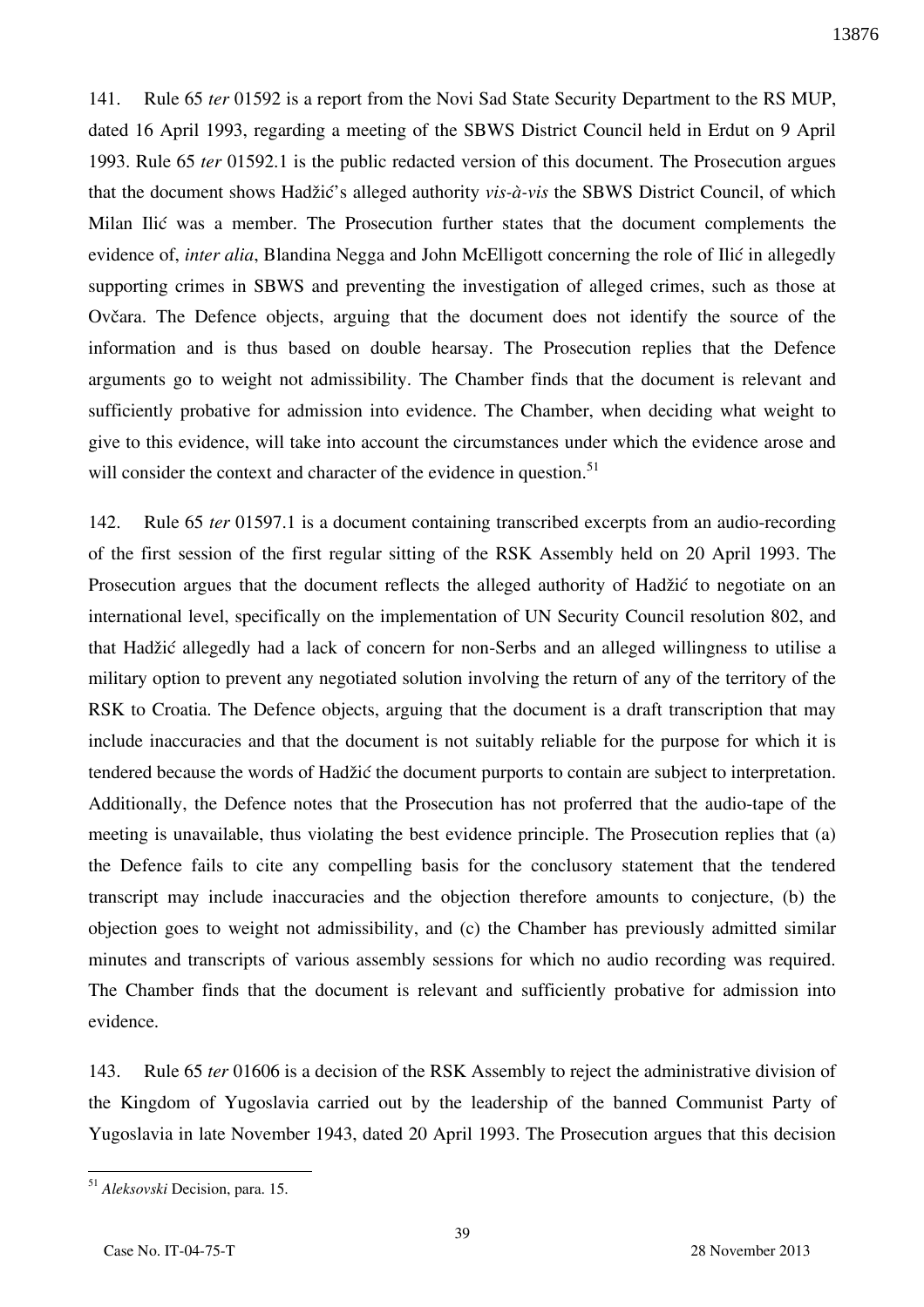141. Rule 65 *ter* 01592 is a report from the Novi Sad State Security Department to the RS MUP, dated 16 April 1993, regarding a meeting of the SBWS District Council held in Erdut on 9 April 1993. Rule 65 *ter* 01592.1 is the public redacted version of this document. The Prosecution argues that the document shows Hadžić's alleged authority *vis-à-vis* the SBWS District Council, of which Milan Ilić was a member. The Prosecution further states that the document complements the evidence of, *inter alia*, Blandina Negga and John McElligott concerning the role of Ilić in allegedly supporting crimes in SBWS and preventing the investigation of alleged crimes, such as those at Ovčara. The Defence objects, arguing that the document does not identify the source of the information and is thus based on double hearsay. The Prosecution replies that the Defence arguments go to weight not admissibility. The Chamber finds that the document is relevant and sufficiently probative for admission into evidence. The Chamber, when deciding what weight to give to this evidence, will take into account the circumstances under which the evidence arose and will consider the context and character of the evidence in question.[51]

142. Rule 65 *ter* 01597.1 is a document containing transcribed excerpts from an audio-recording of the first session of the first regular sitting of the RSK Assembly held on 20 April 1993. The Prosecution argues that the document reflects the alleged authority of Hadžić to negotiate on an international level, specifically on the implementation of UN Security Council resolution 802, and that Hadžić allegedly had a lack of concern for non-Serbs and an alleged willingness to utilise a military option to prevent any negotiated solution involving the return of any of the territory of the RSK to Croatia. The Defence objects, arguing that the document is a draft transcription that may include inaccuracies and that the document is not suitably reliable for the purpose for which it is tendered because the words of Hadžić the document purports to contain are subject to interpretation. Additionally, the Defence notes that the Prosecution has not proferred that the audio-tape of the meeting is unavailable, thus violating the best evidence principle. The Prosecution replies that (a) the Defence fails to cite any compelling basis for the conclusory statement that the tendered transcript may include inaccuracies and the objection therefore amounts to conjecture, (b) the objection goes to weight not admissibility, and (c) the Chamber has previously admitted similar minutes and transcripts of various assembly sessions for which no audio recording was required. The Chamber finds that the document is relevant and sufficiently probative for admission into evidence.

143. Rule 65 *ter* 01606 is a decision of the RSK Assembly to reject the administrative division of the Kingdom of Yugoslavia carried out by the leadership of the banned Communist Party of Yugoslavia in late November 1943, dated 20 April 1993. The Prosecution argues that this decision

---

[51] *Aleksovski* Decision, para. 15.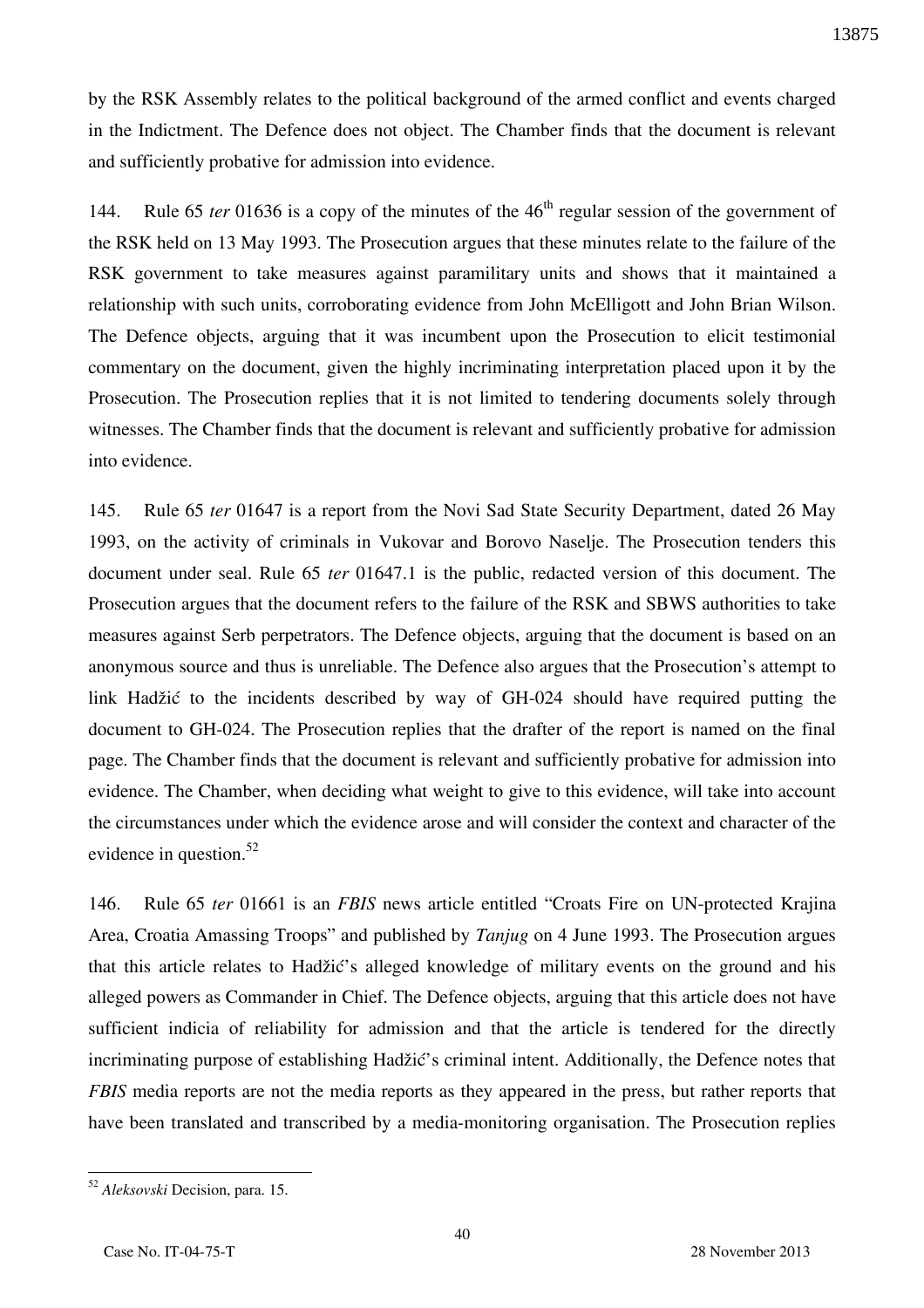by the RSK Assembly relates to the political background of the armed conflict and events charged in the Indictment. The Defence does not object. The Chamber finds that the document is relevant and sufficiently probative for admission into evidence.

144. Rule 65 *ter* 01636 is a copy of the minutes of the 46th regular session of the government of the RSK held on 13 May 1993. The Prosecution argues that these minutes relate to the failure of the RSK government to take measures against paramilitary units and shows that it maintained a relationship with such units, corroborating evidence from John McElligott and John Brian Wilson. The Defence objects, arguing that it was incumbent upon the Prosecution to elicit testimonial commentary on the document, given the highly incriminating interpretation placed upon it by the Prosecution. The Prosecution replies that it is not limited to tendering documents solely through witnesses. The Chamber finds that the document is relevant and sufficiently probative for admission into evidence.

145. Rule 65 *ter* 01647 is a report from the Novi Sad State Security Department, dated 26 May 1993, on the activity of criminals in Vukovar and Borovo Naselje. The Prosecution tenders this document under seal. Rule 65 *ter* 01647.1 is the public, redacted version of this document. The Prosecution argues that the document refers to the failure of the RSK and SBWS authorities to take measures against Serb perpetrators. The Defence objects, arguing that the document is based on an anonymous source and thus is unreliable. The Defence also argues that the Prosecution's attempt to link Hadžić to the incidents described by way of GH-024 should have required putting the document to GH-024. The Prosecution replies that the drafter of the report is named on the final page. The Chamber finds that the document is relevant and sufficiently probative for admission into evidence. The Chamber, when deciding what weight to give to this evidence, will take into account the circumstances under which the evidence arose and will consider the context and character of the evidence in question.[52]

146. Rule 65 *ter* 01661 is an *FBIS* news article entitled "Croats Fire on UN-protected Krajina Area, Croatia Amassing Troops" and published by *Tanjug* on 4 June 1993. The Prosecution argues that this article relates to Hadžić's alleged knowledge of military events on the ground and his alleged powers as Commander in Chief. The Defence objects, arguing that this article does not have sufficient indicia of reliability for admission and that the article is tendered for the directly incriminating purpose of establishing Hadžić's criminal intent. Additionally, the Defence notes that *FBIS* media reports are not the media reports as they appeared in the press, but rather reports that have been translated and transcribed by a media-monitoring organisation. The Prosecution replies

---

[52] *Aleksovski* Decision, para. 15.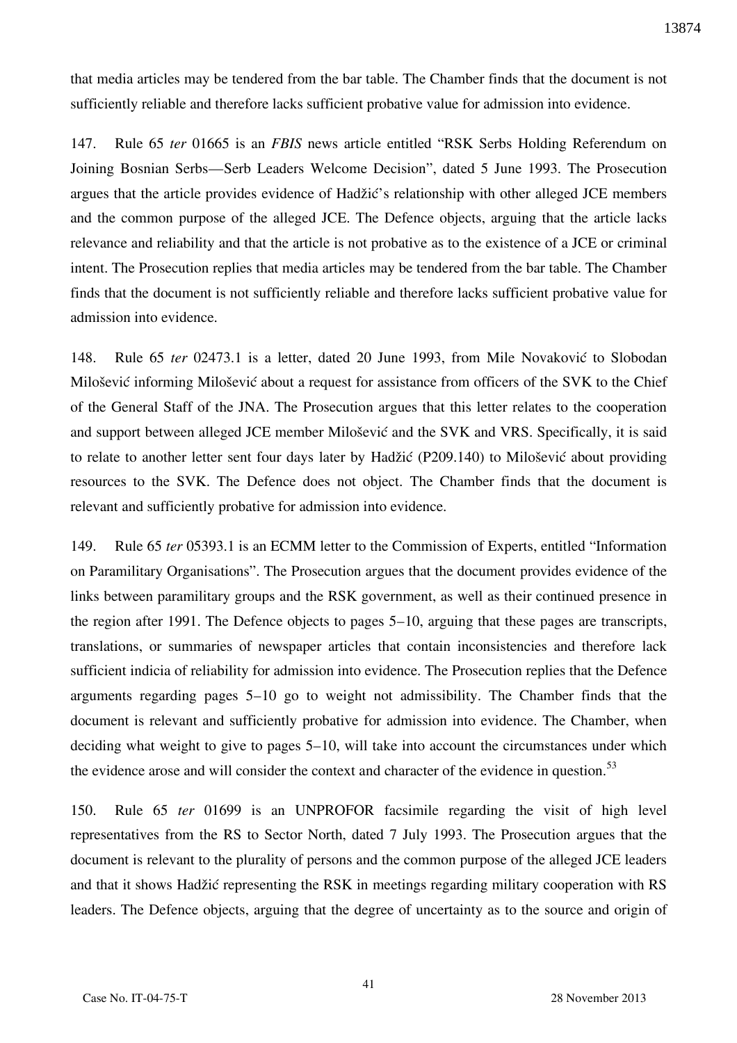that media articles may be tendered from the bar table. The Chamber finds that the document is not sufficiently reliable and therefore lacks sufficient probative value for admission into evidence.

147. Rule 65 *ter* 01665 is an *FBIS* news article entitled "RSK Serbs Holding Referendum on Joining Bosnian Serbs—Serb Leaders Welcome Decision", dated 5 June 1993. The Prosecution argues that the article provides evidence of Hadžić's relationship with other alleged JCE members and the common purpose of the alleged JCE. The Defence objects, arguing that the article lacks relevance and reliability and that the article is not probative as to the existence of a JCE or criminal intent. The Prosecution replies that media articles may be tendered from the bar table. The Chamber finds that the document is not sufficiently reliable and therefore lacks sufficient probative value for admission into evidence.

148. Rule 65 *ter* 02473.1 is a letter, dated 20 June 1993, from Mile Novaković to Slobodan Milošević informing Milošević about a request for assistance from officers of the SVK to the Chief of the General Staff of the JNA. The Prosecution argues that this letter relates to the cooperation and support between alleged JCE member Milošević and the SVK and VRS. Specifically, it is said to relate to another letter sent four days later by Hadžić (P209.140) to Milošević about providing resources to the SVK. The Defence does not object. The Chamber finds that the document is relevant and sufficiently probative for admission into evidence.

149. Rule 65 *ter* 05393.1 is an ECMM letter to the Commission of Experts, entitled "Information on Paramilitary Organisations". The Prosecution argues that the document provides evidence of the links between paramilitary groups and the RSK government, as well as their continued presence in the region after 1991. The Defence objects to pages 5–10, arguing that these pages are transcripts, translations, or summaries of newspaper articles that contain inconsistencies and therefore lack sufficient indicia of reliability for admission into evidence. The Prosecution replies that the Defence arguments regarding pages 5–10 go to weight not admissibility. The Chamber finds that the document is relevant and sufficiently probative for admission into evidence. The Chamber, when deciding what weight to give to pages 5–10, will take into account the circumstances under which the evidence arose and will consider the context and character of the evidence in question.[53]

150. Rule 65 *ter* 01699 is an UNPROFOR facsimile regarding the visit of high level representatives from the RS to Sector North, dated 7 July 1993. The Prosecution argues that the document is relevant to the plurality of persons and the common purpose of the alleged JCE leaders and that it shows Hadžić representing the RSK in meetings regarding military cooperation with RS leaders. The Defence objects, arguing that the degree of uncertainty as to the source and origin of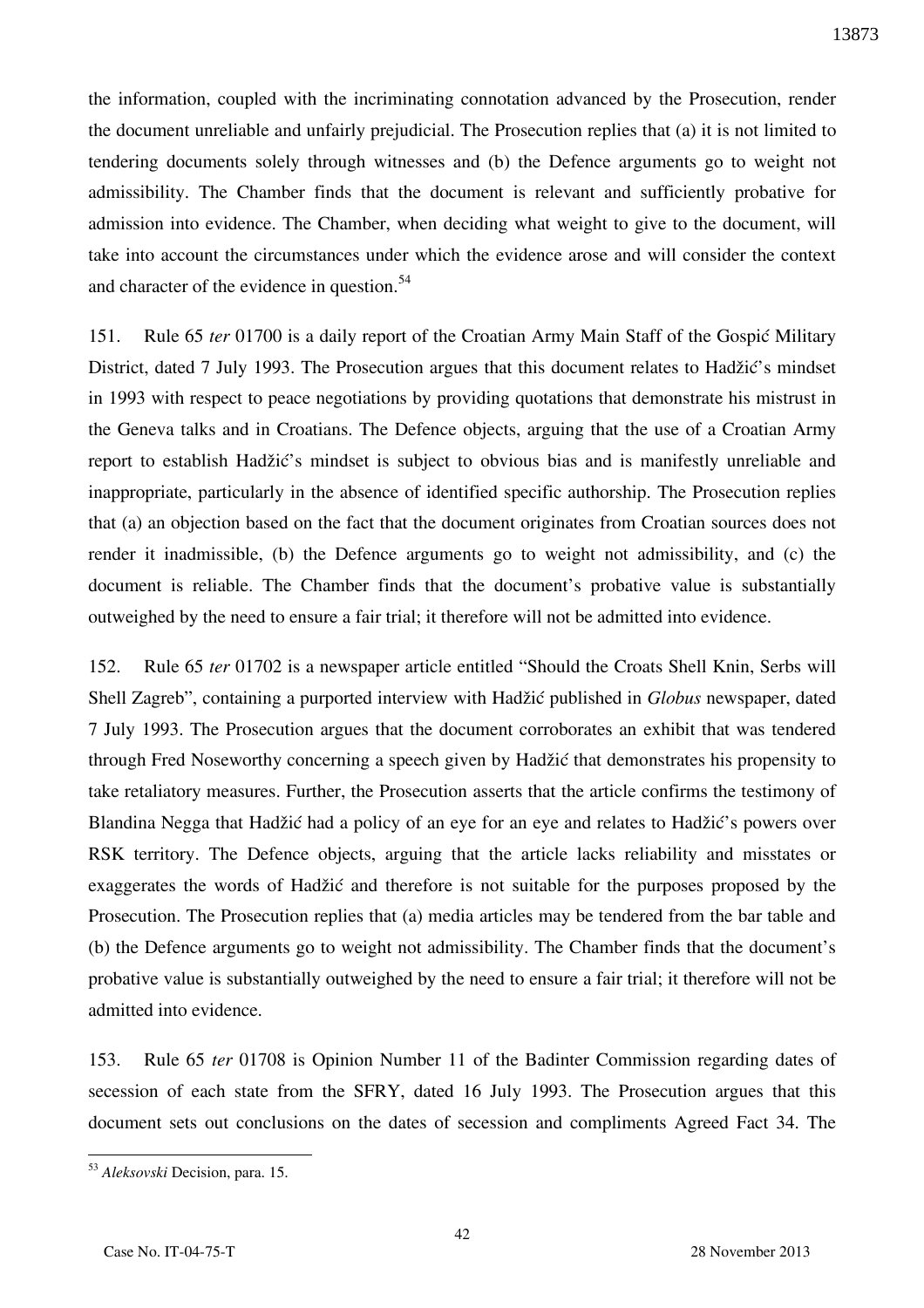the information, coupled with the incriminating connotation advanced by the Prosecution, render the document unreliable and unfairly prejudicial. The Prosecution replies that (a) it is not limited to tendering documents solely through witnesses and (b) the Defence arguments go to weight not admissibility. The Chamber finds that the document is relevant and sufficiently probative for admission into evidence. The Chamber, when deciding what weight to give to the document, will take into account the circumstances under which the evidence arose and will consider the context and character of the evidence in question.[54]

151. Rule 65 *ter* 01700 is a daily report of the Croatian Army Main Staff of the Gospić Military District, dated 7 July 1993. The Prosecution argues that this document relates to Hadžić's mindset in 1993 with respect to peace negotiations by providing quotations that demonstrate his mistrust in the Geneva talks and in Croatians. The Defence objects, arguing that the use of a Croatian Army report to establish Hadžić's mindset is subject to obvious bias and is manifestly unreliable and inappropriate, particularly in the absence of identified specific authorship. The Prosecution replies that (a) an objection based on the fact that the document originates from Croatian sources does not render it inadmissible, (b) the Defence arguments go to weight not admissibility, and (c) the document is reliable. The Chamber finds that the document's probative value is substantially outweighed by the need to ensure a fair trial; it therefore will not be admitted into evidence.

152. Rule 65 *ter* 01702 is a newspaper article entitled "Should the Croats Shell Knin, Serbs will Shell Zagreb", containing a purported interview with Hadžić published in *Globus* newspaper, dated 7 July 1993. The Prosecution argues that the document corroborates an exhibit that was tendered through Fred Noseworthy concerning a speech given by Hadžić that demonstrates his propensity to take retaliatory measures. Further, the Prosecution asserts that the article confirms the testimony of Blandina Negga that Hadžić had a policy of an eye for an eye and relates to Hadžić's powers over RSK territory. The Defence objects, arguing that the article lacks reliability and misstates or exaggerates the words of Hadžić and therefore is not suitable for the purposes proposed by the Prosecution. The Prosecution replies that (a) media articles may be tendered from the bar table and (b) the Defence arguments go to weight not admissibility. The Chamber finds that the document's probative value is substantially outweighed by the need to ensure a fair trial; it therefore will not be admitted into evidence.

153. Rule 65 *ter* 01708 is Opinion Number 11 of the Badinter Commission regarding dates of secession of each state from the SFRY, dated 16 July 1993. The Prosecution argues that this document sets out conclusions on the dates of secession and compliments Agreed Fact 34. The

---

[53] *Aleksovski* Decision, para. 15.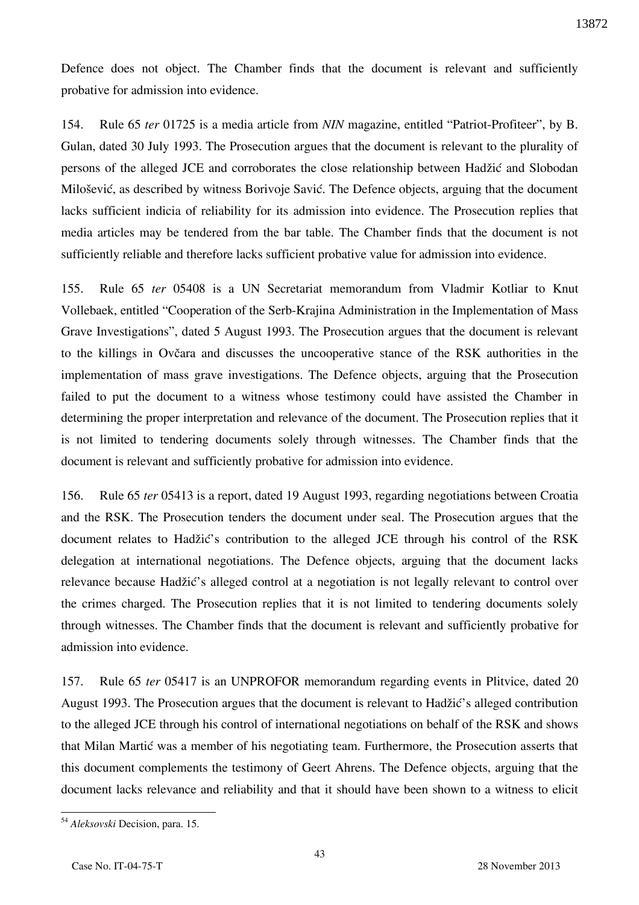Defence does not object. The Chamber finds that the document is relevant and sufficiently probative for admission into evidence.

154. Rule 65 *ter* 01725 is a media article from *NIN* magazine, entitled "Patriot-Profiteer", by B. Gulan, dated 30 July 1993. The Prosecution argues that the document is relevant to the plurality of persons of the alleged JCE and corroborates the close relationship between Hadžić and Slobodan Milošević, as described by witness Borivoje Savić. The Defence objects, arguing that the document lacks sufficient indicia of reliability for its admission into evidence. The Prosecution replies that media articles may be tendered from the bar table. The Chamber finds that the document is not sufficiently reliable and therefore lacks sufficient probative value for admission into evidence.

155. Rule 65 *ter* 05408 is a UN Secretariat memorandum from Vladmir Kotliar to Knut Vollebaek, entitled "Cooperation of the Serb-Krajina Administration in the Implementation of Mass Grave Investigations", dated 5 August 1993. The Prosecution argues that the document is relevant to the killings in Ovčara and discusses the uncooperative stance of the RSK authorities in the implementation of mass grave investigations. The Defence objects, arguing that the Prosecution failed to put the document to a witness whose testimony could have assisted the Chamber in determining the proper interpretation and relevance of the document. The Prosecution replies that it is not limited to tendering documents solely through witnesses. The Chamber finds that the document is relevant and sufficiently probative for admission into evidence.

156. Rule 65 *ter* 05413 is a report, dated 19 August 1993, regarding negotiations between Croatia and the RSK. The Prosecution tenders the document under seal. The Prosecution argues that the document relates to Hadžić's contribution to the alleged JCE through his control of the RSK delegation at international negotiations. The Defence objects, arguing that the document lacks relevance because Hadžić's alleged control at a negotiation is not legally relevant to control over the crimes charged. The Prosecution replies that it is not limited to tendering documents solely through witnesses. The Chamber finds that the document is relevant and sufficiently probative for admission into evidence.

157. Rule 65 *ter* 05417 is an UNPROFOR memorandum regarding events in Plitvice, dated 20 August 1993. The Prosecution argues that the document is relevant to Hadžić's alleged contribution to the alleged JCE through his control of international negotiations on behalf of the RSK and shows that Milan Martić was a member of his negotiating team. Furthermore, the Prosecution asserts that this document complements the testimony of Geert Ahrens. The Defence objects, arguing that the document lacks relevance and reliability and that it should have been shown to a witness to elicit

---

[54] *Aleksovski* Decision, para. 15.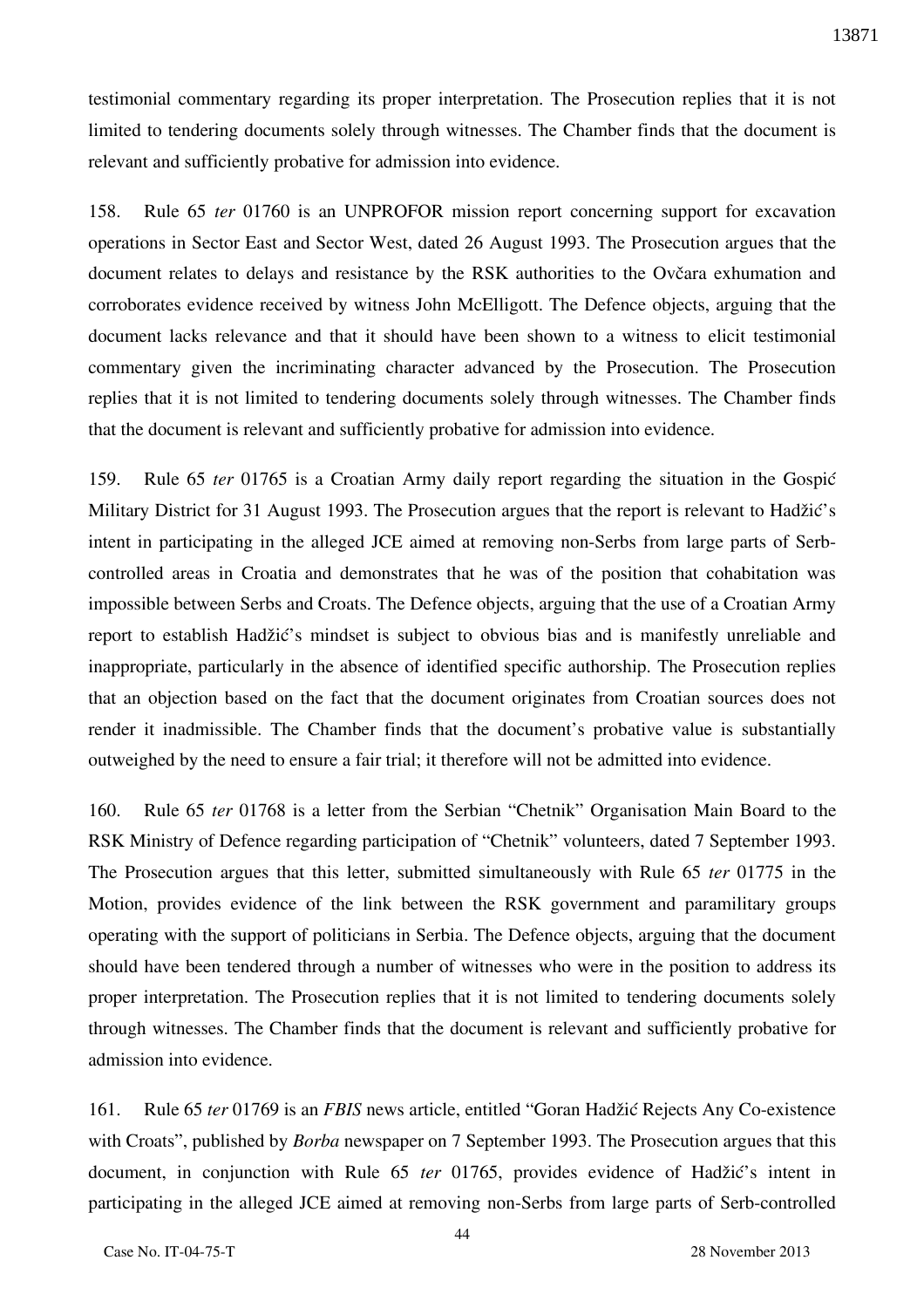testimonial commentary regarding its proper interpretation. The Prosecution replies that it is not limited to tendering documents solely through witnesses. The Chamber finds that the document is relevant and sufficiently probative for admission into evidence.

158. Rule 65 *ter* 01760 is an UNPROFOR mission report concerning support for excavation operations in Sector East and Sector West, dated 26 August 1993. The Prosecution argues that the document relates to delays and resistance by the RSK authorities to the Ovčara exhumation and corroborates evidence received by witness John McElligott. The Defence objects, arguing that the document lacks relevance and that it should have been shown to a witness to elicit testimonial commentary given the incriminating character advanced by the Prosecution. The Prosecution replies that it is not limited to tendering documents solely through witnesses. The Chamber finds that the document is relevant and sufficiently probative for admission into evidence.

159. Rule 65 *ter* 01765 is a Croatian Army daily report regarding the situation in the Gospić Military District for 31 August 1993. The Prosecution argues that the report is relevant to Hadžić's intent in participating in the alleged JCE aimed at removing non-Serbs from large parts of Serb-controlled areas in Croatia and demonstrates that he was of the position that cohabitation was impossible between Serbs and Croats. The Defence objects, arguing that the use of a Croatian Army report to establish Hadžić's mindset is subject to obvious bias and is manifestly unreliable and inappropriate, particularly in the absence of identified specific authorship. The Prosecution replies that an objection based on the fact that the document originates from Croatian sources does not render it inadmissible. The Chamber finds that the document's probative value is substantially outweighed by the need to ensure a fair trial; it therefore will not be admitted into evidence.

160. Rule 65 *ter* 01768 is a letter from the Serbian "Chetnik" Organisation Main Board to the RSK Ministry of Defence regarding participation of "Chetnik" volunteers, dated 7 September 1993. The Prosecution argues that this letter, submitted simultaneously with Rule 65 *ter* 01775 in the Motion, provides evidence of the link between the RSK government and paramilitary groups operating with the support of politicians in Serbia. The Defence objects, arguing that the document should have been tendered through a number of witnesses who were in the position to address its proper interpretation. The Prosecution replies that it is not limited to tendering documents solely through witnesses. The Chamber finds that the document is relevant and sufficiently probative for admission into evidence.

161. Rule 65 *ter* 01769 is an *FBIS* news article, entitled "Goran Hadžić Rejects Any Co-existence with Croats", published by *Borba* newspaper on 7 September 1993. The Prosecution argues that this document, in conjunction with Rule 65 *ter* 01765, provides evidence of Hadžić's intent in participating in the alleged JCE aimed at removing non-Serbs from large parts of Serb-controlled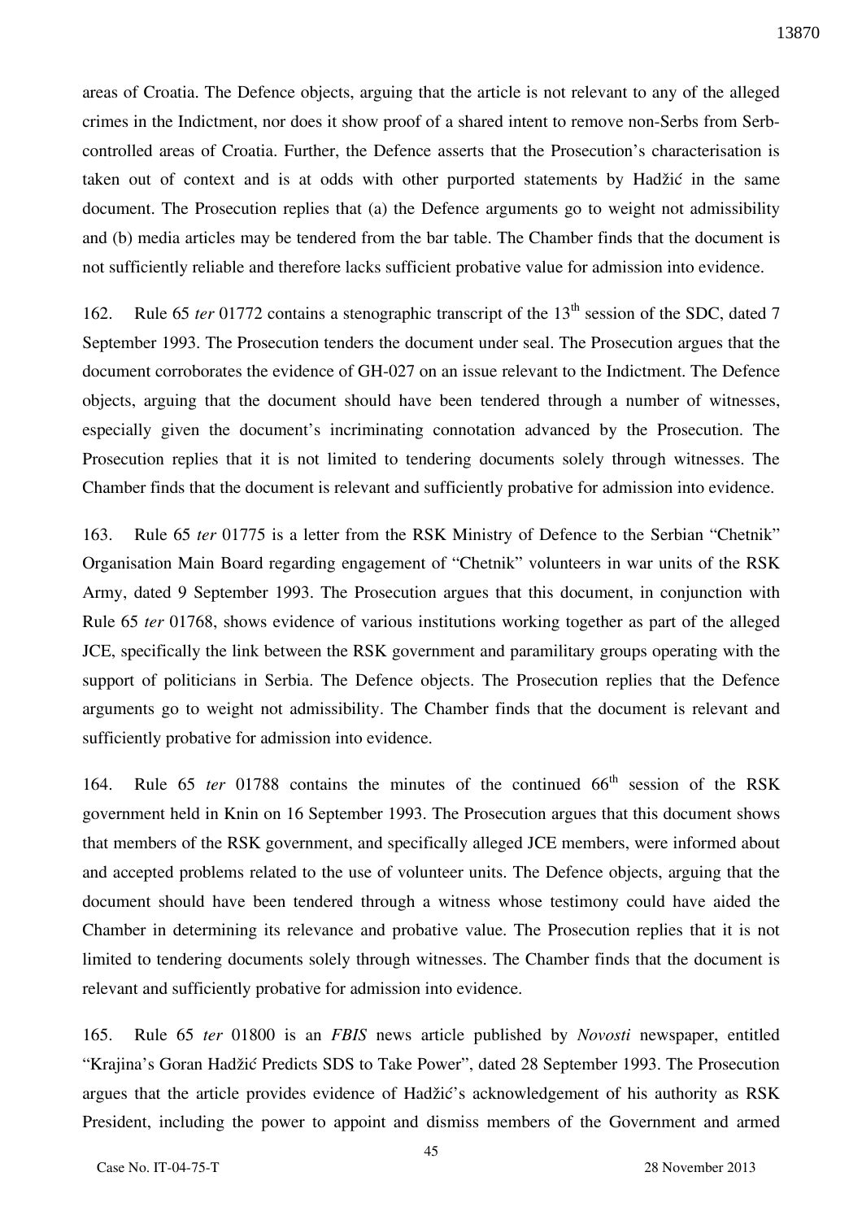areas of Croatia. The Defence objects, arguing that the article is not relevant to any of the alleged crimes in the Indictment, nor does it show proof of a shared intent to remove non-Serbs from Serb-controlled areas of Croatia. Further, the Defence asserts that the Prosecution's characterisation is taken out of context and is at odds with other purported statements by Hadžić in the same document. The Prosecution replies that (a) the Defence arguments go to weight not admissibility and (b) media articles may be tendered from the bar table. The Chamber finds that the document is not sufficiently reliable and therefore lacks sufficient probative value for admission into evidence.

162. Rule 65 *ter* 01772 contains a stenographic transcript of the 13th session of the SDC, dated 7 September 1993. The Prosecution tenders the document under seal. The Prosecution argues that the document corroborates the evidence of GH-027 on an issue relevant to the Indictment. The Defence objects, arguing that the document should have been tendered through a number of witnesses, especially given the document's incriminating connotation advanced by the Prosecution. The Prosecution replies that it is not limited to tendering documents solely through witnesses. The Chamber finds that the document is relevant and sufficiently probative for admission into evidence.

163. Rule 65 *ter* 01775 is a letter from the RSK Ministry of Defence to the Serbian "Chetnik" Organisation Main Board regarding engagement of "Chetnik" volunteers in war units of the RSK Army, dated 9 September 1993. The Prosecution argues that this document, in conjunction with Rule 65 *ter* 01768, shows evidence of various institutions working together as part of the alleged JCE, specifically the link between the RSK government and paramilitary groups operating with the support of politicians in Serbia. The Defence objects. The Prosecution replies that the Defence arguments go to weight not admissibility. The Chamber finds that the document is relevant and sufficiently probative for admission into evidence.

164. Rule 65 *ter* 01788 contains the minutes of the continued 66th session of the RSK government held in Knin on 16 September 1993. The Prosecution argues that this document shows that members of the RSK government, and specifically alleged JCE members, were informed about and accepted problems related to the use of volunteer units. The Defence objects, arguing that the document should have been tendered through a witness whose testimony could have aided the Chamber in determining its relevance and probative value. The Prosecution replies that it is not limited to tendering documents solely through witnesses. The Chamber finds that the document is relevant and sufficiently probative for admission into evidence.

165. Rule 65 *ter* 01800 is an *FBIS* news article published by *Novosti* newspaper, entitled "Krajina's Goran Hadžić Predicts SDS to Take Power", dated 28 September 1993. The Prosecution argues that the article provides evidence of Hadžić's acknowledgement of his authority as RSK President, including the power to appoint and dismiss members of the Government and armed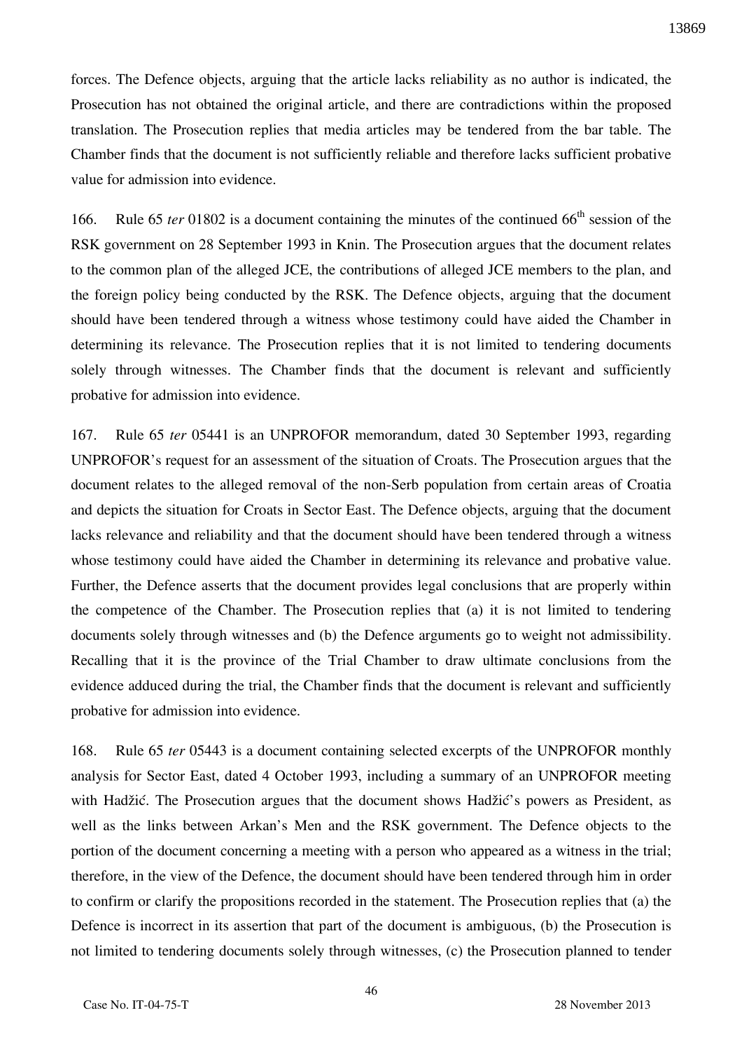forces. The Defence objects, arguing that the article lacks reliability as no author is indicated, the Prosecution has not obtained the original article, and there are contradictions within the proposed translation. The Prosecution replies that media articles may be tendered from the bar table. The Chamber finds that the document is not sufficiently reliable and therefore lacks sufficient probative value for admission into evidence.

166. Rule 65 *ter* 01802 is a document containing the minutes of the continued 66th session of the RSK government on 28 September 1993 in Knin. The Prosecution argues that the document relates to the common plan of the alleged JCE, the contributions of alleged JCE members to the plan, and the foreign policy being conducted by the RSK. The Defence objects, arguing that the document should have been tendered through a witness whose testimony could have aided the Chamber in determining its relevance. The Prosecution replies that it is not limited to tendering documents solely through witnesses. The Chamber finds that the document is relevant and sufficiently probative for admission into evidence.

167. Rule 65 *ter* 05441 is an UNPROFOR memorandum, dated 30 September 1993, regarding UNPROFOR's request for an assessment of the situation of Croats. The Prosecution argues that the document relates to the alleged removal of the non-Serb population from certain areas of Croatia and depicts the situation for Croats in Sector East. The Defence objects, arguing that the document lacks relevance and reliability and that the document should have been tendered through a witness whose testimony could have aided the Chamber in determining its relevance and probative value. Further, the Defence asserts that the document provides legal conclusions that are properly within the competence of the Chamber. The Prosecution replies that (a) it is not limited to tendering documents solely through witnesses and (b) the Defence arguments go to weight not admissibility. Recalling that it is the province of the Trial Chamber to draw ultimate conclusions from the evidence adduced during the trial, the Chamber finds that the document is relevant and sufficiently probative for admission into evidence.

168. Rule 65 *ter* 05443 is a document containing selected excerpts of the UNPROFOR monthly analysis for Sector East, dated 4 October 1993, including a summary of an UNPROFOR meeting with Hadžić. The Prosecution argues that the document shows Hadžić's powers as President, as well as the links between Arkan's Men and the RSK government. The Defence objects to the portion of the document concerning a meeting with a person who appeared as a witness in the trial; therefore, in the view of the Defence, the document should have been tendered through him in order to confirm or clarify the propositions recorded in the statement. The Prosecution replies that (a) the Defence is incorrect in its assertion that part of the document is ambiguous, (b) the Prosecution is not limited to tendering documents solely through witnesses, (c) the Prosecution planned to tender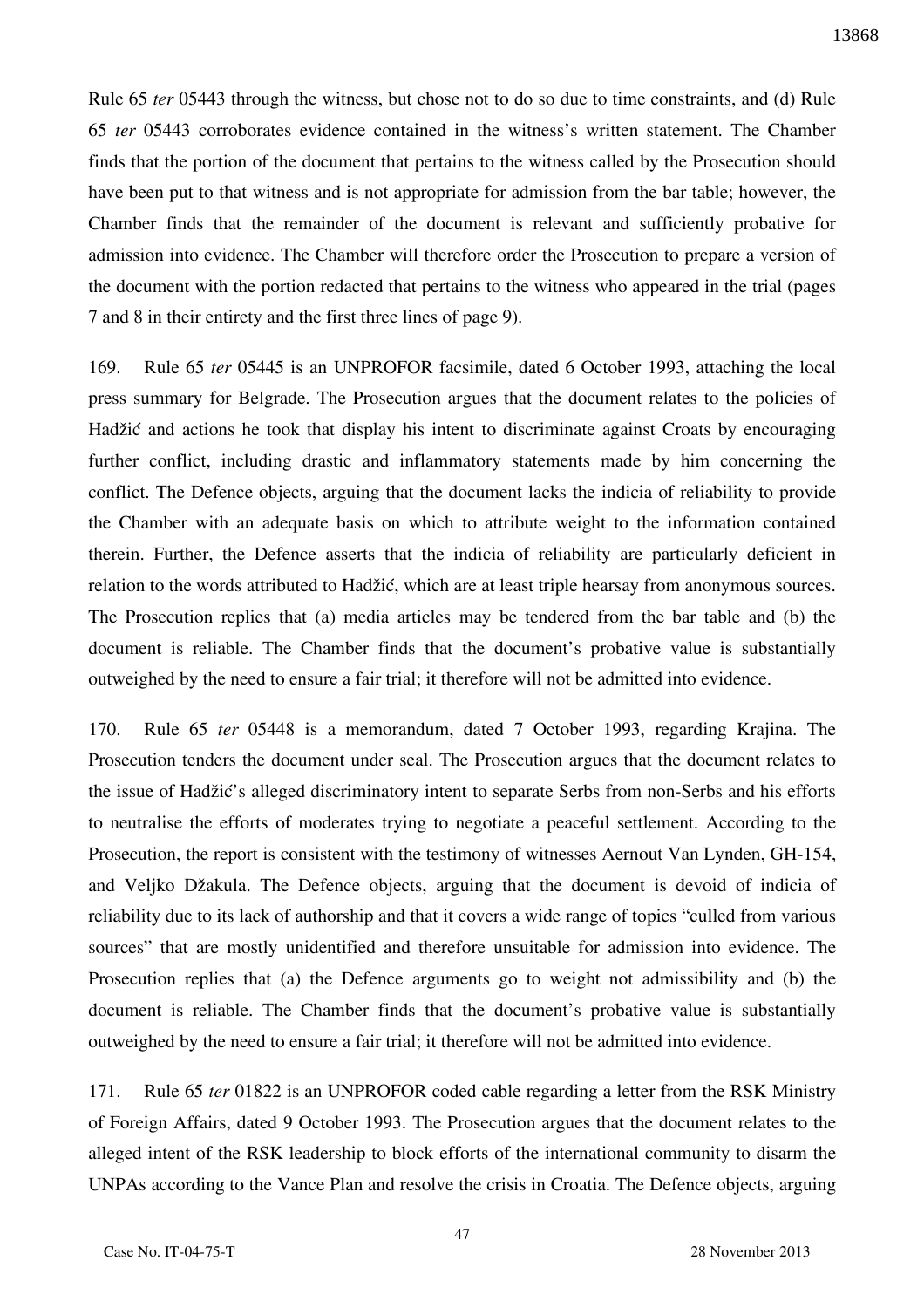Rule 65 *ter* 05443 through the witness, but chose not to do so due to time constraints, and (d) Rule 65 *ter* 05443 corroborates evidence contained in the witness's written statement. The Chamber finds that the portion of the document that pertains to the witness called by the Prosecution should have been put to that witness and is not appropriate for admission from the bar table; however, the Chamber finds that the remainder of the document is relevant and sufficiently probative for admission into evidence. The Chamber will therefore order the Prosecution to prepare a version of the document with the portion redacted that pertains to the witness who appeared in the trial (pages 7 and 8 in their entirety and the first three lines of page 9).

169. Rule 65 *ter* 05445 is an UNPROFOR facsimile, dated 6 October 1993, attaching the local press summary for Belgrade. The Prosecution argues that the document relates to the policies of Hadžić and actions he took that display his intent to discriminate against Croats by encouraging further conflict, including drastic and inflammatory statements made by him concerning the conflict. The Defence objects, arguing that the document lacks the indicia of reliability to provide the Chamber with an adequate basis on which to attribute weight to the information contained therein. Further, the Defence asserts that the indicia of reliability are particularly deficient in relation to the words attributed to Hadžić, which are at least triple hearsay from anonymous sources. The Prosecution replies that (a) media articles may be tendered from the bar table and (b) the document is reliable. The Chamber finds that the document's probative value is substantially outweighed by the need to ensure a fair trial; it therefore will not be admitted into evidence.

170. Rule 65 *ter* 05448 is a memorandum, dated 7 October 1993, regarding Krajina. The Prosecution tenders the document under seal. The Prosecution argues that the document relates to the issue of Hadžić's alleged discriminatory intent to separate Serbs from non-Serbs and his efforts to neutralise the efforts of moderates trying to negotiate a peaceful settlement. According to the Prosecution, the report is consistent with the testimony of witnesses Aernout Van Lynden, GH-154, and Veljko Džakula. The Defence objects, arguing that the document is devoid of indicia of reliability due to its lack of authorship and that it covers a wide range of topics "culled from various sources" that are mostly unidentified and therefore unsuitable for admission into evidence. The Prosecution replies that (a) the Defence arguments go to weight not admissibility and (b) the document is reliable. The Chamber finds that the document's probative value is substantially outweighed by the need to ensure a fair trial; it therefore will not be admitted into evidence.

171. Rule 65 *ter* 01822 is an UNPROFOR coded cable regarding a letter from the RSK Ministry of Foreign Affairs, dated 9 October 1993. The Prosecution argues that the document relates to the alleged intent of the RSK leadership to block efforts of the international community to disarm the UNPAs according to the Vance Plan and resolve the crisis in Croatia. The Defence objects, arguing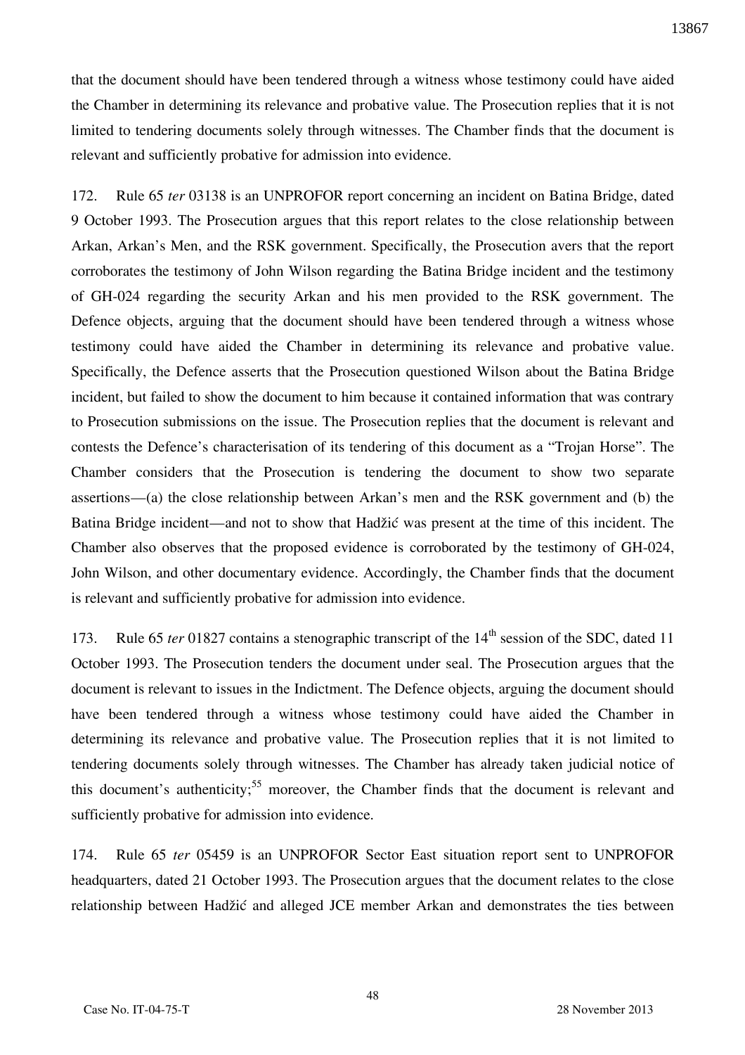that the document should have been tendered through a witness whose testimony could have aided the Chamber in determining its relevance and probative value. The Prosecution replies that it is not limited to tendering documents solely through witnesses. The Chamber finds that the document is relevant and sufficiently probative for admission into evidence.

172. Rule 65 *ter* 03138 is an UNPROFOR report concerning an incident on Batina Bridge, dated 9 October 1993. The Prosecution argues that this report relates to the close relationship between Arkan, Arkan's Men, and the RSK government. Specifically, the Prosecution avers that the report corroborates the testimony of John Wilson regarding the Batina Bridge incident and the testimony of GH-024 regarding the security Arkan and his men provided to the RSK government. The Defence objects, arguing that the document should have been tendered through a witness whose testimony could have aided the Chamber in determining its relevance and probative value. Specifically, the Defence asserts that the Prosecution questioned Wilson about the Batina Bridge incident, but failed to show the document to him because it contained information that was contrary to Prosecution submissions on the issue. The Prosecution replies that the document is relevant and contests the Defence's characterisation of its tendering of this document as a "Trojan Horse". The Chamber considers that the Prosecution is tendering the document to show two separate assertions—(a) the close relationship between Arkan's men and the RSK government and (b) the Batina Bridge incident—and not to show that Hadžić was present at the time of this incident. The Chamber also observes that the proposed evidence is corroborated by the testimony of GH-024, John Wilson, and other documentary evidence. Accordingly, the Chamber finds that the document is relevant and sufficiently probative for admission into evidence.

173. Rule 65 *ter* 01827 contains a stenographic transcript of the 14th session of the SDC, dated 11 October 1993. The Prosecution tenders the document under seal. The Prosecution argues that the document is relevant to issues in the Indictment. The Defence objects, arguing the document should have been tendered through a witness whose testimony could have aided the Chamber in determining its relevance and probative value. The Prosecution replies that it is not limited to tendering documents solely through witnesses. The Chamber has already taken judicial notice of this document's authenticity;[55] moreover, the Chamber finds that the document is relevant and sufficiently probative for admission into evidence.

174. Rule 65 *ter* 05459 is an UNPROFOR Sector East situation report sent to UNPROFOR headquarters, dated 21 October 1993. The Prosecution argues that the document relates to the close relationship between Hadžić and alleged JCE member Arkan and demonstrates the ties between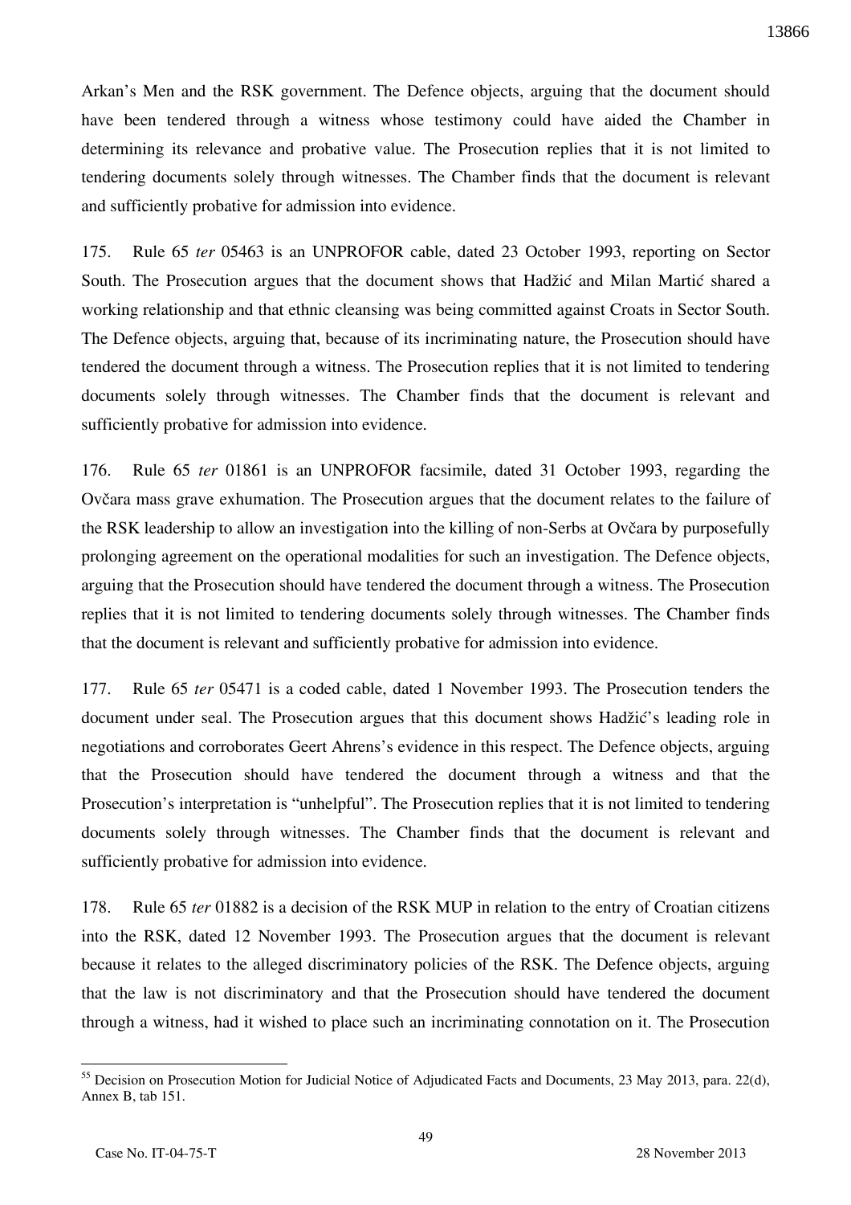Arkan's Men and the RSK government. The Defence objects, arguing that the document should have been tendered through a witness whose testimony could have aided the Chamber in determining its relevance and probative value. The Prosecution replies that it is not limited to tendering documents solely through witnesses. The Chamber finds that the document is relevant and sufficiently probative for admission into evidence.

175. Rule 65 *ter* 05463 is an UNPROFOR cable, dated 23 October 1993, reporting on Sector South. The Prosecution argues that the document shows that Hadžić and Milan Martić shared a working relationship and that ethnic cleansing was being committed against Croats in Sector South. The Defence objects, arguing that, because of its incriminating nature, the Prosecution should have tendered the document through a witness. The Prosecution replies that it is not limited to tendering documents solely through witnesses. The Chamber finds that the document is relevant and sufficiently probative for admission into evidence.

176. Rule 65 *ter* 01861 is an UNPROFOR facsimile, dated 31 October 1993, regarding the Ovčara mass grave exhumation. The Prosecution argues that the document relates to the failure of the RSK leadership to allow an investigation into the killing of non-Serbs at Ovčara by purposefully prolonging agreement on the operational modalities for such an investigation. The Defence objects, arguing that the Prosecution should have tendered the document through a witness. The Prosecution replies that it is not limited to tendering documents solely through witnesses. The Chamber finds that the document is relevant and sufficiently probative for admission into evidence.

177. Rule 65 *ter* 05471 is a coded cable, dated 1 November 1993. The Prosecution tenders the document under seal. The Prosecution argues that this document shows Hadžić's leading role in negotiations and corroborates Geert Ahrens's evidence in this respect. The Defence objects, arguing that the Prosecution should have tendered the document through a witness and that the Prosecution's interpretation is "unhelpful". The Prosecution replies that it is not limited to tendering documents solely through witnesses. The Chamber finds that the document is relevant and sufficiently probative for admission into evidence.

178. Rule 65 *ter* 01882 is a decision of the RSK MUP in relation to the entry of Croatian citizens into the RSK, dated 12 November 1993. The Prosecution argues that the document is relevant because it relates to the alleged discriminatory policies of the RSK. The Defence objects, arguing that the law is not discriminatory and that the Prosecution should have tendered the document through a witness, had it wished to place such an incriminating connotation on it. The Prosecution

---

[55] Decision on Prosecution Motion for Judicial Notice of Adjudicated Facts and Documents, 23 May 2013, para. 22(d), Annex B, tab 151.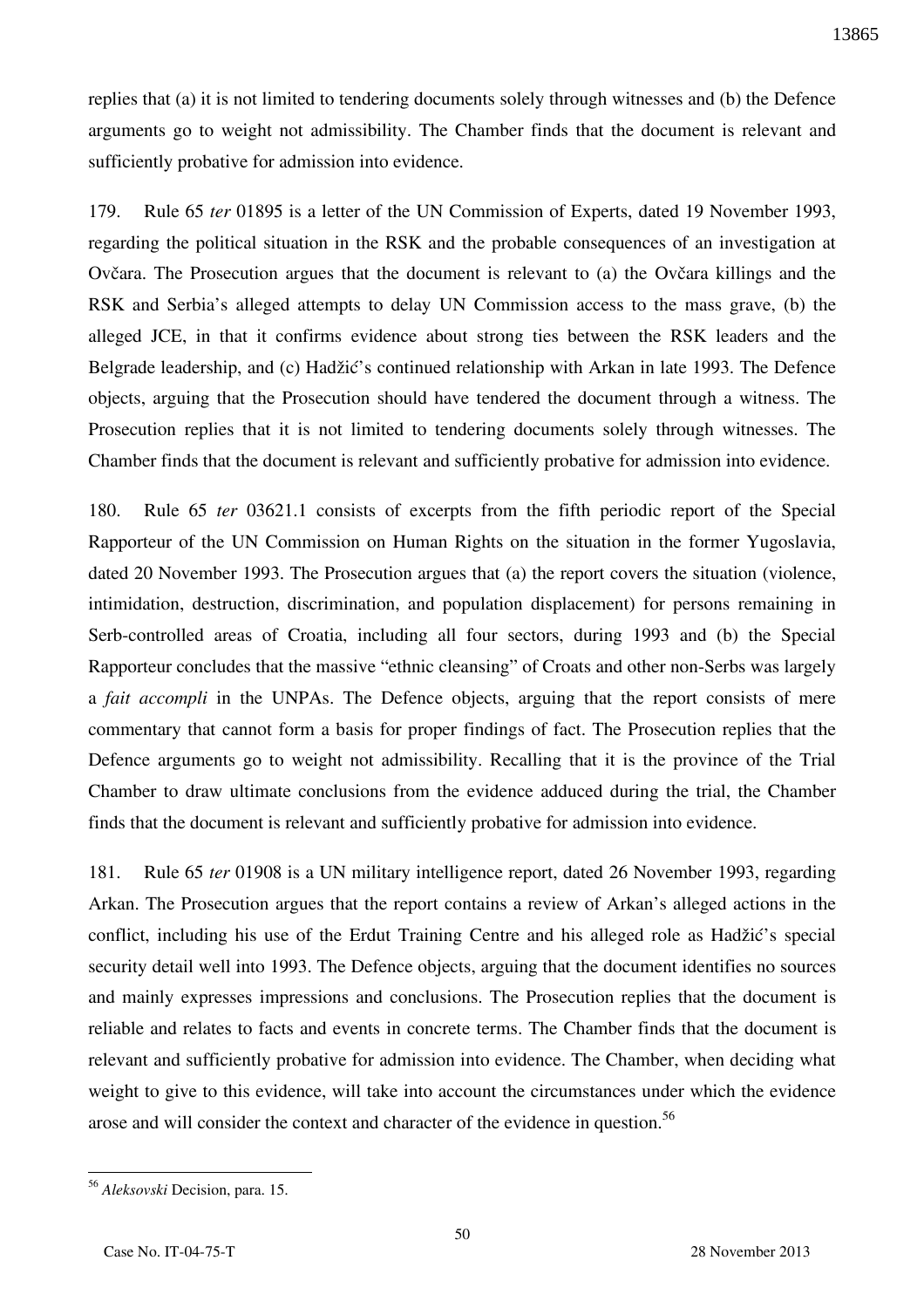replies that (a) it is not limited to tendering documents solely through witnesses and (b) the Defence arguments go to weight not admissibility. The Chamber finds that the document is relevant and sufficiently probative for admission into evidence.

179. Rule 65 *ter* 01895 is a letter of the UN Commission of Experts, dated 19 November 1993, regarding the political situation in the RSK and the probable consequences of an investigation at Ovčara. The Prosecution argues that the document is relevant to (a) the Ovčara killings and the RSK and Serbia's alleged attempts to delay UN Commission access to the mass grave, (b) the alleged JCE, in that it confirms evidence about strong ties between the RSK leaders and the Belgrade leadership, and (c) Hadžić's continued relationship with Arkan in late 1993. The Defence objects, arguing that the Prosecution should have tendered the document through a witness. The Prosecution replies that it is not limited to tendering documents solely through witnesses. The Chamber finds that the document is relevant and sufficiently probative for admission into evidence.

180. Rule 65 *ter* 03621.1 consists of excerpts from the fifth periodic report of the Special Rapporteur of the UN Commission on Human Rights on the situation in the former Yugoslavia, dated 20 November 1993. The Prosecution argues that (a) the report covers the situation (violence, intimidation, destruction, discrimination, and population displacement) for persons remaining in Serb-controlled areas of Croatia, including all four sectors, during 1993 and (b) the Special Rapporteur concludes that the massive "ethnic cleansing" of Croats and other non-Serbs was largely a *fait accompli* in the UNPAs. The Defence objects, arguing that the report consists of mere commentary that cannot form a basis for proper findings of fact. The Prosecution replies that the Defence arguments go to weight not admissibility. Recalling that it is the province of the Trial Chamber to draw ultimate conclusions from the evidence adduced during the trial, the Chamber finds that the document is relevant and sufficiently probative for admission into evidence.

181. Rule 65 *ter* 01908 is a UN military intelligence report, dated 26 November 1993, regarding Arkan. The Prosecution argues that the report contains a review of Arkan's alleged actions in the conflict, including his use of the Erdut Training Centre and his alleged role as Hadžić's special security detail well into 1993. The Defence objects, arguing that the document identifies no sources and mainly expresses impressions and conclusions. The Prosecution replies that the document is reliable and relates to facts and events in concrete terms. The Chamber finds that the document is relevant and sufficiently probative for admission into evidence. The Chamber, when deciding what weight to give to this evidence, will take into account the circumstances under which the evidence arose and will consider the context and character of the evidence in question.[56]

[56] *Aleksovski* Decision, para. 15.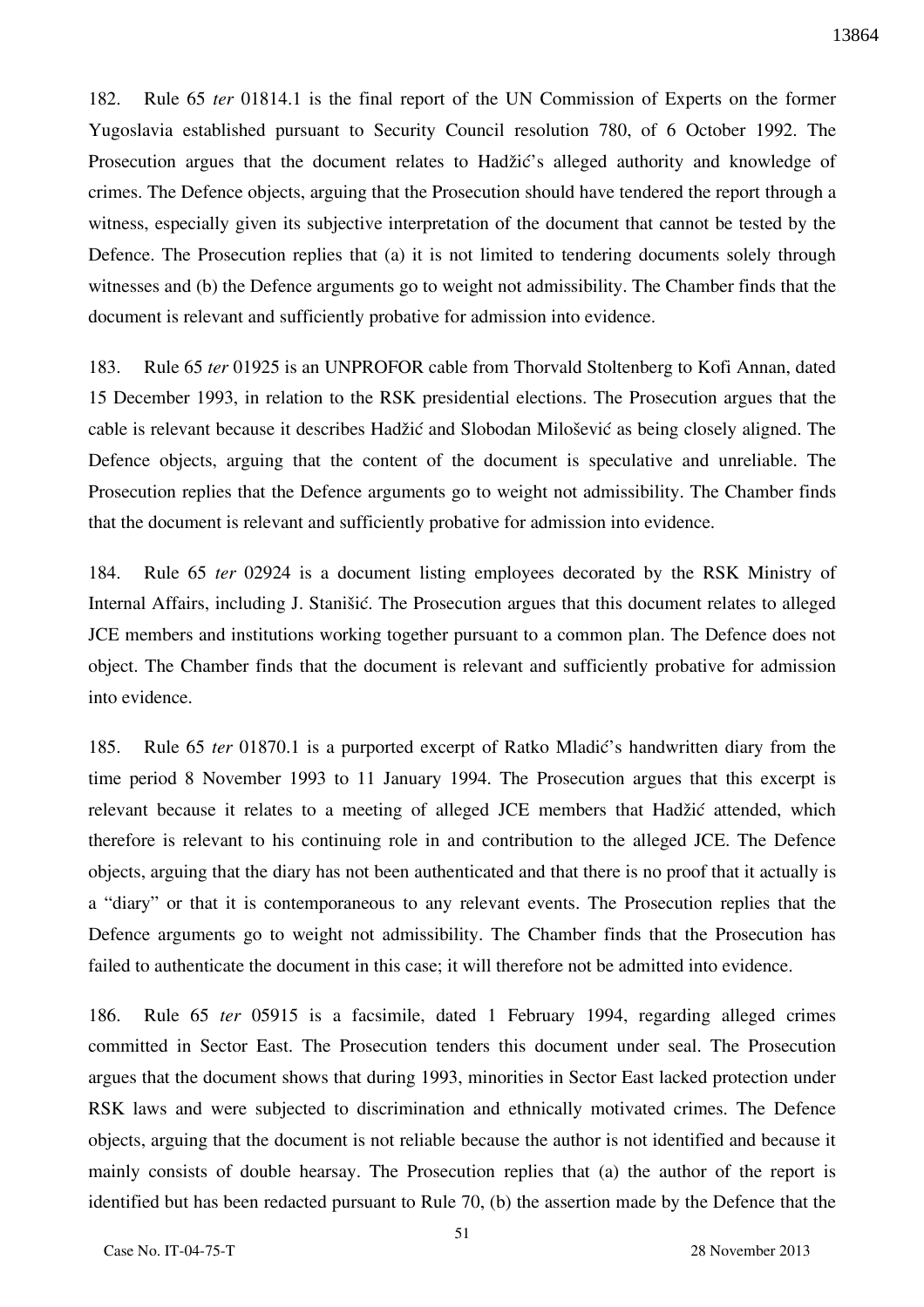182. Rule 65 *ter* 01814.1 is the final report of the UN Commission of Experts on the former Yugoslavia established pursuant to Security Council resolution 780, of 6 October 1992. The Prosecution argues that the document relates to Hadžić's alleged authority and knowledge of crimes. The Defence objects, arguing that the Prosecution should have tendered the report through a witness, especially given its subjective interpretation of the document that cannot be tested by the Defence. The Prosecution replies that (a) it is not limited to tendering documents solely through witnesses and (b) the Defence arguments go to weight not admissibility. The Chamber finds that the document is relevant and sufficiently probative for admission into evidence.

183. Rule 65 *ter* 01925 is an UNPROFOR cable from Thorvald Stoltenberg to Kofi Annan, dated 15 December 1993, in relation to the RSK presidential elections. The Prosecution argues that the cable is relevant because it describes Hadžić and Slobodan Milošević as being closely aligned. The Defence objects, arguing that the content of the document is speculative and unreliable. The Prosecution replies that the Defence arguments go to weight not admissibility. The Chamber finds that the document is relevant and sufficiently probative for admission into evidence.

184. Rule 65 *ter* 02924 is a document listing employees decorated by the RSK Ministry of Internal Affairs, including J. Stanišić. The Prosecution argues that this document relates to alleged JCE members and institutions working together pursuant to a common plan. The Defence does not object. The Chamber finds that the document is relevant and sufficiently probative for admission into evidence.

185. Rule 65 *ter* 01870.1 is a purported excerpt of Ratko Mladić's handwritten diary from the time period 8 November 1993 to 11 January 1994. The Prosecution argues that this excerpt is relevant because it relates to a meeting of alleged JCE members that Hadžić attended, which therefore is relevant to his continuing role in and contribution to the alleged JCE. The Defence objects, arguing that the diary has not been authenticated and that there is no proof that it actually is a "diary" or that it is contemporaneous to any relevant events. The Prosecution replies that the Defence arguments go to weight not admissibility. The Chamber finds that the Prosecution has failed to authenticate the document in this case; it will therefore not be admitted into evidence.

186. Rule 65 *ter* 05915 is a facsimile, dated 1 February 1994, regarding alleged crimes committed in Sector East. The Prosecution tenders this document under seal. The Prosecution argues that the document shows that during 1993, minorities in Sector East lacked protection under RSK laws and were subjected to discrimination and ethnically motivated crimes. The Defence objects, arguing that the document is not reliable because the author is not identified and because it mainly consists of double hearsay. The Prosecution replies that (a) the author of the report is identified but has been redacted pursuant to Rule 70, (b) the assertion made by the Defence that the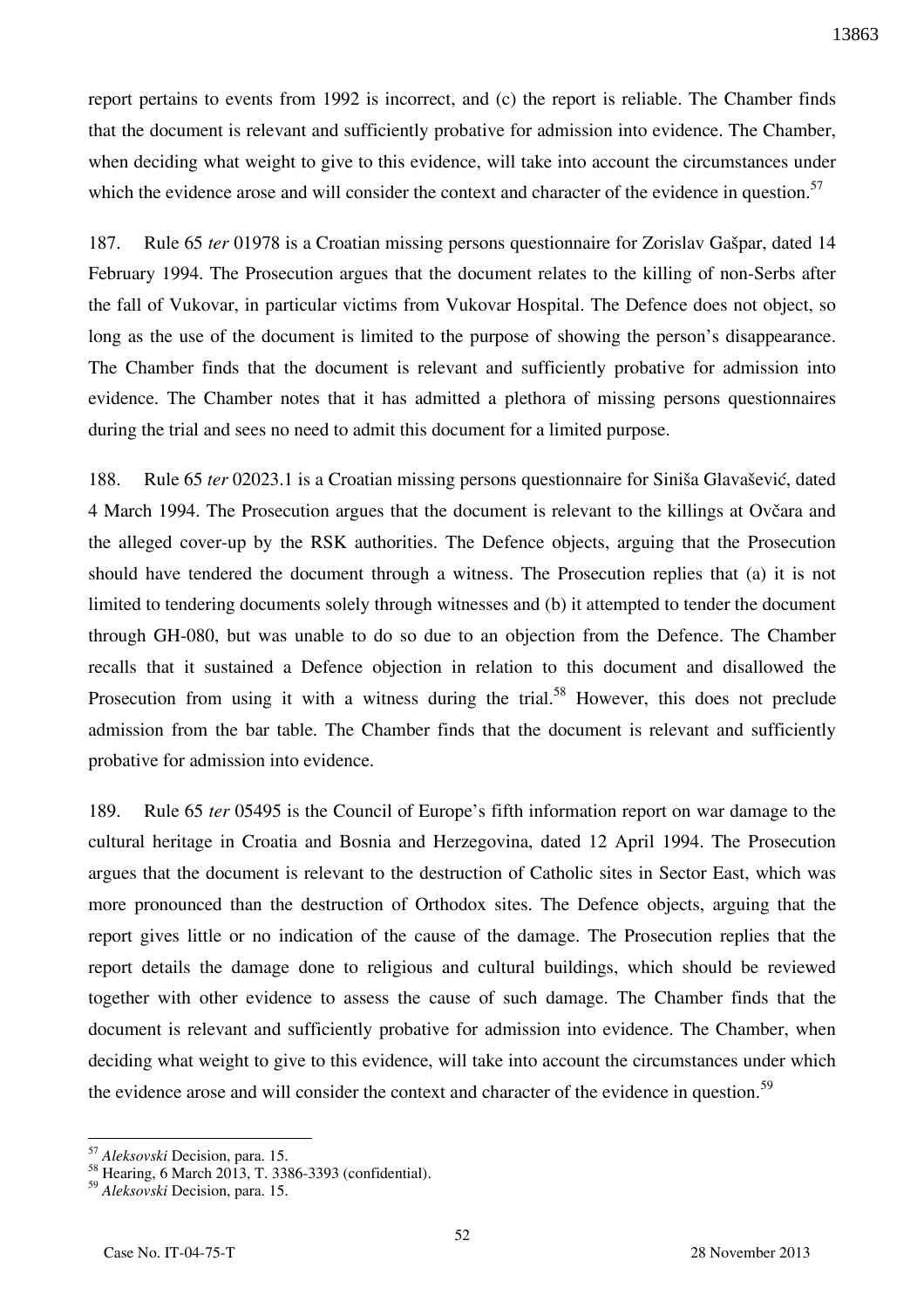report pertains to events from 1992 is incorrect, and (c) the report is reliable. The Chamber finds that the document is relevant and sufficiently probative for admission into evidence. The Chamber, when deciding what weight to give to this evidence, will take into account the circumstances under which the evidence arose and will consider the context and character of the evidence in question.[57]

187. Rule 65 *ter* 01978 is a Croatian missing persons questionnaire for Zorislav Gašpar, dated 14 February 1994. The Prosecution argues that the document relates to the killing of non-Serbs after the fall of Vukovar, in particular victims from Vukovar Hospital. The Defence does not object, so long as the use of the document is limited to the purpose of showing the person's disappearance. The Chamber finds that the document is relevant and sufficiently probative for admission into evidence. The Chamber notes that it has admitted a plethora of missing persons questionnaires during the trial and sees no need to admit this document for a limited purpose.

188. Rule 65 *ter* 02023.1 is a Croatian missing persons questionnaire for Siniša Glavašević, dated 4 March 1994. The Prosecution argues that the document is relevant to the killings at Ovčara and the alleged cover-up by the RSK authorities. The Defence objects, arguing that the Prosecution should have tendered the document through a witness. The Prosecution replies that (a) it is not limited to tendering documents solely through witnesses and (b) it attempted to tender the document through GH-080, but was unable to do so due to an objection from the Defence. The Chamber recalls that it sustained a Defence objection in relation to this document and disallowed the Prosecution from using it with a witness during the trial.[58] However, this does not preclude admission from the bar table. The Chamber finds that the document is relevant and sufficiently probative for admission into evidence.

189. Rule 65 *ter* 05495 is the Council of Europe's fifth information report on war damage to the cultural heritage in Croatia and Bosnia and Herzegovina, dated 12 April 1994. The Prosecution argues that the document is relevant to the destruction of Catholic sites in Sector East, which was more pronounced than the destruction of Orthodox sites. The Defence objects, arguing that the report gives little or no indication of the cause of the damage. The Prosecution replies that the report details the damage done to religious and cultural buildings, which should be reviewed together with other evidence to assess the cause of such damage. The Chamber finds that the document is relevant and sufficiently probative for admission into evidence. The Chamber, when deciding what weight to give to this evidence, will take into account the circumstances under which the evidence arose and will consider the context and character of the evidence in question.[59]

---

[57] *Aleksovski* Decision, para. 15.

[58] Hearing, 6 March 2013, T. 3386-3393 (confidential).

[59] *Aleksovski* Decision, para. 15.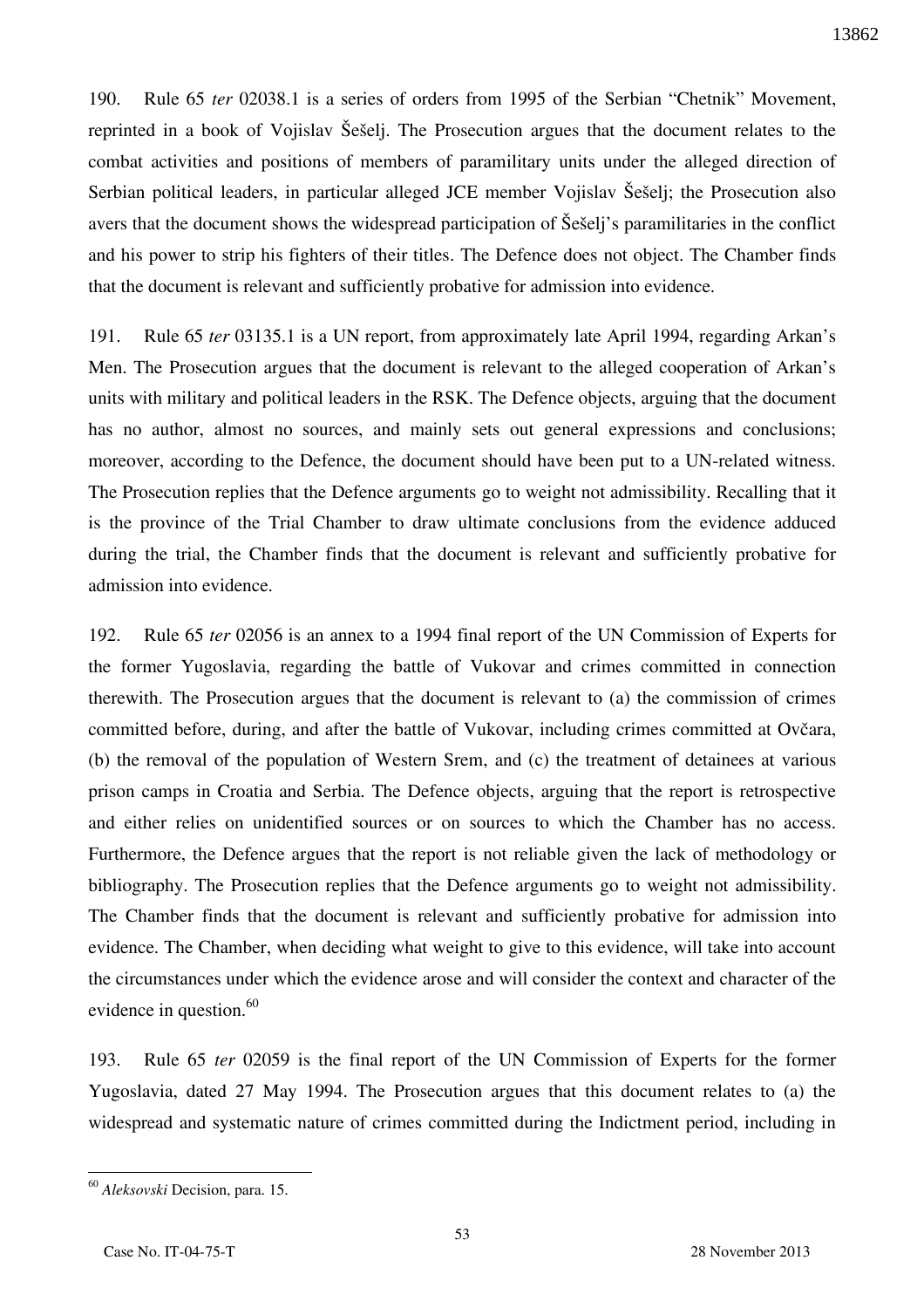190. Rule 65 *ter* 02038.1 is a series of orders from 1995 of the Serbian "Chetnik" Movement, reprinted in a book of Vojislav Šešelj. The Prosecution argues that the document relates to the combat activities and positions of members of paramilitary units under the alleged direction of Serbian political leaders, in particular alleged JCE member Vojislav Šešelj; the Prosecution also avers that the document shows the widespread participation of Šešelj's paramilitaries in the conflict and his power to strip his fighters of their titles. The Defence does not object. The Chamber finds that the document is relevant and sufficiently probative for admission into evidence.

191. Rule 65 *ter* 03135.1 is a UN report, from approximately late April 1994, regarding Arkan's Men. The Prosecution argues that the document is relevant to the alleged cooperation of Arkan's units with military and political leaders in the RSK. The Defence objects, arguing that the document has no author, almost no sources, and mainly sets out general expressions and conclusions; moreover, according to the Defence, the document should have been put to a UN-related witness. The Prosecution replies that the Defence arguments go to weight not admissibility. Recalling that it is the province of the Trial Chamber to draw ultimate conclusions from the evidence adduced during the trial, the Chamber finds that the document is relevant and sufficiently probative for admission into evidence.

192. Rule 65 *ter* 02056 is an annex to a 1994 final report of the UN Commission of Experts for the former Yugoslavia, regarding the battle of Vukovar and crimes committed in connection therewith. The Prosecution argues that the document is relevant to (a) the commission of crimes committed before, during, and after the battle of Vukovar, including crimes committed at Ovčara, (b) the removal of the population of Western Srem, and (c) the treatment of detainees at various prison camps in Croatia and Serbia. The Defence objects, arguing that the report is retrospective and either relies on unidentified sources or on sources to which the Chamber has no access. Furthermore, the Defence argues that the report is not reliable given the lack of methodology or bibliography. The Prosecution replies that the Defence arguments go to weight not admissibility. The Chamber finds that the document is relevant and sufficiently probative for admission into evidence. The Chamber, when deciding what weight to give to this evidence, will take into account the circumstances under which the evidence arose and will consider the context and character of the evidence in question.[60]

193. Rule 65 *ter* 02059 is the final report of the UN Commission of Experts for the former Yugoslavia, dated 27 May 1994. The Prosecution argues that this document relates to (a) the widespread and systematic nature of crimes committed during the Indictment period, including in

---

[60] *Aleksovski* Decision, para. 15.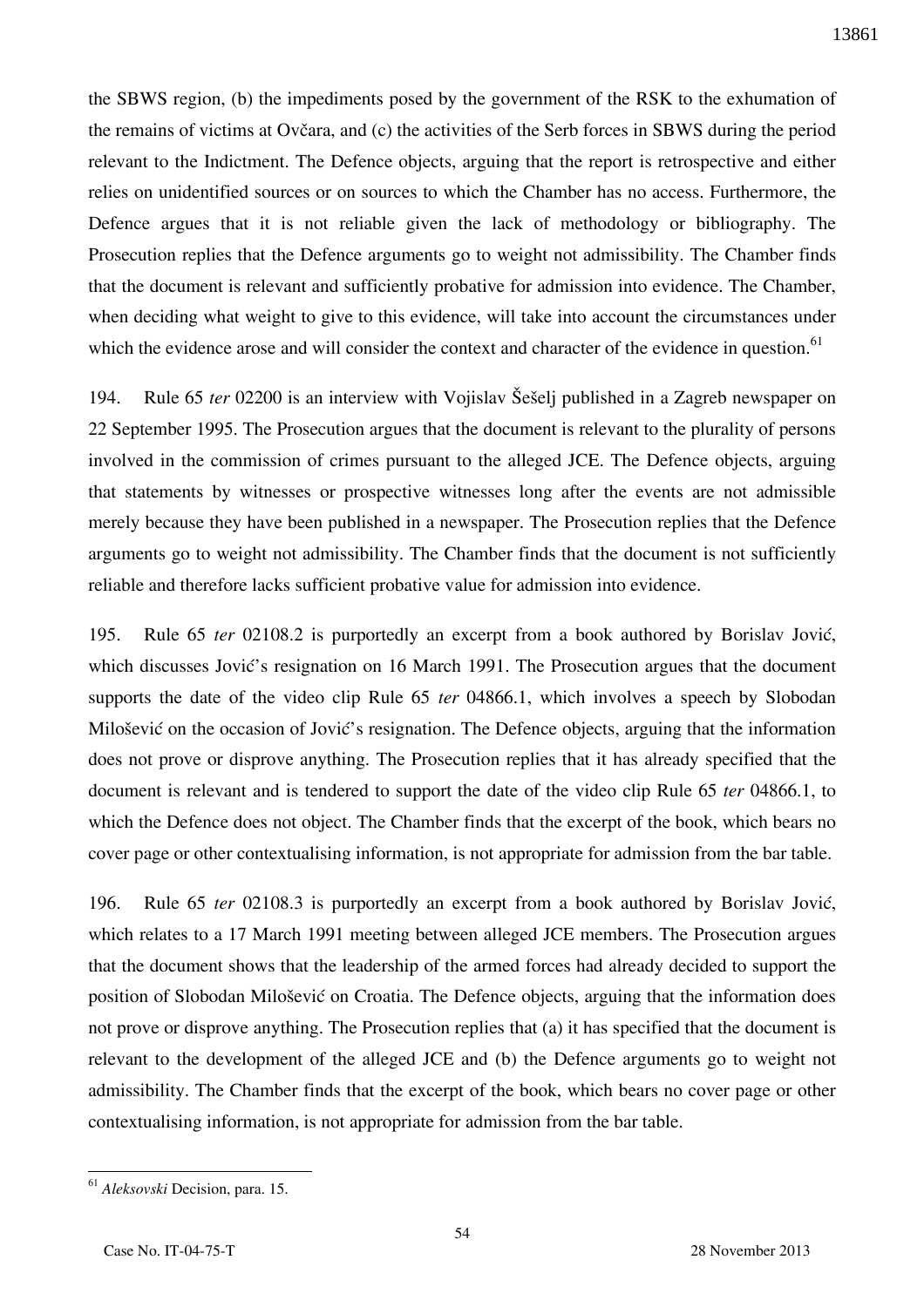the SBWS region, (b) the impediments posed by the government of the RSK to the exhumation of the remains of victims at Ovčara, and (c) the activities of the Serb forces in SBWS during the period relevant to the Indictment. The Defence objects, arguing that the report is retrospective and either relies on unidentified sources or on sources to which the Chamber has no access. Furthermore, the Defence argues that it is not reliable given the lack of methodology or bibliography. The Prosecution replies that the Defence arguments go to weight not admissibility. The Chamber finds that the document is relevant and sufficiently probative for admission into evidence. The Chamber, when deciding what weight to give to this evidence, will take into account the circumstances under which the evidence arose and will consider the context and character of the evidence in question.[61]

194. Rule 65 *ter* 02200 is an interview with Vojislav Šešelj published in a Zagreb newspaper on 22 September 1995. The Prosecution argues that the document is relevant to the plurality of persons involved in the commission of crimes pursuant to the alleged JCE. The Defence objects, arguing that statements by witnesses or prospective witnesses long after the events are not admissible merely because they have been published in a newspaper. The Prosecution replies that the Defence arguments go to weight not admissibility. The Chamber finds that the document is not sufficiently reliable and therefore lacks sufficient probative value for admission into evidence.

195. Rule 65 *ter* 02108.2 is purportedly an excerpt from a book authored by Borislav Jović, which discusses Jović's resignation on 16 March 1991. The Prosecution argues that the document supports the date of the video clip Rule 65 *ter* 04866.1, which involves a speech by Slobodan Milošević on the occasion of Jović's resignation. The Defence objects, arguing that the information does not prove or disprove anything. The Prosecution replies that it has already specified that the document is relevant and is tendered to support the date of the video clip Rule 65 *ter* 04866.1, to which the Defence does not object. The Chamber finds that the excerpt of the book, which bears no cover page or other contextualising information, is not appropriate for admission from the bar table.

196. Rule 65 *ter* 02108.3 is purportedly an excerpt from a book authored by Borislav Jović, which relates to a 17 March 1991 meeting between alleged JCE members. The Prosecution argues that the document shows that the leadership of the armed forces had already decided to support the position of Slobodan Milošević on Croatia. The Defence objects, arguing that the information does not prove or disprove anything. The Prosecution replies that (a) it has specified that the document is relevant to the development of the alleged JCE and (b) the Defence arguments go to weight not admissibility. The Chamber finds that the excerpt of the book, which bears no cover page or other contextualising information, is not appropriate for admission from the bar table.

---

[61] *Aleksovski* Decision, para. 15.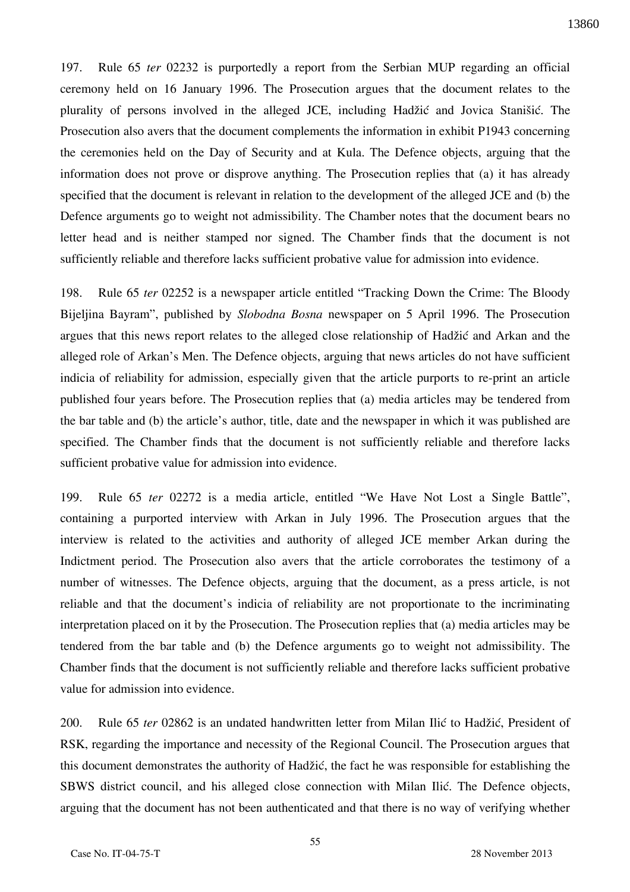197. Rule 65 *ter* 02232 is purportedly a report from the Serbian MUP regarding an official ceremony held on 16 January 1996. The Prosecution argues that the document relates to the plurality of persons involved in the alleged JCE, including Hadžić and Jovica Stanišić. The Prosecution also avers that the document complements the information in exhibit P1943 concerning the ceremonies held on the Day of Security and at Kula. The Defence objects, arguing that the information does not prove or disprove anything. The Prosecution replies that (a) it has already specified that the document is relevant in relation to the development of the alleged JCE and (b) the Defence arguments go to weight not admissibility. The Chamber notes that the document bears no letter head and is neither stamped nor signed. The Chamber finds that the document is not sufficiently reliable and therefore lacks sufficient probative value for admission into evidence.

198. Rule 65 *ter* 02252 is a newspaper article entitled "Tracking Down the Crime: The Bloody Bijeljina Bayram", published by *Slobodna Bosna* newspaper on 5 April 1996. The Prosecution argues that this news report relates to the alleged close relationship of Hadžić and Arkan and the alleged role of Arkan's Men. The Defence objects, arguing that news articles do not have sufficient indicia of reliability for admission, especially given that the article purports to re-print an article published four years before. The Prosecution replies that (a) media articles may be tendered from the bar table and (b) the article's author, title, date and the newspaper in which it was published are specified. The Chamber finds that the document is not sufficiently reliable and therefore lacks sufficient probative value for admission into evidence.

199. Rule 65 *ter* 02272 is a media article, entitled "We Have Not Lost a Single Battle", containing a purported interview with Arkan in July 1996. The Prosecution argues that the interview is related to the activities and authority of alleged JCE member Arkan during the Indictment period. The Prosecution also avers that the article corroborates the testimony of a number of witnesses. The Defence objects, arguing that the document, as a press article, is not reliable and that the document's indicia of reliability are not proportionate to the incriminating interpretation placed on it by the Prosecution. The Prosecution replies that (a) media articles may be tendered from the bar table and (b) the Defence arguments go to weight not admissibility. The Chamber finds that the document is not sufficiently reliable and therefore lacks sufficient probative value for admission into evidence.

200. Rule 65 *ter* 02862 is an undated handwritten letter from Milan Ilić to Hadžić, President of RSK, regarding the importance and necessity of the Regional Council. The Prosecution argues that this document demonstrates the authority of Hadžić, the fact he was responsible for establishing the SBWS district council, and his alleged close connection with Milan Ilić. The Defence objects, arguing that the document has not been authenticated and that there is no way of verifying whether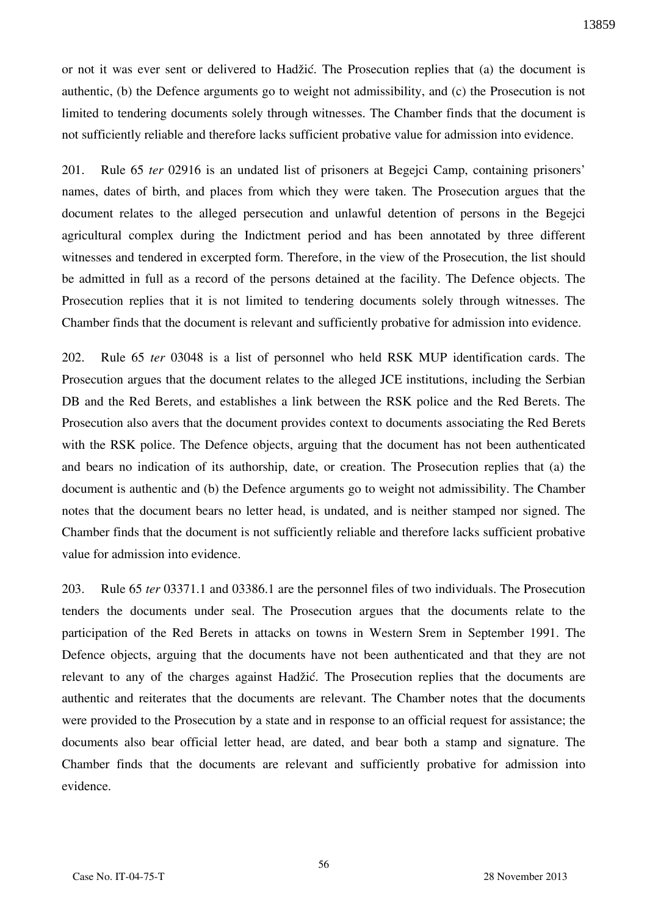or not it was ever sent or delivered to Hadžić. The Prosecution replies that (a) the document is authentic, (b) the Defence arguments go to weight not admissibility, and (c) the Prosecution is not limited to tendering documents solely through witnesses. The Chamber finds that the document is not sufficiently reliable and therefore lacks sufficient probative value for admission into evidence.

201. Rule 65 *ter* 02916 is an undated list of prisoners at Begejci Camp, containing prisoners' names, dates of birth, and places from which they were taken. The Prosecution argues that the document relates to the alleged persecution and unlawful detention of persons in the Begejci agricultural complex during the Indictment period and has been annotated by three different witnesses and tendered in excerpted form. Therefore, in the view of the Prosecution, the list should be admitted in full as a record of the persons detained at the facility. The Defence objects. The Prosecution replies that it is not limited to tendering documents solely through witnesses. The Chamber finds that the document is relevant and sufficiently probative for admission into evidence.

202. Rule 65 *ter* 03048 is a list of personnel who held RSK MUP identification cards. The Prosecution argues that the document relates to the alleged JCE institutions, including the Serbian DB and the Red Berets, and establishes a link between the RSK police and the Red Berets. The Prosecution also avers that the document provides context to documents associating the Red Berets with the RSK police. The Defence objects, arguing that the document has not been authenticated and bears no indication of its authorship, date, or creation. The Prosecution replies that (a) the document is authentic and (b) the Defence arguments go to weight not admissibility. The Chamber notes that the document bears no letter head, is undated, and is neither stamped nor signed. The Chamber finds that the document is not sufficiently reliable and therefore lacks sufficient probative value for admission into evidence.

203. Rule 65 *ter* 03371.1 and 03386.1 are the personnel files of two individuals. The Prosecution tenders the documents under seal. The Prosecution argues that the documents relate to the participation of the Red Berets in attacks on towns in Western Srem in September 1991. The Defence objects, arguing that the documents have not been authenticated and that they are not relevant to any of the charges against Hadžić. The Prosecution replies that the documents are authentic and reiterates that the documents are relevant. The Chamber notes that the documents were provided to the Prosecution by a state and in response to an official request for assistance; the documents also bear official letter head, are dated, and bear both a stamp and signature. The Chamber finds that the documents are relevant and sufficiently probative for admission into evidence.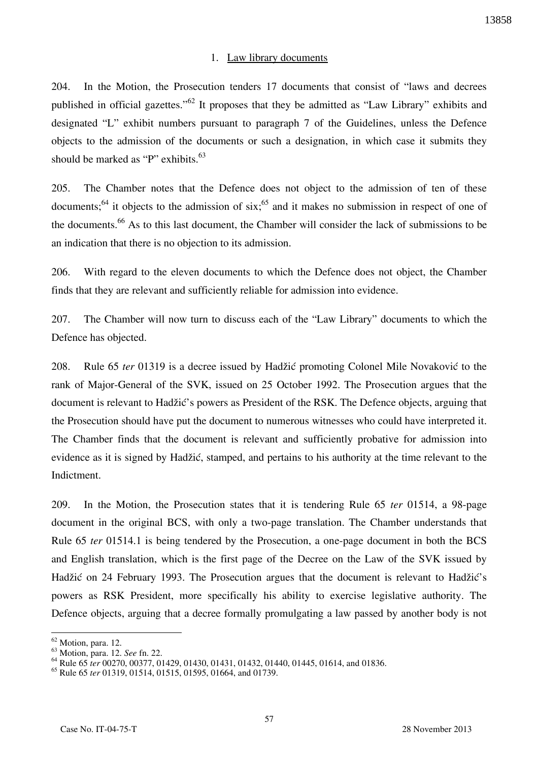1. Law library documents

204. In the Motion, the Prosecution tenders 17 documents that consist of "laws and decrees published in official gazettes."[62] It proposes that they be admitted as "Law Library" exhibits and designated "L" exhibit numbers pursuant to paragraph 7 of the Guidelines, unless the Defence objects to the admission of the documents or such a designation, in which case it submits they should be marked as "P" exhibits.[63]

205. The Chamber notes that the Defence does not object to the admission of ten of these documents;[64] it objects to the admission of six;[65] and it makes no submission in respect of one of the documents.[66] As to this last document, the Chamber will consider the lack of submissions to be an indication that there is no objection to its admission.

206. With regard to the eleven documents to which the Defence does not object, the Chamber finds that they are relevant and sufficiently reliable for admission into evidence.

207. The Chamber will now turn to discuss each of the "Law Library" documents to which the Defence has objected.

208. Rule 65 *ter* 01319 is a decree issued by Hadžić promoting Colonel Mile Novaković to the rank of Major-General of the SVK, issued on 25 October 1992. The Prosecution argues that the document is relevant to Hadžić's powers as President of the RSK. The Defence objects, arguing that the Prosecution should have put the document to numerous witnesses who could have interpreted it. The Chamber finds that the document is relevant and sufficiently probative for admission into evidence as it is signed by Hadžić, stamped, and pertains to his authority at the time relevant to the Indictment.

209. In the Motion, the Prosecution states that it is tendering Rule 65 *ter* 01514, a 98-page document in the original BCS, with only a two-page translation. The Chamber understands that Rule 65 *ter* 01514.1 is being tendered by the Prosecution, a one-page document in both the BCS and English translation, which is the first page of the Decree on the Law of the SVK issued by Hadžić on 24 February 1993. The Prosecution argues that the document is relevant to Hadžić's powers as RSK President, more specifically his ability to exercise legislative authority. The Defence objects, arguing that a decree formally promulgating a law passed by another body is not

---

[62] Motion, para. 12.

[63] Motion, para. 12. *See* fn. 22.

[64] Rule 65 *ter* 00270, 00377, 01429, 01430, 01431, 01432, 01440, 01445, 01614, and 01836.

[65] Rule 65 *ter* 01319, 01514, 01515, 01595, 01664, and 01739.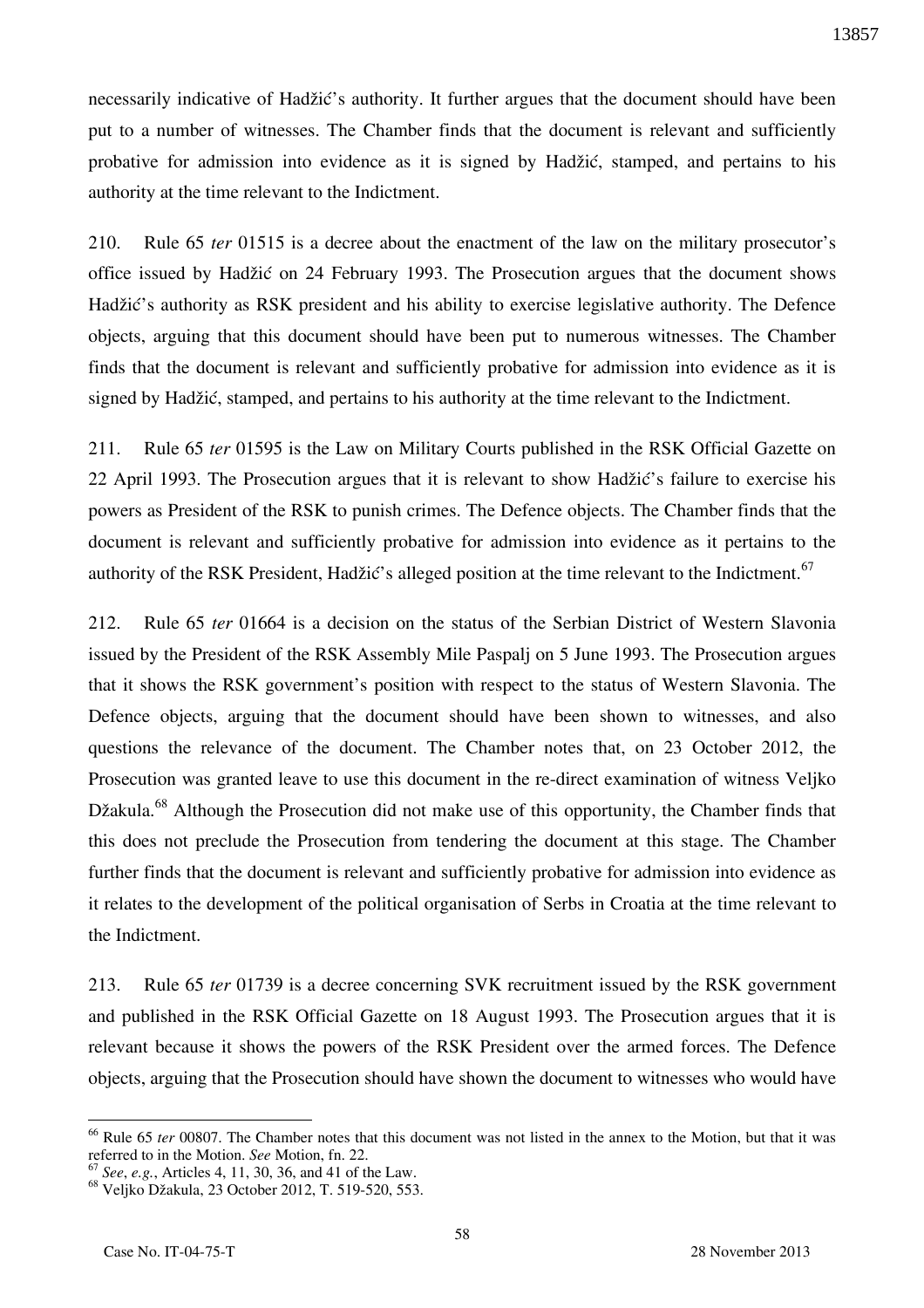necessarily indicative of Hadžić's authority. It further argues that the document should have been put to a number of witnesses. The Chamber finds that the document is relevant and sufficiently probative for admission into evidence as it is signed by Hadžić, stamped, and pertains to his authority at the time relevant to the Indictment.

210. Rule 65 *ter* 01515 is a decree about the enactment of the law on the military prosecutor's office issued by Hadžić on 24 February 1993. The Prosecution argues that the document shows Hadžić's authority as RSK president and his ability to exercise legislative authority. The Defence objects, arguing that this document should have been put to numerous witnesses. The Chamber finds that the document is relevant and sufficiently probative for admission into evidence as it is signed by Hadžić, stamped, and pertains to his authority at the time relevant to the Indictment.

211. Rule 65 *ter* 01595 is the Law on Military Courts published in the RSK Official Gazette on 22 April 1993. The Prosecution argues that it is relevant to show Hadžić's failure to exercise his powers as President of the RSK to punish crimes. The Defence objects. The Chamber finds that the document is relevant and sufficiently probative for admission into evidence as it pertains to the authority of the RSK President, Hadžić's alleged position at the time relevant to the Indictment.[67]

212. Rule 65 *ter* 01664 is a decision on the status of the Serbian District of Western Slavonia issued by the President of the RSK Assembly Mile Paspalj on 5 June 1993. The Prosecution argues that it shows the RSK government's position with respect to the status of Western Slavonia. The Defence objects, arguing that the document should have been shown to witnesses, and also questions the relevance of the document. The Chamber notes that, on 23 October 2012, the Prosecution was granted leave to use this document in the re-direct examination of witness Veljko Džakula.[68] Although the Prosecution did not make use of this opportunity, the Chamber finds that this does not preclude the Prosecution from tendering the document at this stage. The Chamber further finds that the document is relevant and sufficiently probative for admission into evidence as it relates to the development of the political organisation of Serbs in Croatia at the time relevant to the Indictment.

213. Rule 65 *ter* 01739 is a decree concerning SVK recruitment issued by the RSK government and published in the RSK Official Gazette on 18 August 1993. The Prosecution argues that it is relevant because it shows the powers of the RSK President over the armed forces. The Defence objects, arguing that the Prosecution should have shown the document to witnesses who would have

---

[66] Rule 65 *ter* 00807. The Chamber notes that this document was not listed in the annex to the Motion, but that it was referred to in the Motion. *See* Motion, fn. 22.

[67] *See*, *e.g.*, Articles 4, 11, 30, 36, and 41 of the Law.

[68] Veljko Džakula, 23 October 2012, T. 519-520, 553.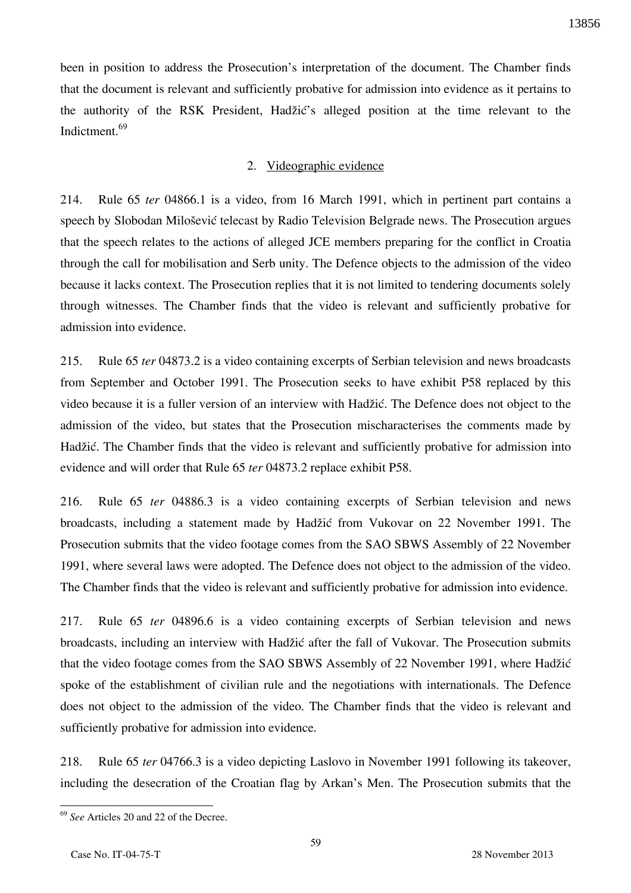been in position to address the Prosecution's interpretation of the document. The Chamber finds that the document is relevant and sufficiently probative for admission into evidence as it pertains to the authority of the RSK President, Hadžić's alleged position at the time relevant to the Indictment.[69]

2. Videographic evidence

214. Rule 65 *ter* 04866.1 is a video, from 16 March 1991, which in pertinent part contains a speech by Slobodan Milošević telecast by Radio Television Belgrade news. The Prosecution argues that the speech relates to the actions of alleged JCE members preparing for the conflict in Croatia through the call for mobilisation and Serb unity. The Defence objects to the admission of the video because it lacks context. The Prosecution replies that it is not limited to tendering documents solely through witnesses. The Chamber finds that the video is relevant and sufficiently probative for admission into evidence.

215. Rule 65 *ter* 04873.2 is a video containing excerpts of Serbian television and news broadcasts from September and October 1991. The Prosecution seeks to have exhibit P58 replaced by this video because it is a fuller version of an interview with Hadžić. The Defence does not object to the admission of the video, but states that the Prosecution mischaracterises the comments made by Hadžić. The Chamber finds that the video is relevant and sufficiently probative for admission into evidence and will order that Rule 65 *ter* 04873.2 replace exhibit P58.

216. Rule 65 *ter* 04886.3 is a video containing excerpts of Serbian television and news broadcasts, including a statement made by Hadžić from Vukovar on 22 November 1991. The Prosecution submits that the video footage comes from the SAO SBWS Assembly of 22 November 1991, where several laws were adopted. The Defence does not object to the admission of the video. The Chamber finds that the video is relevant and sufficiently probative for admission into evidence.

217. Rule 65 *ter* 04896.6 is a video containing excerpts of Serbian television and news broadcasts, including an interview with Hadžić after the fall of Vukovar. The Prosecution submits that the video footage comes from the SAO SBWS Assembly of 22 November 1991, where Hadžić spoke of the establishment of civilian rule and the negotiations with internationals. The Defence does not object to the admission of the video. The Chamber finds that the video is relevant and sufficiently probative for admission into evidence.

218. Rule 65 *ter* 04766.3 is a video depicting Laslovo in November 1991 following its takeover, including the desecration of the Croatian flag by Arkan's Men. The Prosecution submits that the

---

[69] *See* Articles 20 and 22 of the Decree.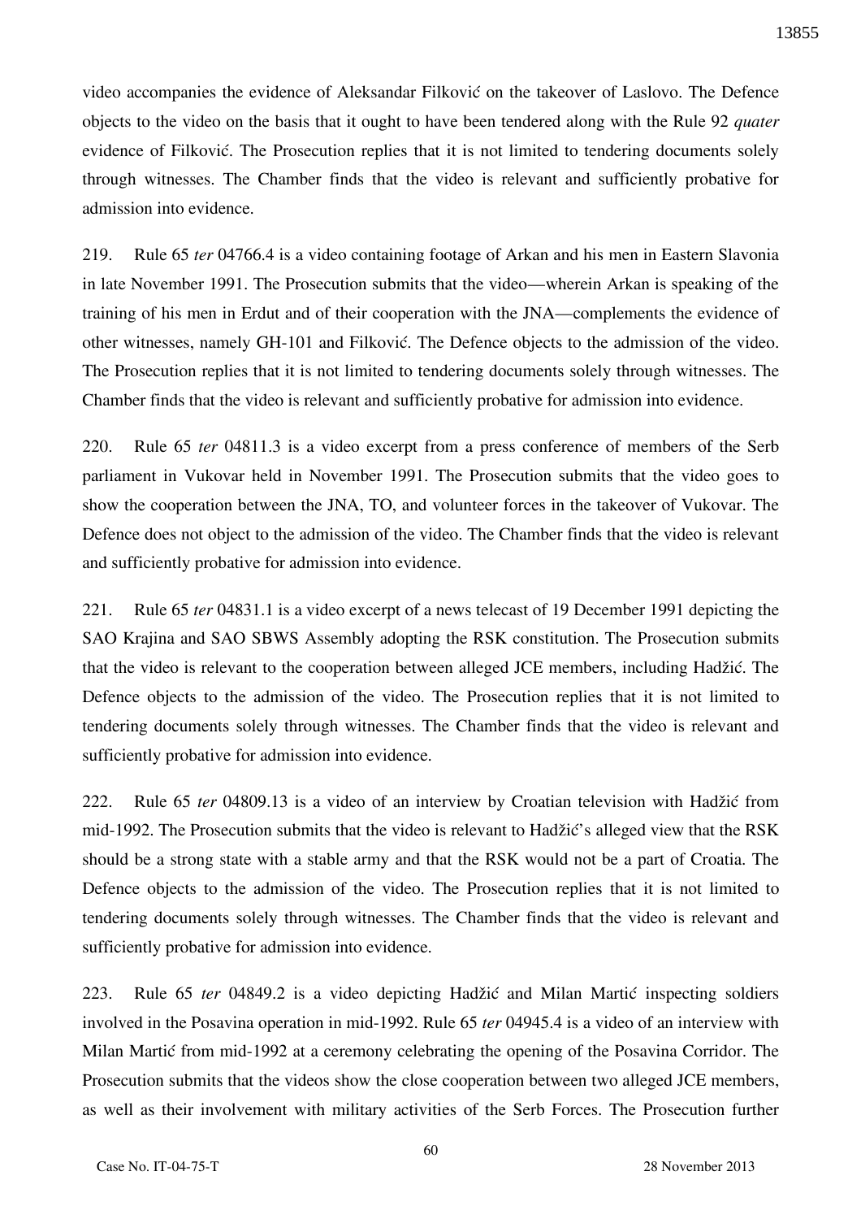video accompanies the evidence of Aleksandar Filković on the takeover of Laslovo. The Defence objects to the video on the basis that it ought to have been tendered along with the Rule 92 *quater* evidence of Filković. The Prosecution replies that it is not limited to tendering documents solely through witnesses. The Chamber finds that the video is relevant and sufficiently probative for admission into evidence.

219. Rule 65 *ter* 04766.4 is a video containing footage of Arkan and his men in Eastern Slavonia in late November 1991. The Prosecution submits that the video—wherein Arkan is speaking of the training of his men in Erdut and of their cooperation with the JNA—complements the evidence of other witnesses, namely GH-101 and Filković. The Defence objects to the admission of the video. The Prosecution replies that it is not limited to tendering documents solely through witnesses. The Chamber finds that the video is relevant and sufficiently probative for admission into evidence.

220. Rule 65 *ter* 04811.3 is a video excerpt from a press conference of members of the Serb parliament in Vukovar held in November 1991. The Prosecution submits that the video goes to show the cooperation between the JNA, TO, and volunteer forces in the takeover of Vukovar. The Defence does not object to the admission of the video. The Chamber finds that the video is relevant and sufficiently probative for admission into evidence.

221. Rule 65 *ter* 04831.1 is a video excerpt of a news telecast of 19 December 1991 depicting the SAO Krajina and SAO SBWS Assembly adopting the RSK constitution. The Prosecution submits that the video is relevant to the cooperation between alleged JCE members, including Hadžić. The Defence objects to the admission of the video. The Prosecution replies that it is not limited to tendering documents solely through witnesses. The Chamber finds that the video is relevant and sufficiently probative for admission into evidence.

222. Rule 65 *ter* 04809.13 is a video of an interview by Croatian television with Hadžić from mid-1992. The Prosecution submits that the video is relevant to Hadžić's alleged view that the RSK should be a strong state with a stable army and that the RSK would not be a part of Croatia. The Defence objects to the admission of the video. The Prosecution replies that it is not limited to tendering documents solely through witnesses. The Chamber finds that the video is relevant and sufficiently probative for admission into evidence.

223. Rule 65 *ter* 04849.2 is a video depicting Hadžić and Milan Martić inspecting soldiers involved in the Posavina operation in mid-1992. Rule 65 *ter* 04945.4 is a video of an interview with Milan Martić from mid-1992 at a ceremony celebrating the opening of the Posavina Corridor. The Prosecution submits that the videos show the close cooperation between two alleged JCE members, as well as their involvement with military activities of the Serb Forces. The Prosecution further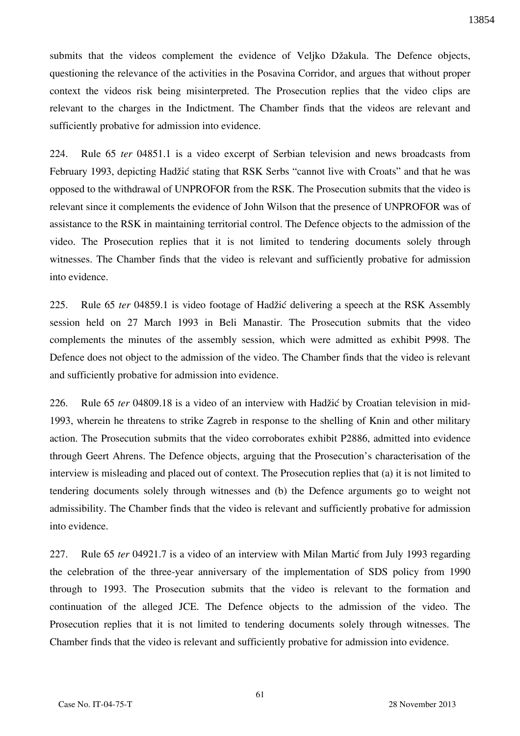submits that the videos complement the evidence of Veljko Džakula. The Defence objects, questioning the relevance of the activities in the Posavina Corridor, and argues that without proper context the videos risk being misinterpreted. The Prosecution replies that the video clips are relevant to the charges in the Indictment. The Chamber finds that the videos are relevant and sufficiently probative for admission into evidence.

224. Rule 65 *ter* 04851.1 is a video excerpt of Serbian television and news broadcasts from February 1993, depicting Hadžić stating that RSK Serbs "cannot live with Croats" and that he was opposed to the withdrawal of UNPROFOR from the RSK. The Prosecution submits that the video is relevant since it complements the evidence of John Wilson that the presence of UNPROFOR was of assistance to the RSK in maintaining territorial control. The Defence objects to the admission of the video. The Prosecution replies that it is not limited to tendering documents solely through witnesses. The Chamber finds that the video is relevant and sufficiently probative for admission into evidence.

225. Rule 65 *ter* 04859.1 is video footage of Hadžić delivering a speech at the RSK Assembly session held on 27 March 1993 in Beli Manastir. The Prosecution submits that the video complements the minutes of the assembly session, which were admitted as exhibit P998. The Defence does not object to the admission of the video. The Chamber finds that the video is relevant and sufficiently probative for admission into evidence.

226. Rule 65 *ter* 04809.18 is a video of an interview with Hadžić by Croatian television in mid-1993, wherein he threatens to strike Zagreb in response to the shelling of Knin and other military action. The Prosecution submits that the video corroborates exhibit P2886, admitted into evidence through Geert Ahrens. The Defence objects, arguing that the Prosecution's characterisation of the interview is misleading and placed out of context. The Prosecution replies that (a) it is not limited to tendering documents solely through witnesses and (b) the Defence arguments go to weight not admissibility. The Chamber finds that the video is relevant and sufficiently probative for admission into evidence.

227. Rule 65 *ter* 04921.7 is a video of an interview with Milan Martić from July 1993 regarding the celebration of the three-year anniversary of the implementation of SDS policy from 1990 through to 1993. The Prosecution submits that the video is relevant to the formation and continuation of the alleged JCE. The Defence objects to the admission of the video. The Prosecution replies that it is not limited to tendering documents solely through witnesses. The Chamber finds that the video is relevant and sufficiently probative for admission into evidence.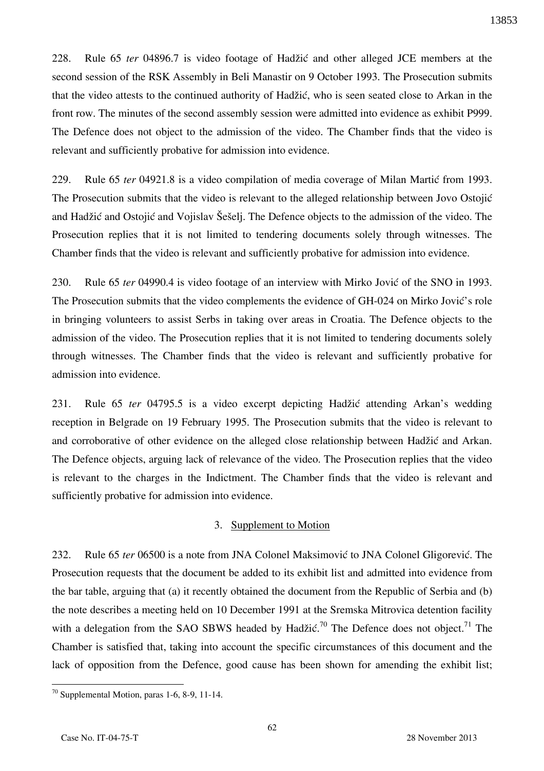228. Rule 65 *ter* 04896.7 is video footage of Hadžić and other alleged JCE members at the second session of the RSK Assembly in Beli Manastir on 9 October 1993. The Prosecution submits that the video attests to the continued authority of Hadžić, who is seen seated close to Arkan in the front row. The minutes of the second assembly session were admitted into evidence as exhibit P999. The Defence does not object to the admission of the video. The Chamber finds that the video is relevant and sufficiently probative for admission into evidence.

229. Rule 65 *ter* 04921.8 is a video compilation of media coverage of Milan Martić from 1993. The Prosecution submits that the video is relevant to the alleged relationship between Jovo Ostojić and Hadžić and Ostojić and Vojislav Šešelj. The Defence objects to the admission of the video. The Prosecution replies that it is not limited to tendering documents solely through witnesses. The Chamber finds that the video is relevant and sufficiently probative for admission into evidence.

230. Rule 65 *ter* 04990.4 is video footage of an interview with Mirko Jović of the SNO in 1993. The Prosecution submits that the video complements the evidence of GH-024 on Mirko Jović's role in bringing volunteers to assist Serbs in taking over areas in Croatia. The Defence objects to the admission of the video. The Prosecution replies that it is not limited to tendering documents solely through witnesses. The Chamber finds that the video is relevant and sufficiently probative for admission into evidence.

231. Rule 65 *ter* 04795.5 is a video excerpt depicting Hadžić attending Arkan's wedding reception in Belgrade on 19 February 1995. The Prosecution submits that the video is relevant to and corroborative of other evidence on the alleged close relationship between Hadžić and Arkan. The Defence objects, arguing lack of relevance of the video. The Prosecution replies that the video is relevant to the charges in the Indictment. The Chamber finds that the video is relevant and sufficiently probative for admission into evidence.

### 3. Supplement to Motion

232. Rule 65 *ter* 06500 is a note from JNA Colonel Maksimović to JNA Colonel Gligorević. The Prosecution requests that the document be added to its exhibit list and admitted into evidence from the bar table, arguing that (a) it recently obtained the document from the Republic of Serbia and (b) the note describes a meeting held on 10 December 1991 at the Sremska Mitrovica detention facility with a delegation from the SAO SBWS headed by Hadžić.[70] The Defence does not object.[71] The Chamber is satisfied that, taking into account the specific circumstances of this document and the lack of opposition from the Defence, good cause has been shown for amending the exhibit list;

---

[70] Supplemental Motion, paras 1-6, 8-9, 11-14.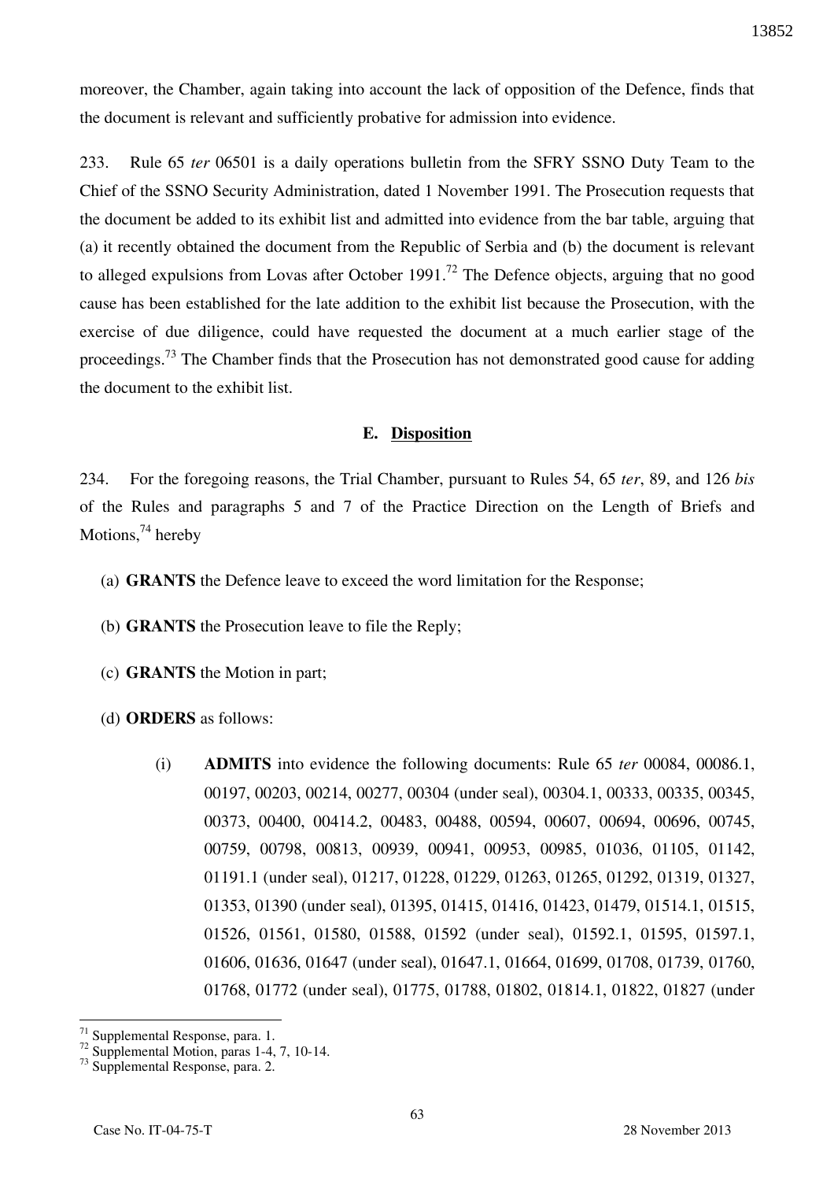moreover, the Chamber, again taking into account the lack of opposition of the Defence, finds that the document is relevant and sufficiently probative for admission into evidence.

233. Rule 65 *ter* 06501 is a daily operations bulletin from the SFRY SSNO Duty Team to the Chief of the SSNO Security Administration, dated 1 November 1991. The Prosecution requests that the document be added to its exhibit list and admitted into evidence from the bar table, arguing that (a) it recently obtained the document from the Republic of Serbia and (b) the document is relevant to alleged expulsions from Lovas after October 1991.[72] The Defence objects, arguing that no good cause has been established for the late addition to the exhibit list because the Prosecution, with the exercise of due diligence, could have requested the document at a much earlier stage of the proceedings.[73] The Chamber finds that the Prosecution has not demonstrated good cause for adding the document to the exhibit list.

### E. Disposition

234. For the foregoing reasons, the Trial Chamber, pursuant to Rules 54, 65 *ter*, 89, and 126 *bis* of the Rules and paragraphs 5 and 7 of the Practice Direction on the Length of Briefs and Motions,[74] hereby

(a) **GRANTS** the Defence leave to exceed the word limitation for the Response;

(b) **GRANTS** the Prosecution leave to file the Reply;

(c) **GRANTS** the Motion in part;

(d) **ORDERS** as follows:

(i) **ADMITS** into evidence the following documents: Rule 65 *ter* 00084, 00086.1, 00197, 00203, 00214, 00277, 00304 (under seal), 00304.1, 00333, 00335, 00345, 00373, 00400, 00414.2, 00483, 00488, 00594, 00607, 00694, 00696, 00745, 00759, 00798, 00813, 00939, 00941, 00953, 00985, 01036, 01105, 01142, 01191.1 (under seal), 01217, 01228, 01229, 01263, 01265, 01292, 01319, 01327, 01353, 01390 (under seal), 01395, 01415, 01416, 01423, 01479, 01514.1, 01515, 01526, 01561, 01580, 01588, 01592 (under seal), 01592.1, 01595, 01597.1, 01606, 01636, 01647 (under seal), 01647.1, 01664, 01699, 01708, 01739, 01760, 01768, 01772 (under seal), 01775, 01788, 01802, 01814.1, 01822, 01827 (under

---

[71] Supplemental Response, para. 1.

[72] Supplemental Motion, paras 1-4, 7, 10-14.

[73] Supplemental Response, para. 2.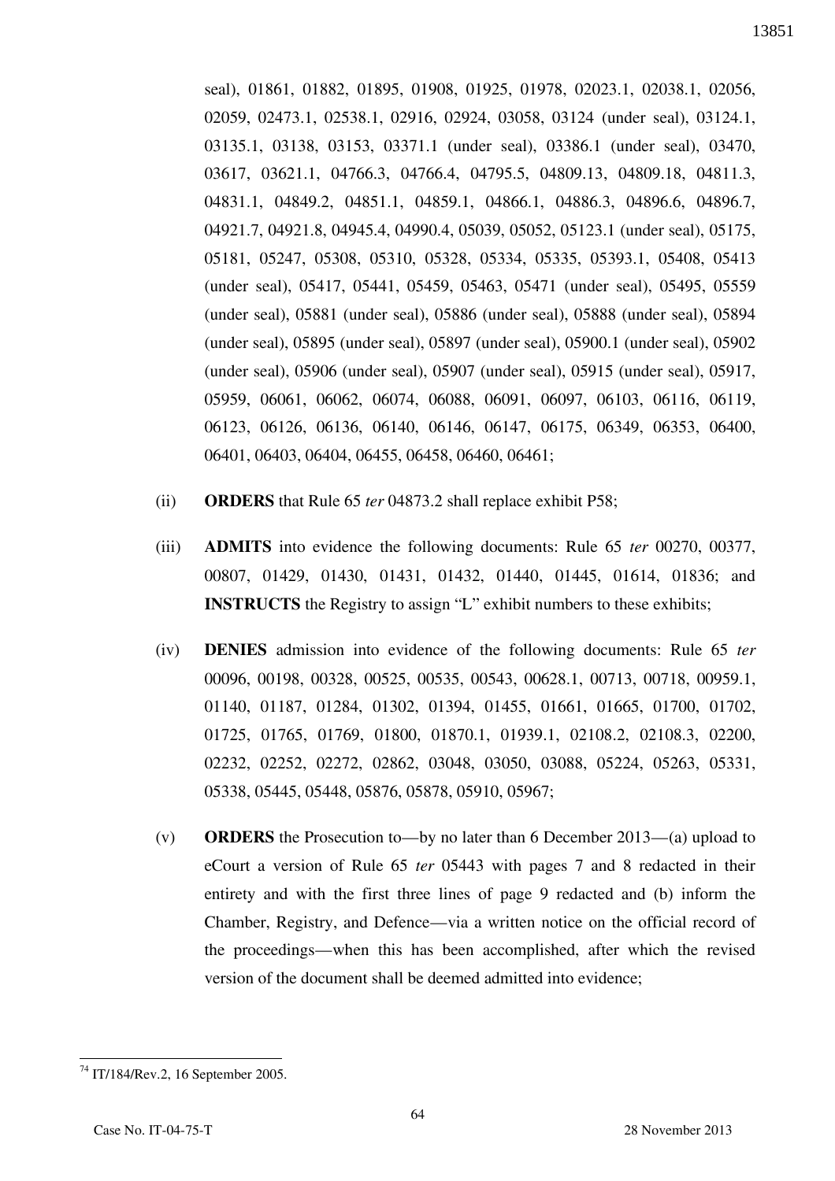seal), 01861, 01882, 01895, 01908, 01925, 01978, 02023.1, 02038.1, 02056, 02059, 02473.1, 02538.1, 02916, 02924, 03058, 03124 (under seal), 03124.1, 03135.1, 03138, 03153, 03371.1 (under seal), 03386.1 (under seal), 03470, 03617, 03621.1, 04766.3, 04766.4, 04795.5, 04809.13, 04809.18, 04811.3, 04831.1, 04849.2, 04851.1, 04859.1, 04866.1, 04886.3, 04896.6, 04896.7, 04921.7, 04921.8, 04945.4, 04990.4, 05039, 05052, 05123.1 (under seal), 05175, 05181, 05247, 05308, 05310, 05328, 05334, 05335, 05393.1, 05408, 05413 (under seal), 05417, 05441, 05459, 05463, 05471 (under seal), 05495, 05559 (under seal), 05881 (under seal), 05886 (under seal), 05888 (under seal), 05894 (under seal), 05895 (under seal), 05897 (under seal), 05900.1 (under seal), 05902 (under seal), 05906 (under seal), 05907 (under seal), 05915 (under seal), 05917, 05959, 06061, 06062, 06074, 06088, 06091, 06097, 06103, 06116, 06119, 06123, 06126, 06136, 06140, 06146, 06147, 06175, 06349, 06353, 06400, 06401, 06403, 06404, 06455, 06458, 06460, 06461;

(ii) **ORDERS** that Rule 65 *ter* 04873.2 shall replace exhibit P58;

(iii) **ADMITS** into evidence the following documents: Rule 65 *ter* 00270, 00377, 00807, 01429, 01430, 01431, 01432, 01440, 01445, 01614, 01836; and **INSTRUCTS** the Registry to assign "L" exhibit numbers to these exhibits;

(iv) **DENIES** admission into evidence of the following documents: Rule 65 *ter* 00096, 00198, 00328, 00525, 00535, 00543, 00628.1, 00713, 00718, 00959.1, 01140, 01187, 01284, 01302, 01394, 01455, 01661, 01665, 01700, 01702, 01725, 01765, 01769, 01800, 01870.1, 01939.1, 02108.2, 02108.3, 02200, 02232, 02252, 02272, 02862, 03048, 03050, 03088, 05224, 05263, 05331, 05338, 05445, 05448, 05876, 05878, 05910, 05967;

(v) **ORDERS** the Prosecution to—by no later than 6 December 2013—(a) upload to eCourt a version of Rule 65 *ter* 05443 with pages 7 and 8 redacted in their entirety and with the first three lines of page 9 redacted and (b) inform the Chamber, Registry, and Defence—via a written notice on the official record of the proceedings—when this has been accomplished, after which the revised version of the document shall be deemed admitted into evidence;

---

[74] IT/184/Rev.2, 16 September 2005.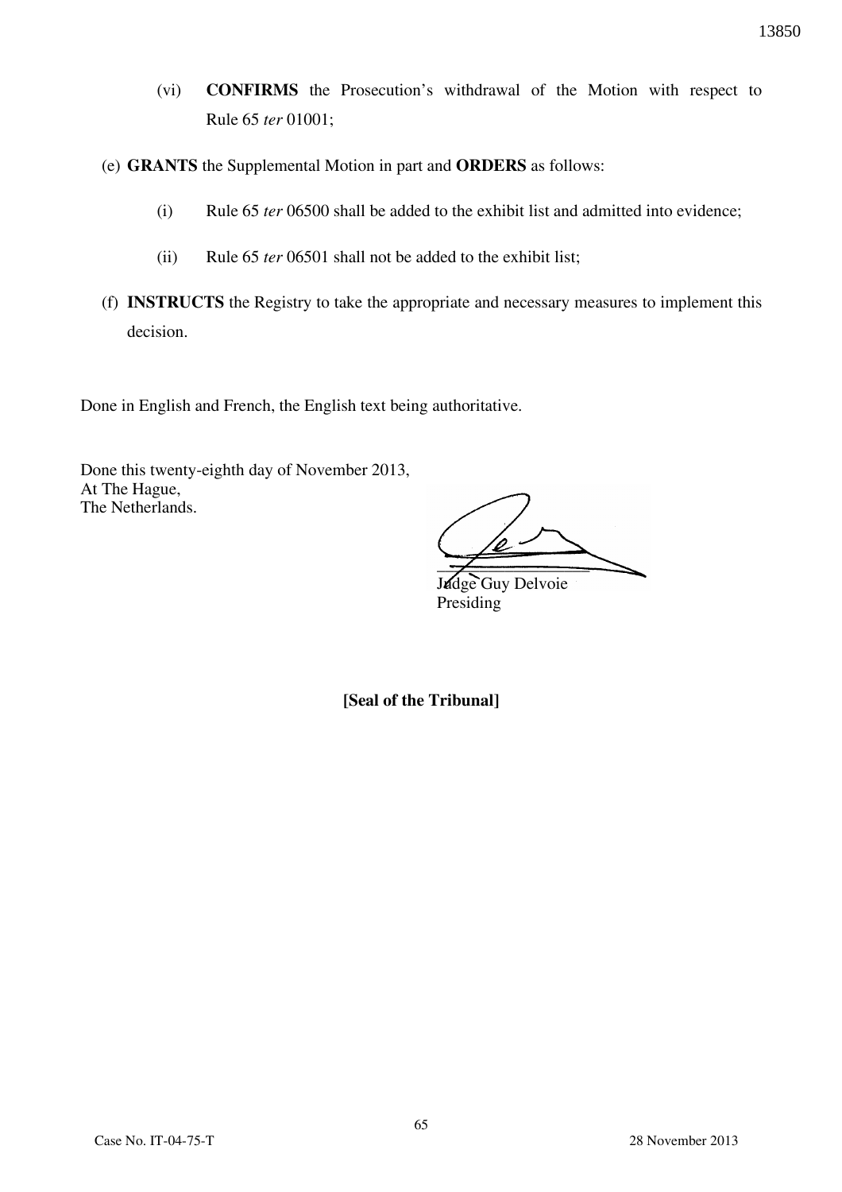(vi) **CONFIRMS** the Prosecution's withdrawal of the Motion with respect to Rule 65 *ter* 01001;

(e) **GRANTS** the Supplemental Motion in part and **ORDERS** as follows:

(i) Rule 65 *ter* 06500 shall be added to the exhibit list and admitted into evidence;

(ii) Rule 65 *ter* 06501 shall not be added to the exhibit list;

(f) **INSTRUCTS** the Registry to take the appropriate and necessary measures to implement this decision.

Done in English and French, the English text being authoritative.

Done this twenty-eighth day of November 2013,
At The Hague,
The Netherlands.

Judge Guy Delvoie
Presiding

**[Seal of the Tribunal]**